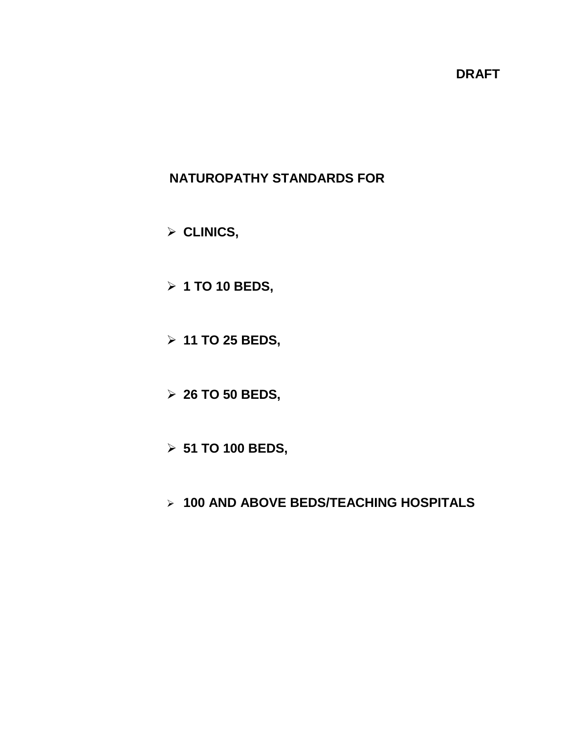**DRAFT**

# NATUROPATHY STANDARDS FOR

- **CLINICS,**
- **1 TO 10 BEDS,**
- **11 TO 25 BEDS,**
- **26 TO 50 BEDS,**
- **51 TO 100 BEDS,**
- **100 AND ABOVE BEDS/TEACHING HOSPITALS**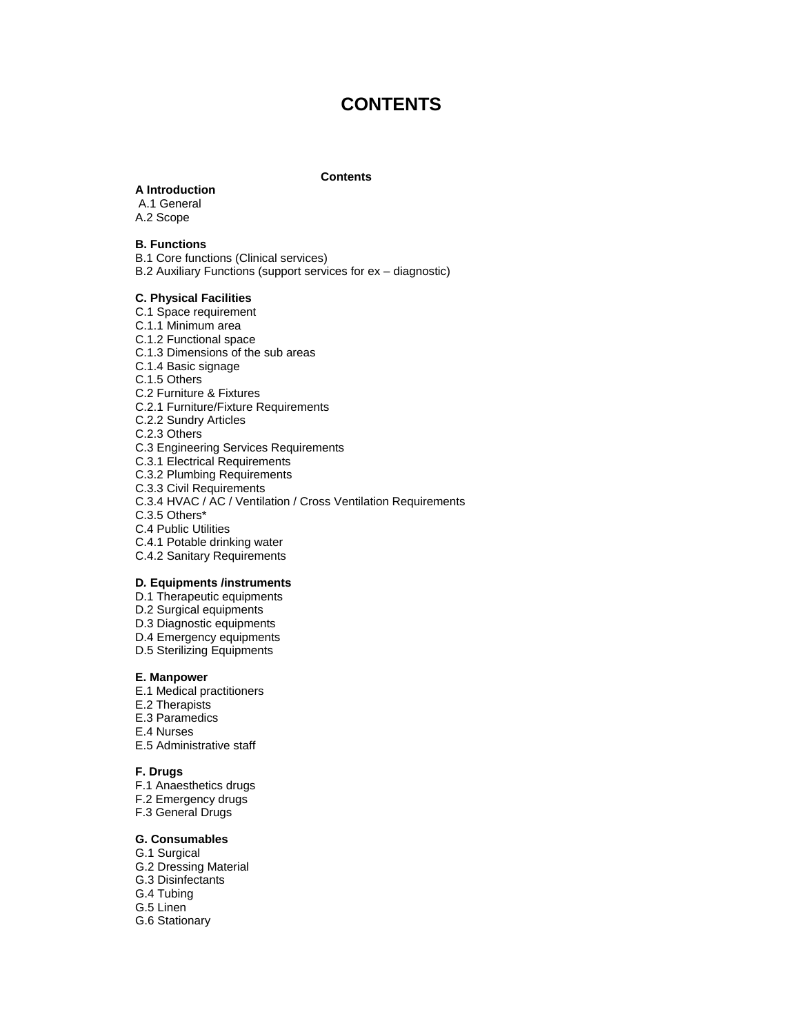# CONTENTS

**Contents**

**A Introduction**

A.1 General
A.2 Scope

**B. Functions**

B.1 Core functions (Clinical services)
B.2 Auxiliary Functions (support services for ex – diagnostic)

**C. Physical Facilities**

C.1 Space requirement
C.1.1 Minimum area
C.1.2 Functional space
C.1.3 Dimensions of the sub areas
C.1.4 Basic signage
C.1.5 Others
C.2 Furniture & Fixtures
C.2.1 Furniture/Fixture Requirements
C.2.2 Sundry Articles
C.2.3 Others
C.3 Engineering Services Requirements
C.3.1 Electrical Requirements
C.3.2 Plumbing Requirements
C.3.3 Civil Requirements
C.3.4 HVAC / AC / Ventilation / Cross Ventilation Requirements
C.3.5 Others*
C.4 Public Utilities
C.4.1 Potable drinking water
C.4.2 Sanitary Requirements

**D. Equipments /instruments**

D.1 Therapeutic equipments
D.2 Surgical equipments
D.3 Diagnostic equipments
D.4 Emergency equipments
D.5 Sterilizing Equipments

**E. Manpower**

E.1 Medical practitioners
E.2 Therapists
E.3 Paramedics
E.4 Nurses
E.5 Administrative staff

**F. Drugs**

F.1 Anaesthetics drugs
F.2 Emergency drugs
F.3 General Drugs

**G. Consumables**

G.1 Surgical
G.2 Dressing Material
G.3 Disinfectants
G.4 Tubing
G.5 Linen
G.6 Stationary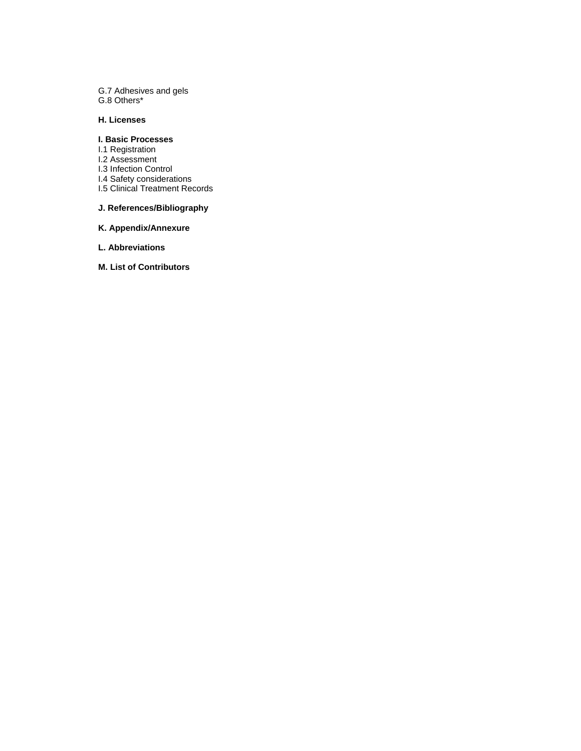G.7 Adhesives and gels
G.8 Others*

**H. Licenses**

**I. Basic Processes**
I.1 Registration
I.2 Assessment
I.3 Infection Control
I.4 Safety considerations
I.5 Clinical Treatment Records

**J. References/Bibliography**

**K. Appendix/Annexure**

**L. Abbreviations**

**M. List of Contributors**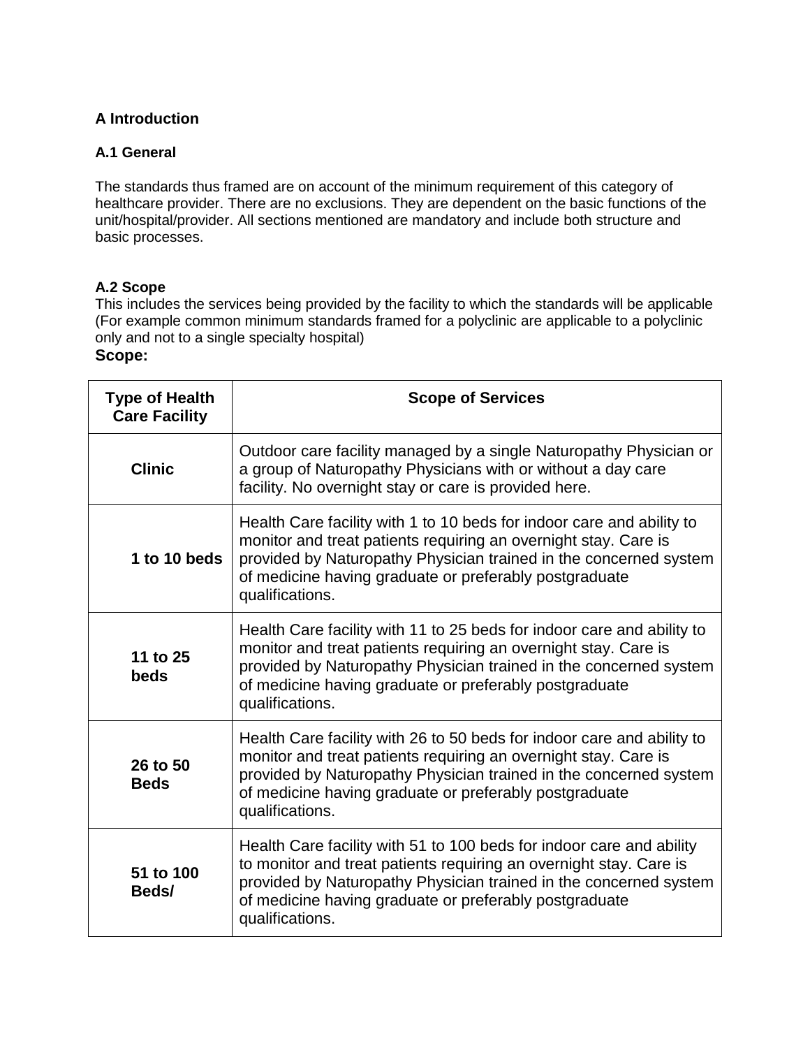# A Introduction

## A.1 General

The standards thus framed are on account of the minimum requirement of this category of healthcare provider. There are no exclusions. They are dependent on the basic functions of the unit/hospital/provider. All sections mentioned are mandatory and include both structure and basic processes.

## A.2 Scope

This includes the services being provided by the facility to which the standards will be applicable (For example common minimum standards framed for a polyclinic are applicable to a polyclinic only and not to a single specialty hospital)

**Scope:**

| Type of Health Care Facility | Scope of Services |
| --- | --- |
| **Clinic** | Outdoor care facility managed by a single Naturopathy Physician or a group of Naturopathy Physicians with or without a day care facility. No overnight stay or care is provided here. |
| **1 to 10 beds** | Health Care facility with 1 to 10 beds for indoor care and ability to monitor and treat patients requiring an overnight stay. Care is provided by Naturopathy Physician trained in the concerned system of medicine having graduate or preferably postgraduate qualifications. |
| **11 to 25 beds** | Health Care facility with 11 to 25 beds for indoor care and ability to monitor and treat patients requiring an overnight stay. Care is provided by Naturopathy Physician trained in the concerned system of medicine having graduate or preferably postgraduate qualifications. |
| **26 to 50 Beds** | Health Care facility with 26 to 50 beds for indoor care and ability to monitor and treat patients requiring an overnight stay. Care is provided by Naturopathy Physician trained in the concerned system of medicine having graduate or preferably postgraduate qualifications. |
| **51 to 100 Beds/** | Health Care facility with 51 to 100 beds for indoor care and ability to monitor and treat patients requiring an overnight stay. Care is provided by Naturopathy Physician trained in the concerned system of medicine having graduate or preferably postgraduate qualifications. |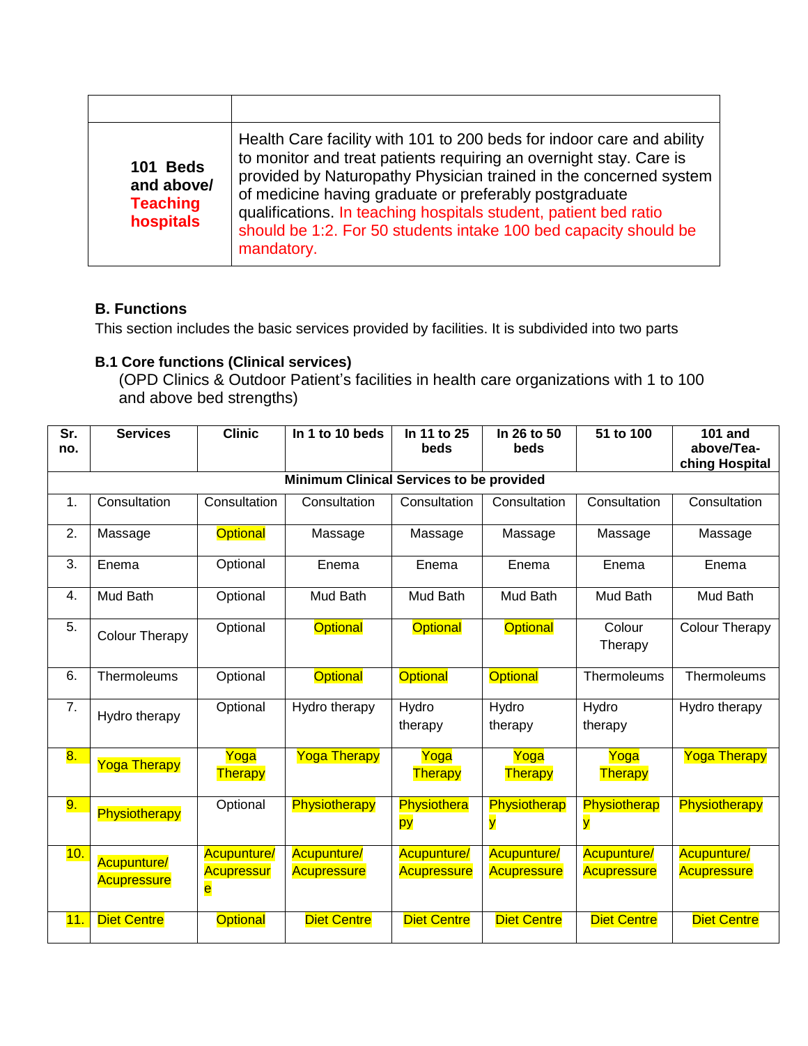| | |
|---|---|
| **101 Beds and above/ Teaching hospitals** | Health Care facility with 101 to 200 beds for indoor care and ability to monitor and treat patients requiring an overnight stay. Care is provided by Naturopathy Physician trained in the concerned system of medicine having graduate or preferably postgraduate qualifications. In teaching hospitals student, patient bed ratio should be 1:2. For 50 students intake 100 bed capacity should be mandatory. |

### B. Functions

This section includes the basic services provided by facilities. It is subdivided into two parts

### B.1 Core functions (Clinical services)

(OPD Clinics & Outdoor Patient's facilities in health care organizations with 1 to 100 and above bed strengths)

| Sr. no. | Services | Clinic | In 1 to 10 beds | In 11 to 25 beds | In 26 to 50 beds | 51 to 100 | 101 and above/Teaching Hospital |
|---|---|---|---|---|---|---|---|
| **Minimum Clinical Services to be provided** | | | | | | | |
| 1. | Consultation | Consultation | Consultation | Consultation | Consultation | Consultation | Consultation |
| 2. | Massage | Optional | Massage | Massage | Massage | Massage | Massage |
| 3. | Enema | Optional | Enema | Enema | Enema | Enema | Enema |
| 4. | Mud Bath | Optional | Mud Bath | Mud Bath | Mud Bath | Mud Bath | Mud Bath |
| 5. | Colour Therapy | Optional | Optional | Optional | Optional | Colour Therapy | Colour Therapy |
| 6. | Thermoleums | Optional | Optional | Optional | Optional | Thermoleums | Thermoleums |
| 7. | Hydro therapy | Optional | Hydro therapy | Hydro therapy | Hydro therapy | Hydro therapy | Hydro therapy |
| 8. | Yoga Therapy | Yoga Therapy | Yoga Therapy | Yoga Therapy | Yoga Therapy | Yoga Therapy | Yoga Therapy |
| 9. | Physiotherapy | Optional | Physiotherapy | Physiotherapy | Physiotherapy | Physiotherapy | Physiotherapy |
| 10. | Acupunture/ Acupressure | Acupunture/ Acupressure | Acupunture/ Acupressure | Acupunture/ Acupressure | Acupunture/ Acupressure | Acupunture/ Acupressure | Acupunture/ Acupressure |
| 11. | Diet Centre | Optional | Diet Centre | Diet Centre | Diet Centre | Diet Centre | Diet Centre |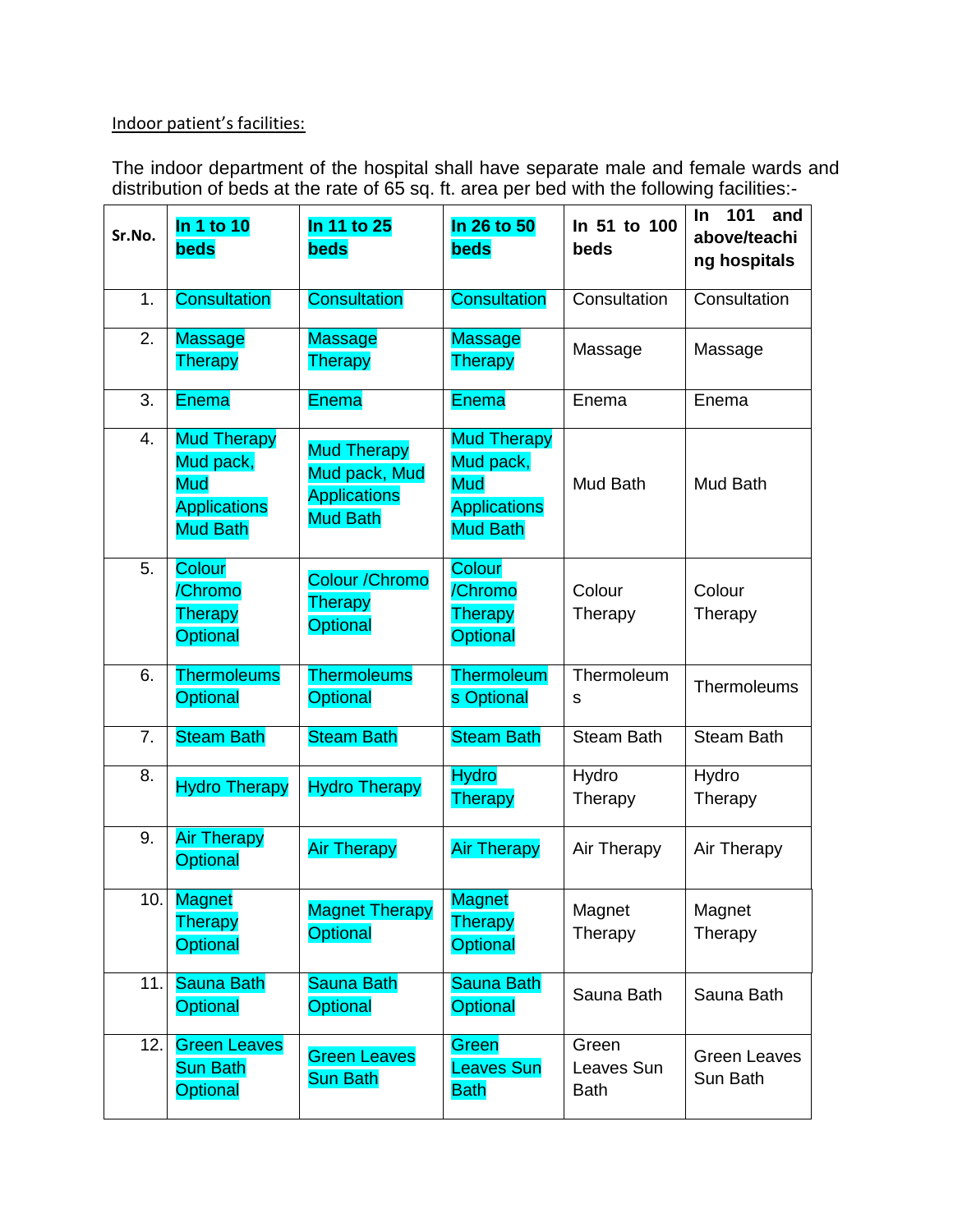Indoor patient's facilities:

The indoor department of the hospital shall have separate male and female wards and distribution of beds at the rate of 65 sq. ft. area per bed with the following facilities:-

| Sr.No. | In 1 to 10 beds | In 11 to 25 beds | In 26 to 50 beds | In 51 to 100 beds | In 101 and above/teaching hospitals |
|---|---|---|---|---|---|
| 1. | Consultation | Consultation | Consultation | Consultation | Consultation |
| 2. | Massage Therapy | Massage Therapy | Massage Therapy | Massage | Massage |
| 3. | Enema | Enema | Enema | Enema | Enema |
| 4. | Mud Therapy Mud pack, Mud Applications Mud Bath | Mud Therapy Mud pack, Mud Applications Mud Bath | Mud Therapy Mud pack, Mud Applications Mud Bath | Mud Bath | Mud Bath |
| 5. | Colour /Chromo Therapy Optional | Colour /Chromo Therapy Optional | Colour /Chromo Therapy Optional | Colour Therapy | Colour Therapy |
| 6. | Thermoleums Optional | Thermoleums Optional | Thermoleums Optional | Thermoleums | Thermoleums |
| 7. | Steam Bath | Steam Bath | Steam Bath | Steam Bath | Steam Bath |
| 8. | Hydro Therapy | Hydro Therapy | Hydro Therapy | Hydro Therapy | Hydro Therapy |
| 9. | Air Therapy Optional | Air Therapy | Air Therapy | Air Therapy | Air Therapy |
| 10. | Magnet Therapy Optional | Magnet Therapy Optional | Magnet Therapy Optional | Magnet Therapy | Magnet Therapy |
| 11. | Sauna Bath Optional | Sauna Bath Optional | Sauna Bath Optional | Sauna Bath | Sauna Bath |
| 12. | Green Leaves Sun Bath Optional | Green Leaves Sun Bath | Green Leaves Sun Bath | Green Leaves Sun Bath | Green Leaves Sun Bath |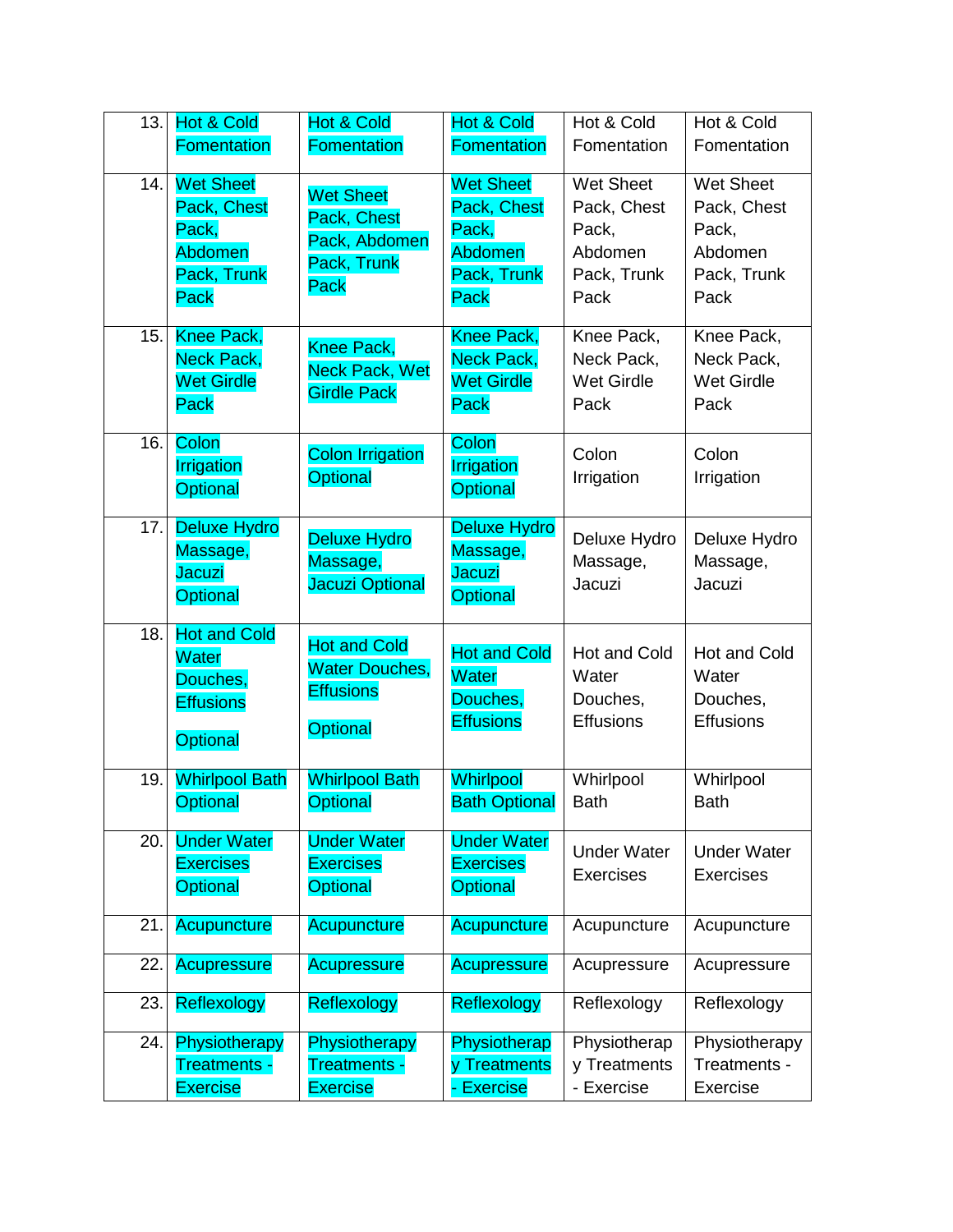| 13. | Hot & Cold Fomentation | Hot & Cold Fomentation | Hot & Cold Fomentation | Hot & Cold Fomentation | Hot & Cold Fomentation |
|---|---|---|---|---|---|
| 14. | Wet Sheet Pack, Chest Pack, Abdomen Pack, Trunk Pack | Wet Sheet Pack, Chest Pack, Abdomen Pack, Trunk Pack | Wet Sheet Pack, Chest Pack, Abdomen Pack, Trunk Pack | Wet Sheet Pack, Chest Pack, Abdomen Pack, Trunk Pack | Wet Sheet Pack, Chest Pack, Abdomen Pack, Trunk Pack |
| 15. | Knee Pack, Neck Pack, Wet Girdle Pack | Knee Pack, Neck Pack, Wet Girdle Pack | Knee Pack, Neck Pack, Wet Girdle Pack | Knee Pack, Neck Pack, Wet Girdle Pack | Knee Pack, Neck Pack, Wet Girdle Pack |
| 16. | Colon Irrigation Optional | Colon Irrigation Optional | Colon Irrigation Optional | Colon Irrigation | Colon Irrigation |
| 17. | Deluxe Hydro Massage, Jacuzi Optional | Deluxe Hydro Massage, Jacuzi Optional | Deluxe Hydro Massage, Jacuzi Optional | Deluxe Hydro Massage, Jacuzi | Deluxe Hydro Massage, Jacuzi |
| 18. | Hot and Cold Water Douches, Effusions Optional | Hot and Cold Water Douches, Effusions Optional | Hot and Cold Water Douches, Effusions | Hot and Cold Water Douches, Effusions | Hot and Cold Water Douches, Effusions |
| 19. | Whirlpool Bath Optional | Whirlpool Bath Optional | Whirlpool Bath Optional | Whirlpool Bath | Whirlpool Bath |
| 20. | Under Water Exercises Optional | Under Water Exercises Optional | Under Water Exercises Optional | Under Water Exercises | Under Water Exercises |
| 21. | Acupuncture | Acupuncture | Acupuncture | Acupuncture | Acupuncture |
| 22. | Acupressure | Acupressure | Acupressure | Acupressure | Acupressure |
| 23. | Reflexology | Reflexology | Reflexology | Reflexology | Reflexology |
| 24. | Physiotherapy Treatments - Exercise | Physiotherapy Treatments - Exercise | Physiotherapy Treatments - Exercise | Physiotherapy Treatments - Exercise | Physiotherapy Treatments - Exercise |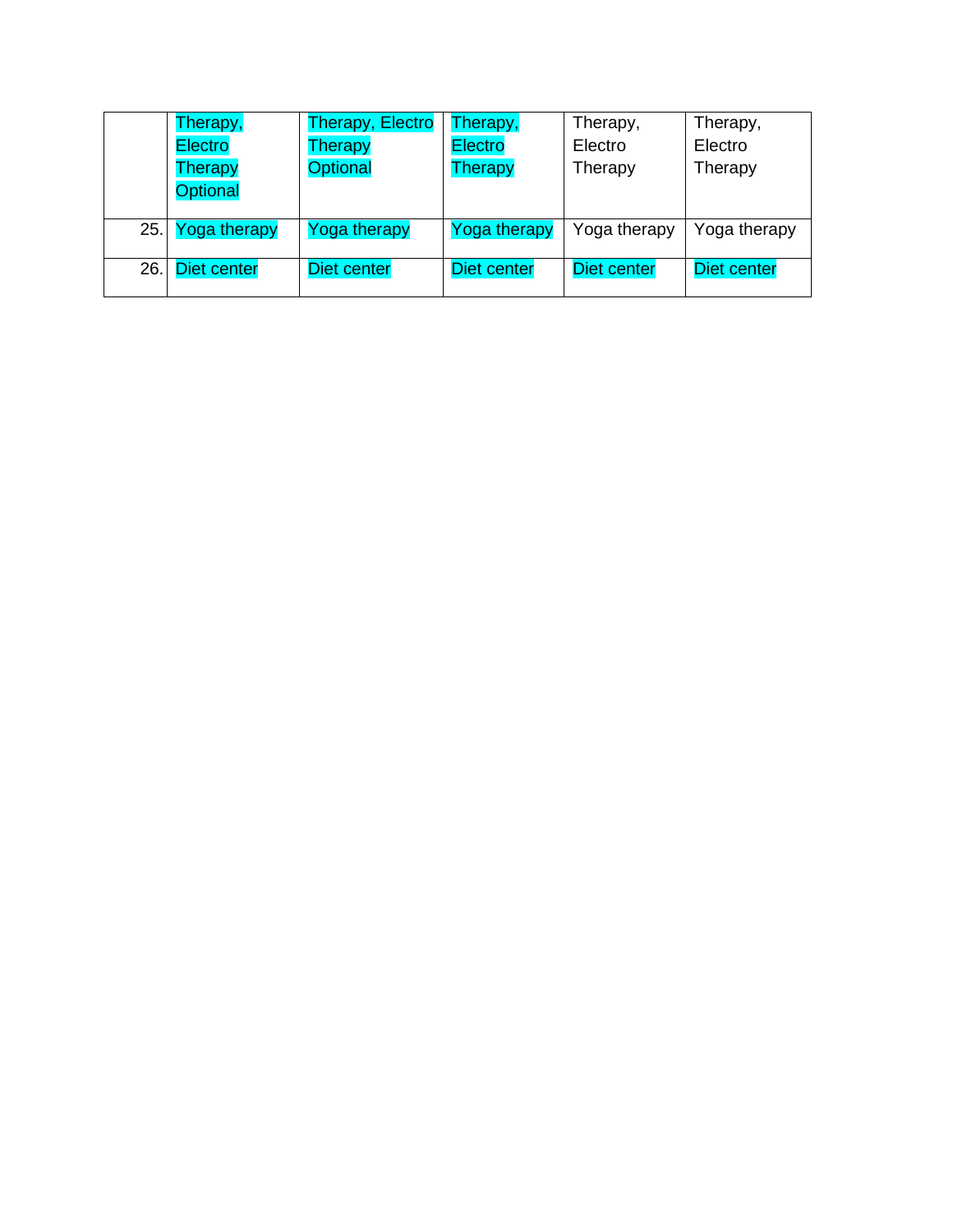| | | | | | |
|---|---|---|---|---|---|
| | Therapy, Electro Therapy Optional | Therapy, Electro Therapy Optional | Therapy, Electro Therapy | Therapy, Electro Therapy | Therapy, Electro Therapy |
| 25. | Yoga therapy | Yoga therapy | Yoga therapy | Yoga therapy | Yoga therapy |
| 26. | Diet center | Diet center | Diet center | Diet center | Diet center |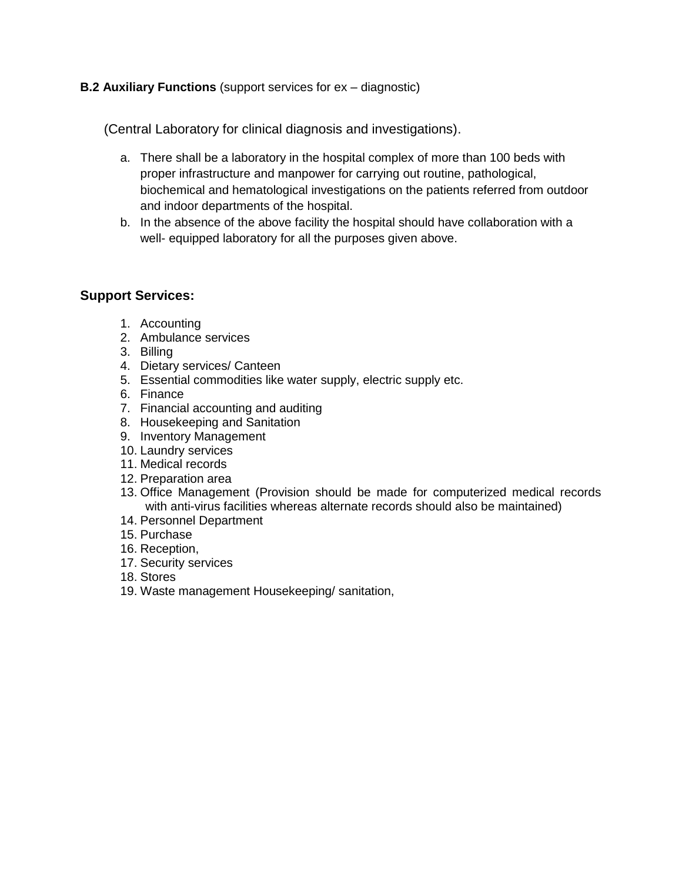**B.2 Auxiliary Functions** (support services for ex – diagnostic)

(Central Laboratory for clinical diagnosis and investigations).

a. There shall be a laboratory in the hospital complex of more than 100 beds with proper infrastructure and manpower for carrying out routine, pathological, biochemical and hematological investigations on the patients referred from outdoor and indoor departments of the hospital.
b. In the absence of the above facility the hospital should have collaboration with a well- equipped laboratory for all the purposes given above.

## Support Services:

1. Accounting
2. Ambulance services
3. Billing
4. Dietary services/ Canteen
5. Essential commodities like water supply, electric supply etc.
6. Finance
7. Financial accounting and auditing
8. Housekeeping and Sanitation
9. Inventory Management
10. Laundry services
11. Medical records
12. Preparation area
13. Office Management (Provision should be made for computerized medical records with anti-virus facilities whereas alternate records should also be maintained)
14. Personnel Department
15. Purchase
16. Reception,
17. Security services
18. Stores
19. Waste management Housekeeping/ sanitation,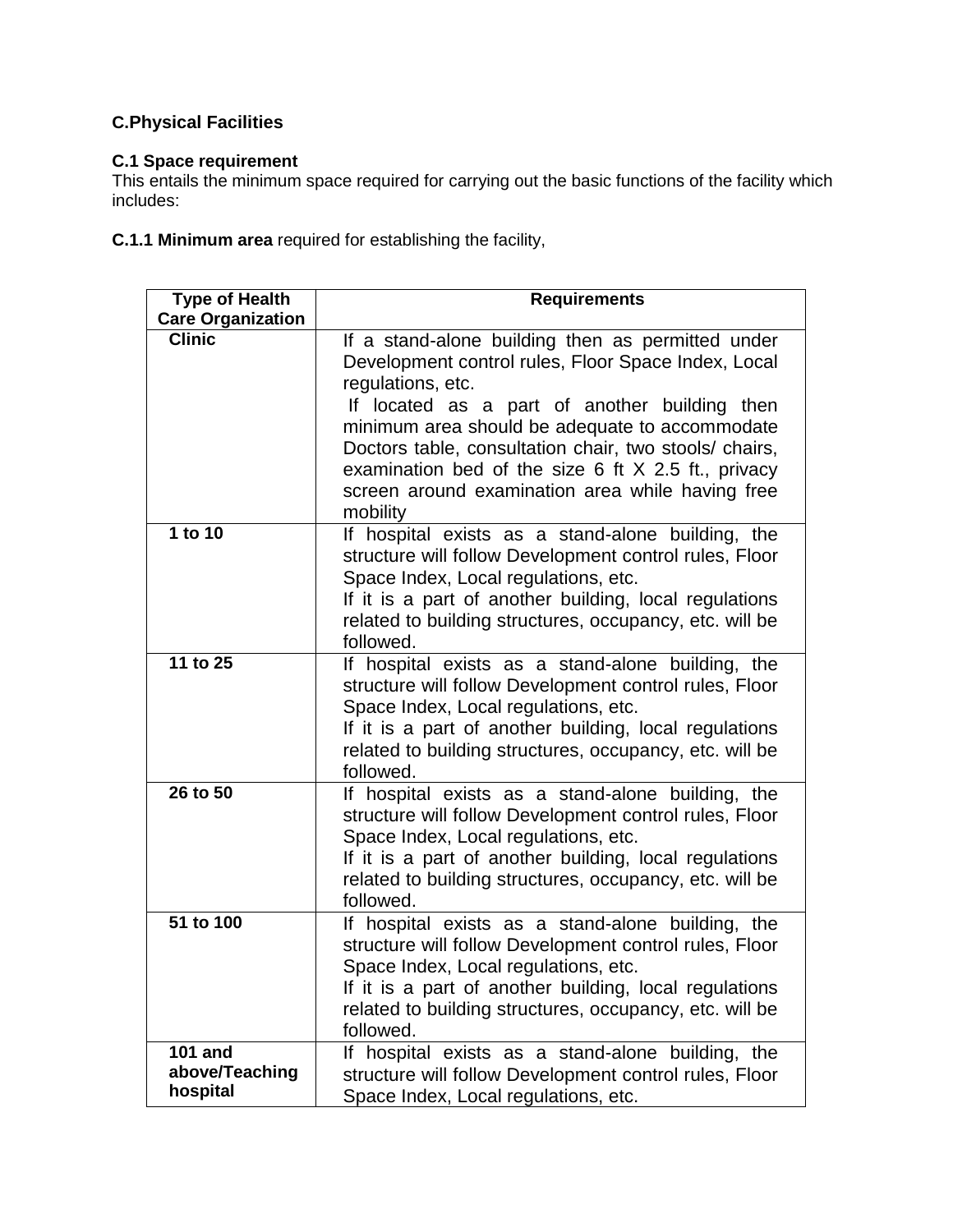## C.Physical Facilities

### C.1 Space requirement

This entails the minimum space required for carrying out the basic functions of the facility which includes:

**C.1.1 Minimum area** required for establishing the facility,

| Type of Health Care Organization | Requirements |
|---|---|
| **Clinic** | If a stand-alone building then as permitted under Development control rules, Floor Space Index, Local regulations, etc.<br>If located as a part of another building then minimum area should be adequate to accommodate Doctors table, consultation chair, two stools/ chairs, examination bed of the size 6 ft X 2.5 ft., privacy screen around examination area while having free mobility |
| **1 to 10** | If hospital exists as a stand-alone building, the structure will follow Development control rules, Floor Space Index, Local regulations, etc.<br>If it is a part of another building, local regulations related to building structures, occupancy, etc. will be followed. |
| **11 to 25** | If hospital exists as a stand-alone building, the structure will follow Development control rules, Floor Space Index, Local regulations, etc.<br>If it is a part of another building, local regulations related to building structures, occupancy, etc. will be followed. |
| **26 to 50** | If hospital exists as a stand-alone building, the structure will follow Development control rules, Floor Space Index, Local regulations, etc.<br>If it is a part of another building, local regulations related to building structures, occupancy, etc. will be followed. |
| **51 to 100** | If hospital exists as a stand-alone building, the structure will follow Development control rules, Floor Space Index, Local regulations, etc.<br>If it is a part of another building, local regulations related to building structures, occupancy, etc. will be followed. |
| **101 and above/Teaching hospital** | If hospital exists as a stand-alone building, the structure will follow Development control rules, Floor Space Index, Local regulations, etc. |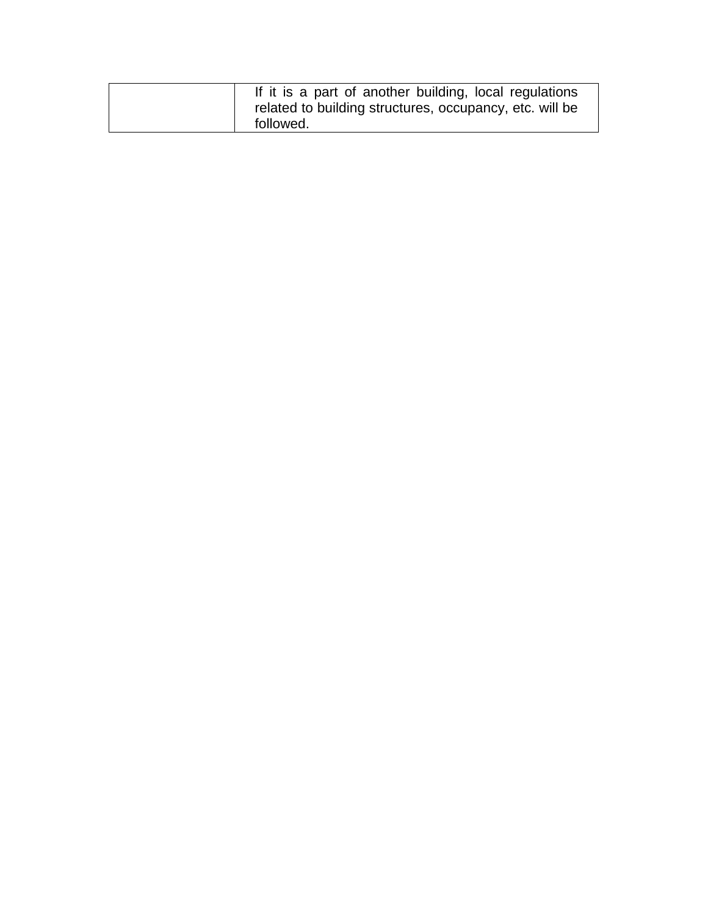| | |
|---|---|
| | If it is a part of another building, local regulations related to building structures, occupancy, etc. will be followed. |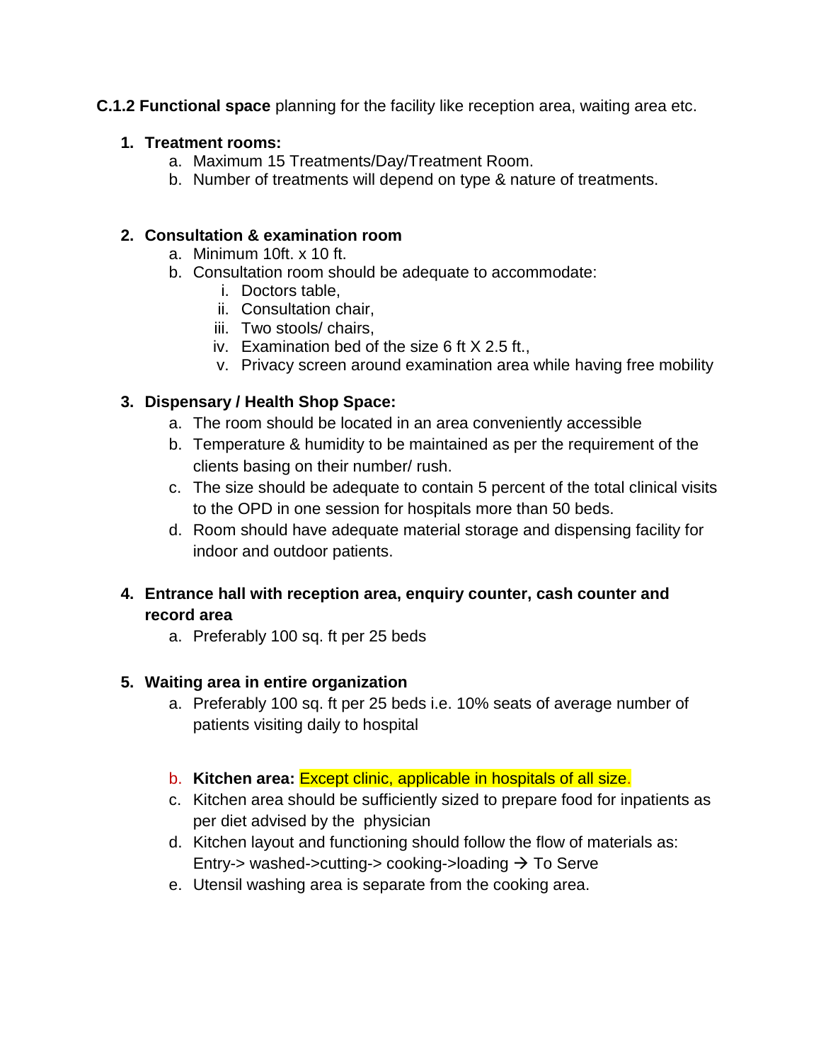**C.1.2 Functional space** planning for the facility like reception area, waiting area etc.

1. **Treatment rooms:**
   a. Maximum 15 Treatments/Day/Treatment Room.
   b. Number of treatments will depend on type & nature of treatments.

2. **Consultation & examination room**
   a. Minimum 10ft. x 10 ft.
   b. Consultation room should be adequate to accommodate:
      i. Doctors table,
      ii. Consultation chair,
      iii. Two stools/ chairs,
      iv. Examination bed of the size 6 ft X 2.5 ft.,
      v. Privacy screen around examination area while having free mobility

3. **Dispensary / Health Shop Space:**
   a. The room should be located in an area conveniently accessible
   b. Temperature & humidity to be maintained as per the requirement of the clients basing on their number/ rush.
   c. The size should be adequate to contain 5 percent of the total clinical visits to the OPD in one session for hospitals more than 50 beds.
   d. Room should have adequate material storage and dispensing facility for indoor and outdoor patients.

4. **Entrance hall with reception area, enquiry counter, cash counter and record area**
   a. Preferably 100 sq. ft per 25 beds

5. **Waiting area in entire organization**
   a. Preferably 100 sq. ft per 25 beds i.e. 10% seats of average number of patients visiting daily to hospital

   b. **Kitchen area:** Except clinic, applicable in hospitals of all size.
   c. Kitchen area should be sufficiently sized to prepare food for inpatients as per diet advised by the physician
   d. Kitchen layout and functioning should follow the flow of materials as: Entry-> washed->cutting-> cooking->loading → To Serve
   e. Utensil washing area is separate from the cooking area.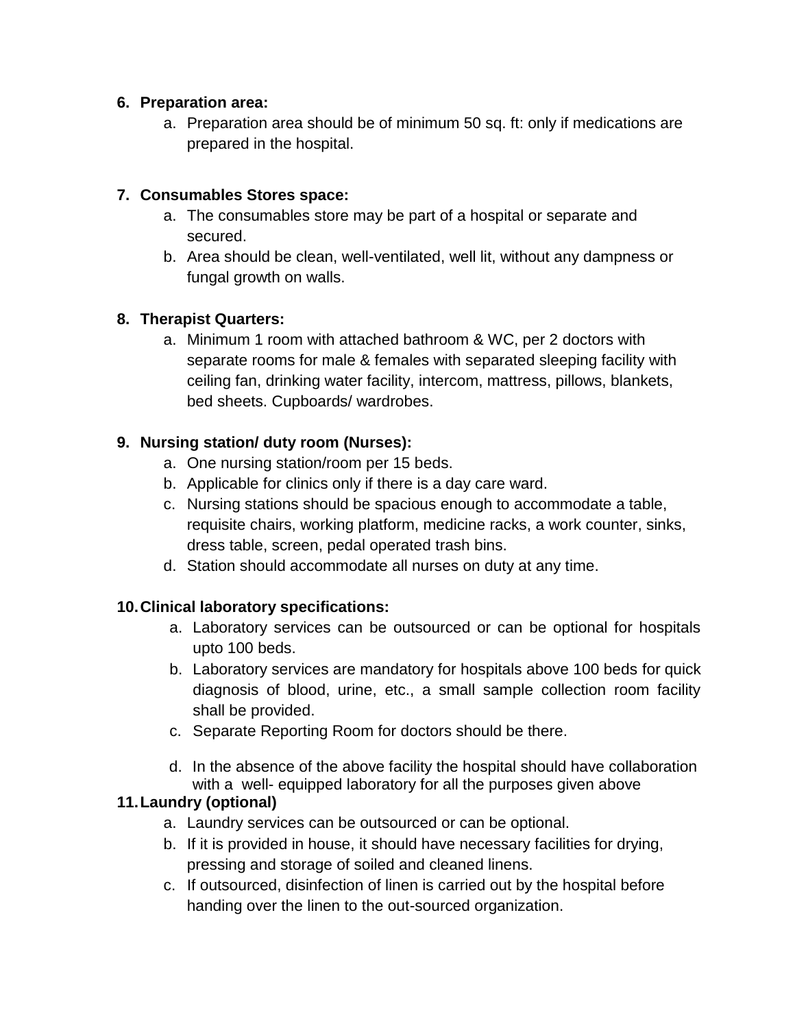6. **Preparation area:**
    a. Preparation area should be of minimum 50 sq. ft: only if medications are prepared in the hospital.

7. **Consumables Stores space:**
    a. The consumables store may be part of a hospital or separate and secured.
    b. Area should be clean, well-ventilated, well lit, without any dampness or fungal growth on walls.

8. **Therapist Quarters:**
    a. Minimum 1 room with attached bathroom & WC, per 2 doctors with separate rooms for male & females with separated sleeping facility with ceiling fan, drinking water facility, intercom, mattress, pillows, blankets, bed sheets. Cupboards/ wardrobes.

9. **Nursing station/ duty room (Nurses):**
    a. One nursing station/room per 15 beds.
    b. Applicable for clinics only if there is a day care ward.
    c. Nursing stations should be spacious enough to accommodate a table, requisite chairs, working platform, medicine racks, a work counter, sinks, dress table, screen, pedal operated trash bins.
    d. Station should accommodate all nurses on duty at any time.

10. **Clinical laboratory specifications:**
    a. Laboratory services can be outsourced or can be optional for hospitals upto 100 beds.
    b. Laboratory services are mandatory for hospitals above 100 beds for quick diagnosis of blood, urine, etc., a small sample collection room facility shall be provided.
    c. Separate Reporting Room for doctors should be there.
    d. In the absence of the above facility the hospital should have collaboration with a well- equipped laboratory for all the purposes given above

11. **Laundry (optional)**
    a. Laundry services can be outsourced or can be optional.
    b. If it is provided in house, it should have necessary facilities for drying, pressing and storage of soiled and cleaned linens.
    c. If outsourced, disinfection of linen is carried out by the hospital before handing over the linen to the out-sourced organization.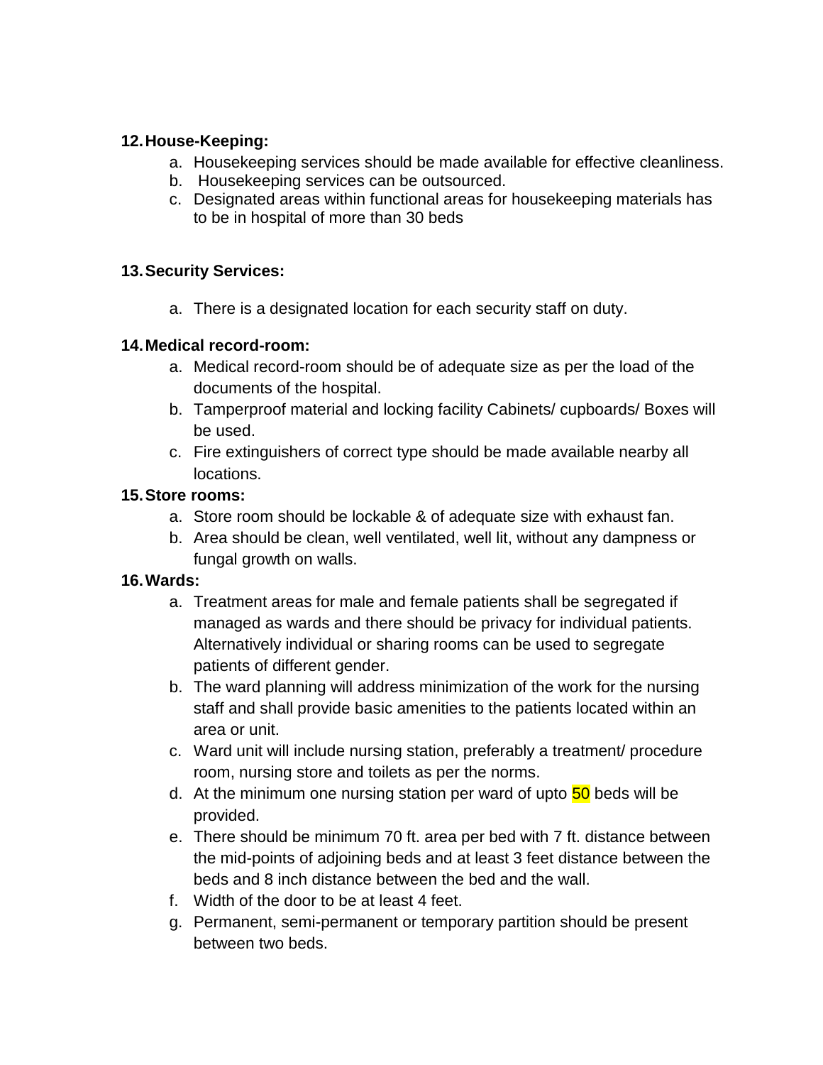**12. House-Keeping:**

a. Housekeeping services should be made available for effective cleanliness.
b. Housekeeping services can be outsourced.
c. Designated areas within functional areas for housekeeping materials has to be in hospital of more than 30 beds

**13. Security Services:**

a. There is a designated location for each security staff on duty.

**14. Medical record-room:**

a. Medical record-room should be of adequate size as per the load of the documents of the hospital.
b. Tamperproof material and locking facility Cabinets/ cupboards/ Boxes will be used.
c. Fire extinguishers of correct type should be made available nearby all locations.

**15. Store rooms:**

a. Store room should be lockable & of adequate size with exhaust fan.
b. Area should be clean, well ventilated, well lit, without any dampness or fungal growth on walls.

**16. Wards:**

a. Treatment areas for male and female patients shall be segregated if managed as wards and there should be privacy for individual patients. Alternatively individual or sharing rooms can be used to segregate patients of different gender.
b. The ward planning will address minimization of the work for the nursing staff and shall provide basic amenities to the patients located within an area or unit.
c. Ward unit will include nursing station, preferably a treatment/ procedure room, nursing store and toilets as per the norms.
d. At the minimum one nursing station per ward of upto 50 beds will be provided.
e. There should be minimum 70 ft. area per bed with 7 ft. distance between the mid-points of adjoining beds and at least 3 feet distance between the beds and 8 inch distance between the bed and the wall.
f. Width of the door to be at least 4 feet.
g. Permanent, semi-permanent or temporary partition should be present between two beds.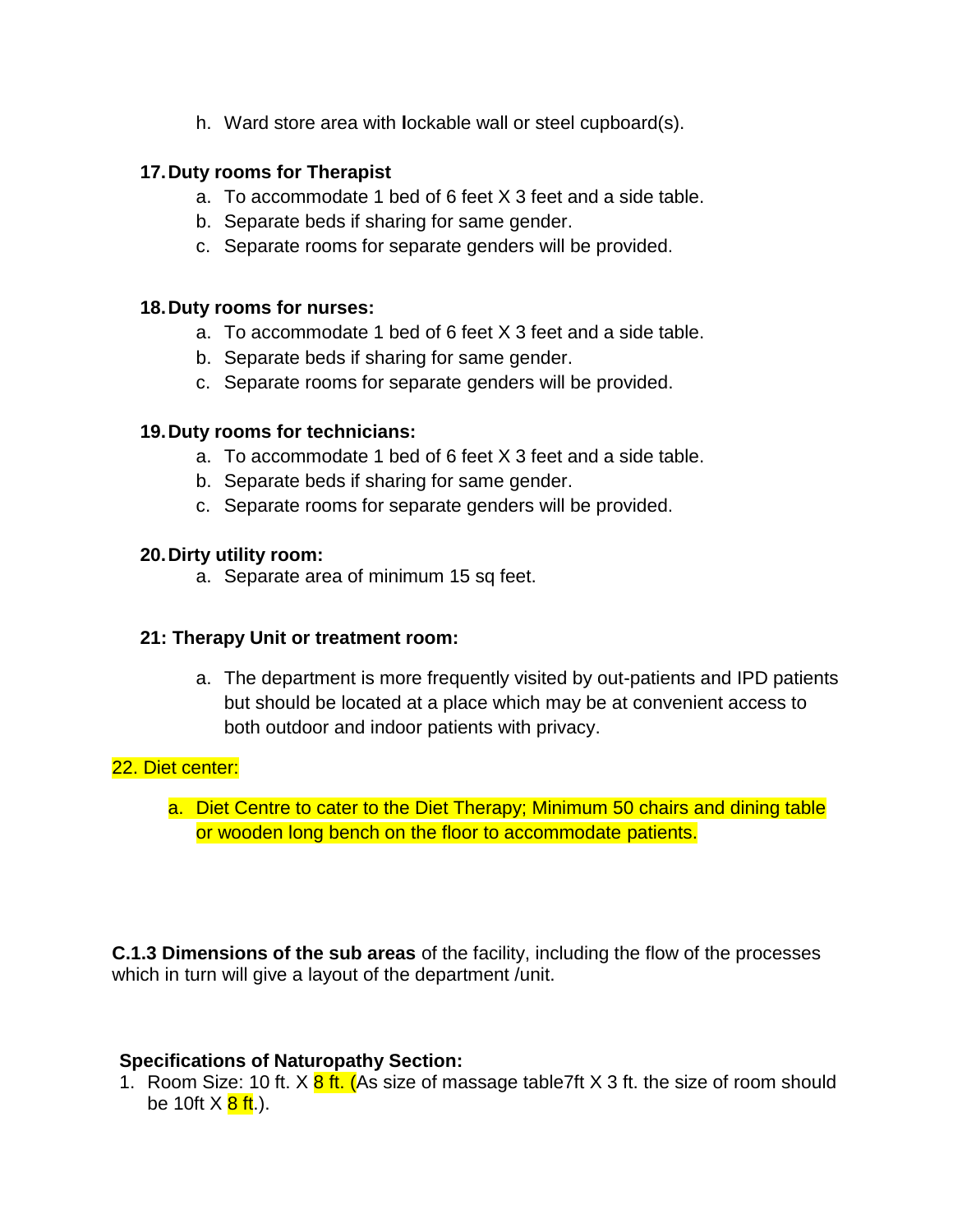h. Ward store area with **l**ockable wall or steel cupboard(s).

**17. Duty rooms for Therapist**

a. To accommodate 1 bed of 6 feet X 3 feet and a side table.
b. Separate beds if sharing for same gender.
c. Separate rooms for separate genders will be provided.

**18. Duty rooms for nurses:**

a. To accommodate 1 bed of 6 feet X 3 feet and a side table.
b. Separate beds if sharing for same gender.
c. Separate rooms for separate genders will be provided.

**19. Duty rooms for technicians:**

a. To accommodate 1 bed of 6 feet X 3 feet and a side table.
b. Separate beds if sharing for same gender.
c. Separate rooms for separate genders will be provided.

**20. Dirty utility room:**

a. Separate area of minimum 15 sq feet.

**21: Therapy Unit or treatment room:**

a. The department is more frequently visited by out-patients and IPD patients but should be located at a place which may be at convenient access to both outdoor and indoor patients with privacy.

22. Diet center:

a. Diet Centre to cater to the Diet Therapy; Minimum 50 chairs and dining table or wooden long bench on the floor to accommodate patients.

**C.1.3 Dimensions of the sub areas** of the facility, including the flow of the processes which in turn will give a layout of the department /unit.

**Specifications of Naturopathy Section:**

1. Room Size: 10 ft. X 8 ft. (As size of massage table7ft X 3 ft. the size of room should be 10ft X 8 ft.).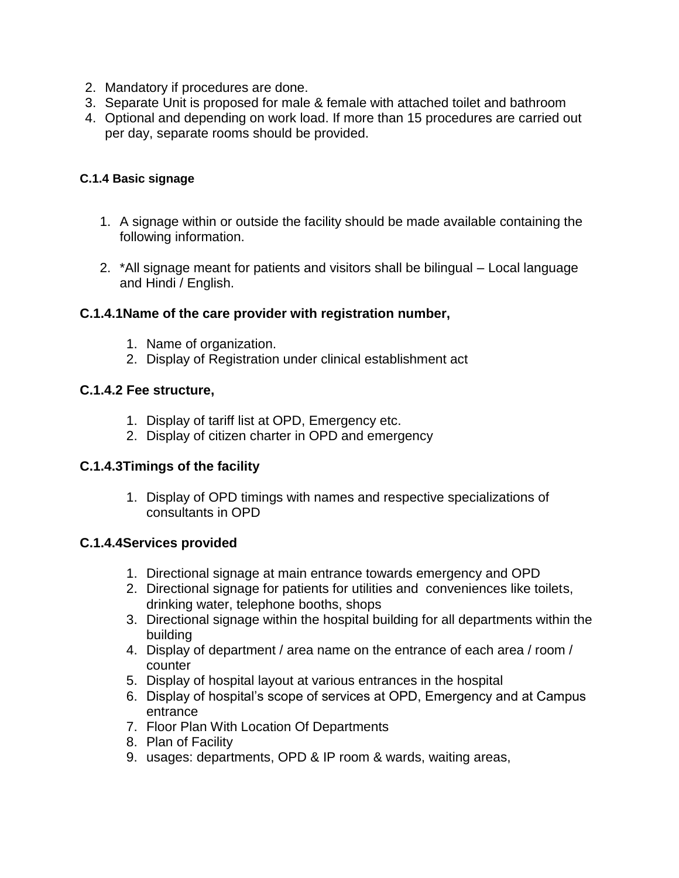2. Mandatory if procedures are done.
3. Separate Unit is proposed for male & female with attached toilet and bathroom
4. Optional and depending on work load. If more than 15 procedures are carried out per day, separate rooms should be provided.

#### C.1.4 Basic signage

1. A signage within or outside the facility should be made available containing the following information.

2. *All signage meant for patients and visitors shall be bilingual – Local language and Hindi / English.

### C.1.4.1Name of the care provider with registration number,

1. Name of organization.
2. Display of Registration under clinical establishment act

### C.1.4.2 Fee structure,

1. Display of tariff list at OPD, Emergency etc.
2. Display of citizen charter in OPD and emergency

### C.1.4.3Timings of the facility

1. Display of OPD timings with names and respective specializations of consultants in OPD

### C.1.4.4Services provided

1. Directional signage at main entrance towards emergency and OPD
2. Directional signage for patients for utilities and conveniences like toilets, drinking water, telephone booths, shops
3. Directional signage within the hospital building for all departments within the building
4. Display of department / area name on the entrance of each area / room / counter
5. Display of hospital layout at various entrances in the hospital
6. Display of hospital's scope of services at OPD, Emergency and at Campus entrance
7. Floor Plan With Location Of Departments
8. Plan of Facility
9. usages: departments, OPD & IP room & wards, waiting areas,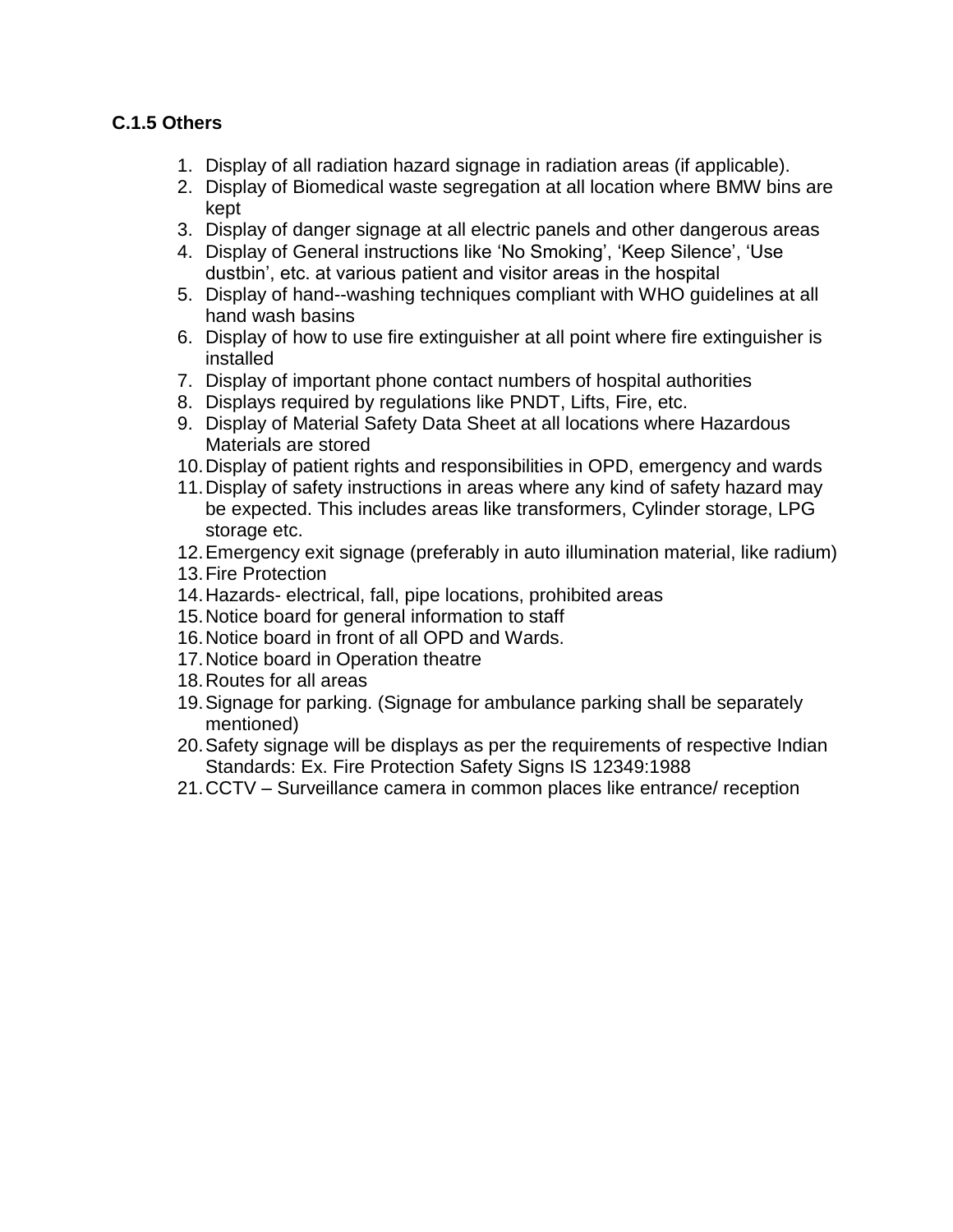### C.1.5 Others

1. Display of all radiation hazard signage in radiation areas (if applicable).
2. Display of Biomedical waste segregation at all location where BMW bins are kept
3. Display of danger signage at all electric panels and other dangerous areas
4. Display of General instructions like 'No Smoking', 'Keep Silence', 'Use dustbin', etc. at various patient and visitor areas in the hospital
5. Display of hand--washing techniques compliant with WHO guidelines at all hand wash basins
6. Display of how to use fire extinguisher at all point where fire extinguisher is installed
7. Display of important phone contact numbers of hospital authorities
8. Displays required by regulations like PNDT, Lifts, Fire, etc.
9. Display of Material Safety Data Sheet at all locations where Hazardous Materials are stored
10. Display of patient rights and responsibilities in OPD, emergency and wards
11. Display of safety instructions in areas where any kind of safety hazard may be expected. This includes areas like transformers, Cylinder storage, LPG storage etc.
12. Emergency exit signage (preferably in auto illumination material, like radium)
13. Fire Protection
14. Hazards- electrical, fall, pipe locations, prohibited areas
15. Notice board for general information to staff
16. Notice board in front of all OPD and Wards.
17. Notice board in Operation theatre
18. Routes for all areas
19. Signage for parking. (Signage for ambulance parking shall be separately mentioned)
20. Safety signage will be displays as per the requirements of respective Indian Standards: Ex. Fire Protection Safety Signs IS 12349:1988
21. CCTV – Surveillance camera in common places like entrance/ reception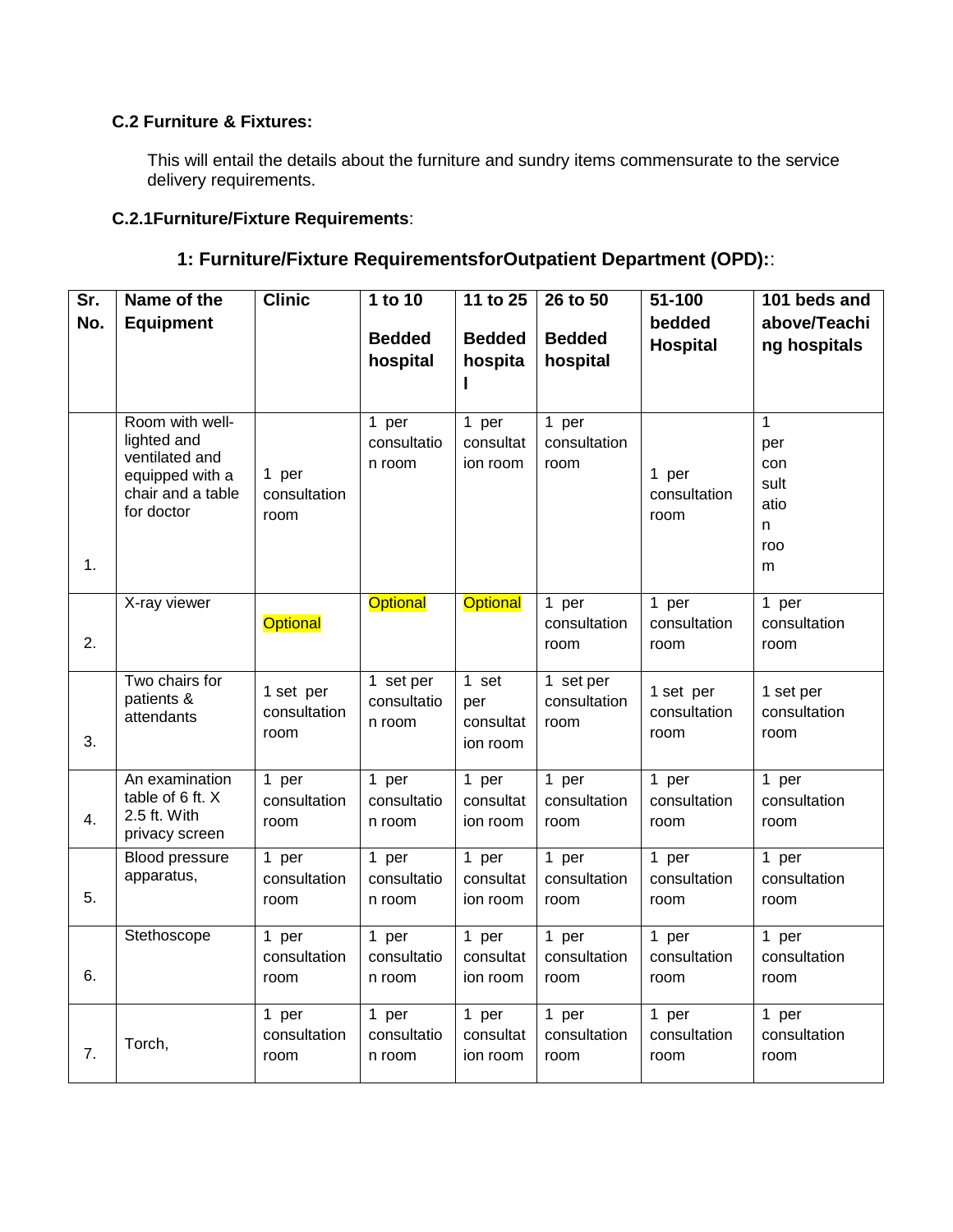### C.2 Furniture & Fixtures:

This will entail the details about the furniture and sundry items commensurate to the service delivery requirements.

### C.2.1Furniture/Fixture Requirements:

## 1: Furniture/Fixture RequirementsforOutpatient Department (OPD)::

| Sr. No. | Name of the Equipment | Clinic | 1 to 10 Bedded hospital | 11 to 25 Bedded hospital | 26 to 50 Bedded hospital | 51-100 bedded Hospital | 101 beds and above/Teaching hospitals |
|---|---|---|---|---|---|---|---|
| 1. | Room with well-lighted and ventilated and equipped with a chair and a table for doctor | 1 per consultation room | 1 per consultation room | 1 per consultation room | 1 per consultation room | 1 per consultation room | 1 per consultation room |
| 2. | X-ray viewer | Optional | Optional | Optional | 1 per consultation room | 1 per consultation room | 1 per consultation room |
| 3. | Two chairs for patients & attendants | 1 set per consultation room | 1 set per consultation room | 1 set per consultation room | 1 set per consultation room | 1 set per consultation room | 1 set per consultation room |
| 4. | An examination table of 6 ft. X 2.5 ft. With privacy screen | 1 per consultation room | 1 per consultation room | 1 per consultation room | 1 per consultation room | 1 per consultation room | 1 per consultation room |
| 5. | Blood pressure apparatus, | 1 per consultation room | 1 per consultation room | 1 per consultation room | 1 per consultation room | 1 per consultation room | 1 per consultation room |
| 6. | Stethoscope | 1 per consultation room | 1 per consultation room | 1 per consultation room | 1 per consultation room | 1 per consultation room | 1 per consultation room |
| 7. | Torch, | 1 per consultation room | 1 per consultation room | 1 per consultation room | 1 per consultation room | 1 per consultation room | 1 per consultation room |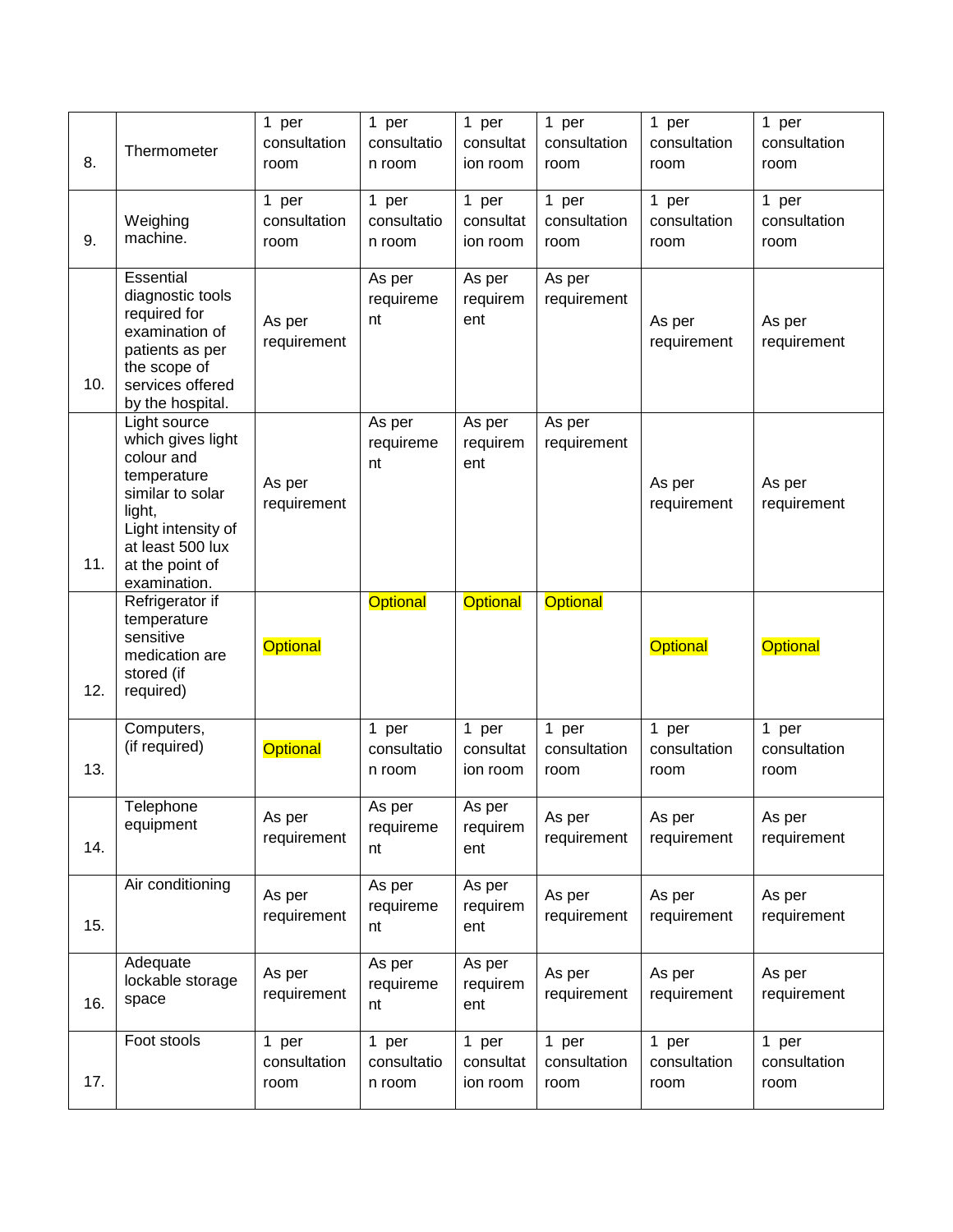| 8. | Thermometer | 1 per consultation room | 1 per consultation room | 1 per consultation room | 1 per consultation room | 1 per consultation room | 1 per consultation room |
|---|---|---|---|---|---|---|---|
| 9. | Weighing machine. | 1 per consultation room | 1 per consultation room | 1 per consultation room | 1 per consultation room | 1 per consultation room | 1 per consultation room |
| 10. | Essential diagnostic tools required for examination of patients as per the scope of services offered by the hospital. | As per requirement | As per requirement | As per requirement | As per requirement | As per requirement | As per requirement |
| 11. | Light source which gives light colour and temperature similar to solar light, Light intensity of at least 500 lux at the point of examination. | As per requirement | As per requirement | As per requirement | As per requirement | As per requirement | As per requirement |
| 12. | Refrigerator if temperature sensitive medication are stored (if required) | Optional | Optional | Optional | Optional | Optional | Optional |
| 13. | Computers, (if required) | Optional | 1 per consultation room | 1 per consultation room | 1 per consultation room | 1 per consultation room | 1 per consultation room |
| 14. | Telephone equipment | As per requirement | As per requirement | As per requirement | As per requirement | As per requirement | As per requirement |
| 15. | Air conditioning | As per requirement | As per requirement | As per requirement | As per requirement | As per requirement | As per requirement |
| 16. | Adequate lockable storage space | As per requirement | As per requirement | As per requirement | As per requirement | As per requirement | As per requirement |
| 17. | Foot stools | 1 per consultation room | 1 per consultation room | 1 per consultation room | 1 per consultation room | 1 per consultation room | 1 per consultation room |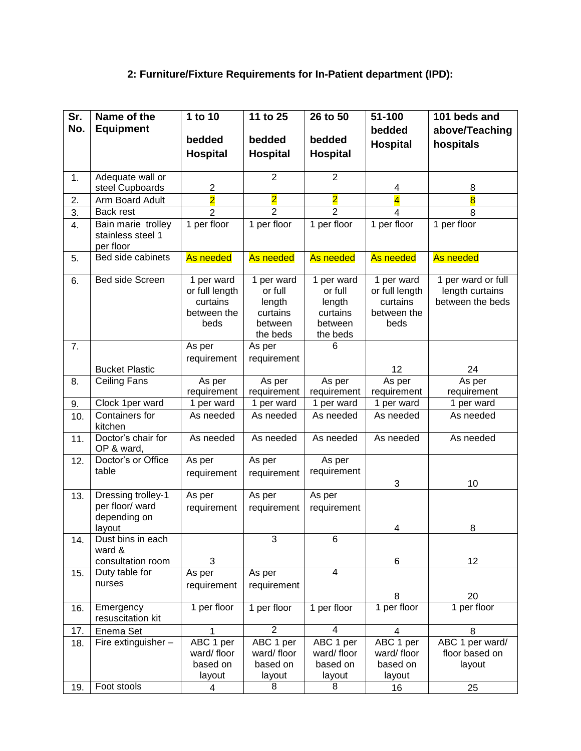### 2: Furniture/Fixture Requirements for In-Patient department (IPD):

| Sr. No. | Name of the Equipment | 1 to 10 bedded Hospital | 11 to 25 bedded Hospital | 26 to 50 bedded Hospital | 51-100 bedded Hospital | 101 beds and above/Teaching hospitals |
|---|---|---|---|---|---|---|
| 1. | Adequate wall or steel Cupboards | 2 | 2 | 2 | 4 | 8 |
| 2. | Arm Board Adult | 2 | 2 | 2 | 4 | 8 |
| 3. | Back rest | 2 | 2 | 2 | 4 | 8 |
| 4. | Bain marie trolley stainless steel 1 per floor | 1 per floor | 1 per floor | 1 per floor | 1 per floor | 1 per floor |
| 5. | Bed side cabinets | As needed | As needed | As needed | As needed | As needed |
| 6. | Bed side Screen | 1 per ward or full length curtains between the beds | 1 per ward or full length curtains between the beds | 1 per ward or full length curtains between the beds | 1 per ward or full length curtains between the beds | 1 per ward or full length curtains between the beds |
| 7. | Bucket Plastic | As per requirement | As per requirement | 6 | 12 | 24 |
| 8. | Ceiling Fans | As per requirement | As per requirement | As per requirement | As per requirement | As per requirement |
| 9. | Clock 1per ward | 1 per ward | 1 per ward | 1 per ward | 1 per ward | 1 per ward |
| 10. | Containers for kitchen | As needed | As needed | As needed | As needed | As needed |
| 11. | Doctor's chair for OP & ward, | As needed | As needed | As needed | As needed | As needed |
| 12. | Doctor's or Office table | As per requirement | As per requirement | As per requirement | 3 | 10 |
| 13. | Dressing trolley-1 per floor/ ward depending on layout | As per requirement | As per requirement | As per requirement | 4 | 8 |
| 14. | Dust bins in each ward & consultation room | 3 | 3 | 6 | 6 | 12 |
| 15. | Duty table for nurses | As per requirement | As per requirement | 4 | 8 | 20 |
| 16. | Emergency resuscitation kit | 1 per floor | 1 per floor | 1 per floor | 1 per floor | 1 per floor |
| 17. | Enema Set | 1 | 2 | 4 | 4 | 8 |
| 18. | Fire extinguisher – | ABC 1 per ward/ floor based on layout | ABC 1 per ward/ floor based on layout | ABC 1 per ward/ floor based on layout | ABC 1 per ward/ floor based on layout | ABC 1 per ward/ floor based on layout |
| 19. | Foot stools | 4 | 8 | 8 | 16 | 25 |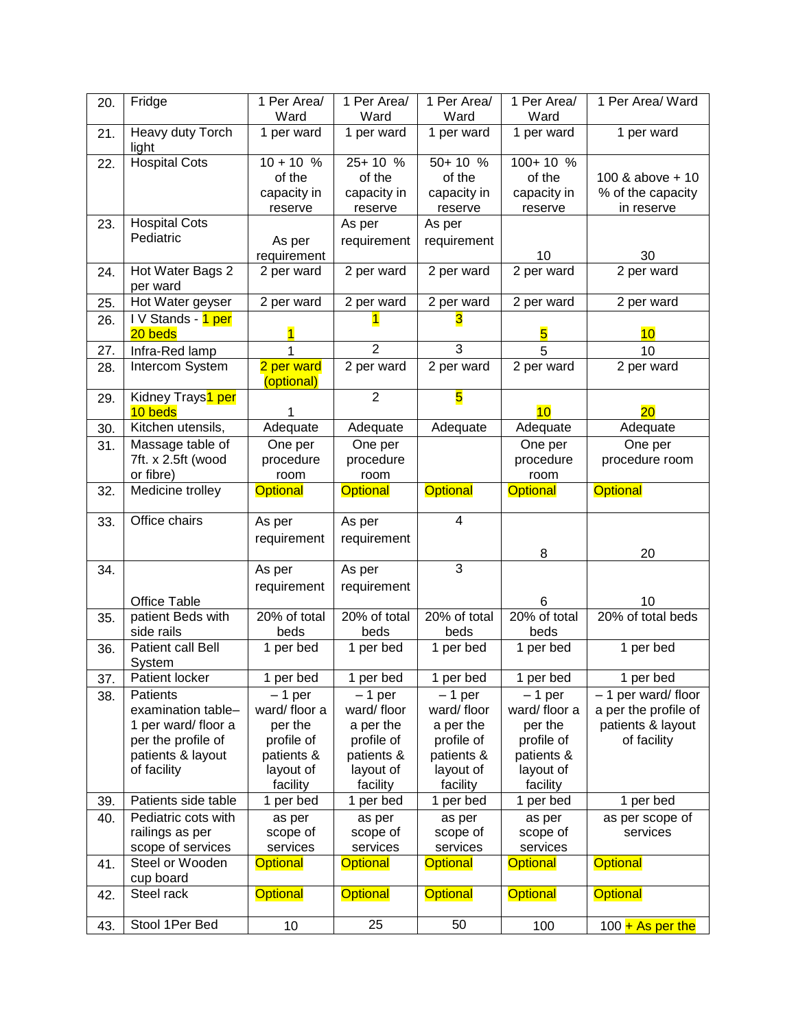| 20. | Fridge | 1 Per Area/ Ward | 1 Per Area/ Ward | 1 Per Area/ Ward | 1 Per Area/ Ward | 1 Per Area/ Ward |
|---|---|---|---|---|---|---|
| 21. | Heavy duty Torch light | 1 per ward | 1 per ward | 1 per ward | 1 per ward | 1 per ward |
| 22. | Hospital Cots | 10 + 10 % of the capacity in reserve | 25+ 10 % of the capacity in reserve | 50+ 10 % of the capacity in reserve | 100+ 10 % of the capacity in reserve | 100 & above + 10 % of the capacity in reserve |
| 23. | Hospital Cots Pediatric | As per requirement | As per requirement | As per requirement | 10 | 30 |
| 24. | Hot Water Bags 2 per ward | 2 per ward | 2 per ward | 2 per ward | 2 per ward | 2 per ward |
| 25. | Hot Water geyser | 2 per ward | 2 per ward | 2 per ward | 2 per ward | 2 per ward |
| 26. | I V Stands - 1 per 20 beds | 1 | 1 | 3 | 5 | 10 |
| 27. | Infra-Red lamp | 1 | 2 | 3 | 5 | 10 |
| 28. | Intercom System | 2 per ward (optional) | 2 per ward | 2 per ward | 2 per ward | 2 per ward |
| 29. | Kidney Trays1 per 10 beds | 1 | 2 | 5 | 10 | 20 |
| 30. | Kitchen utensils, | Adequate | Adequate | Adequate | Adequate | Adequate |
| 31. | Massage table of 7ft. x 2.5ft (wood or fibre) | One per procedure room | One per procedure room | | One per procedure room | One per procedure room |
| 32. | Medicine trolley | Optional | Optional | Optional | Optional | Optional |
| 33. | Office chairs | As per requirement | As per requirement | 4 | 8 | 20 |
| 34. | Office Table | As per requirement | As per requirement | 3 | 6 | 10 |
| 35. | patient Beds with side rails | 20% of total beds | 20% of total beds | 20% of total beds | 20% of total beds | 20% of total beds |
| 36. | Patient call Bell System | 1 per bed | 1 per bed | 1 per bed | 1 per bed | 1 per bed |
| 37. | Patient locker | 1 per bed | 1 per bed | 1 per bed | 1 per bed | 1 per bed |
| 38. | Patients examination table– 1 per ward/ floor a per the profile of patients & layout of facility | – 1 per ward/ floor a per the profile of patients & layout of facility | – 1 per ward/ floor a per the profile of patients & layout of facility | – 1 per ward/ floor a per the profile of patients & layout of facility | – 1 per ward/ floor a per the profile of patients & layout of facility | – 1 per ward/ floor a per the profile of patients & layout of facility |
| 39. | Patients side table | 1 per bed | 1 per bed | 1 per bed | 1 per bed | 1 per bed |
| 40. | Pediatric cots with railings as per scope of services | as per scope of services | as per scope of services | as per scope of services | as per scope of services | as per scope of services |
| 41. | Steel or Wooden cup board | Optional | Optional | Optional | Optional | Optional |
| 42. | Steel rack | Optional | Optional | Optional | Optional | Optional |
| 43. | Stool 1Per Bed | 10 | 25 | 50 | 100 | 100 + As per the |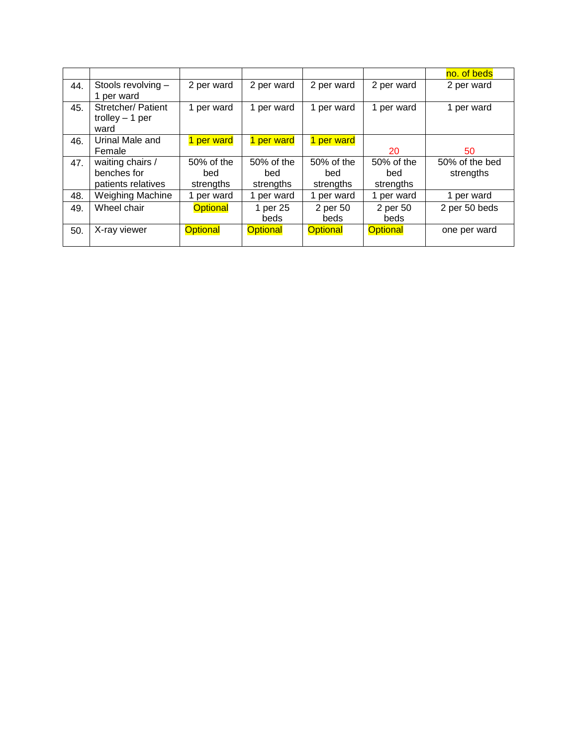| | | | | | | no. of beds |
|---|---|---|---|---|---|---|
| 44. | Stools revolving – 1 per ward | 2 per ward | 2 per ward | 2 per ward | 2 per ward | 2 per ward |
| 45. | Stretcher/ Patient trolley – 1 per ward | 1 per ward | 1 per ward | 1 per ward | 1 per ward | 1 per ward |
| 46. | Urinal Male and Female | 1 per ward | 1 per ward | 1 per ward | 20 | 50 |
| 47. | waiting chairs / benches for patients relatives | 50% of the bed strengths | 50% of the bed strengths | 50% of the bed strengths | 50% of the bed strengths | 50% of the bed strengths |
| 48. | Weighing Machine | 1 per ward | 1 per ward | 1 per ward | 1 per ward | 1 per ward |
| 49. | Wheel chair | Optional | 1 per 25 beds | 2 per 50 beds | 2 per 50 beds | 2 per 50 beds |
| 50. | X-ray viewer | Optional | Optional | Optional | Optional | one per ward |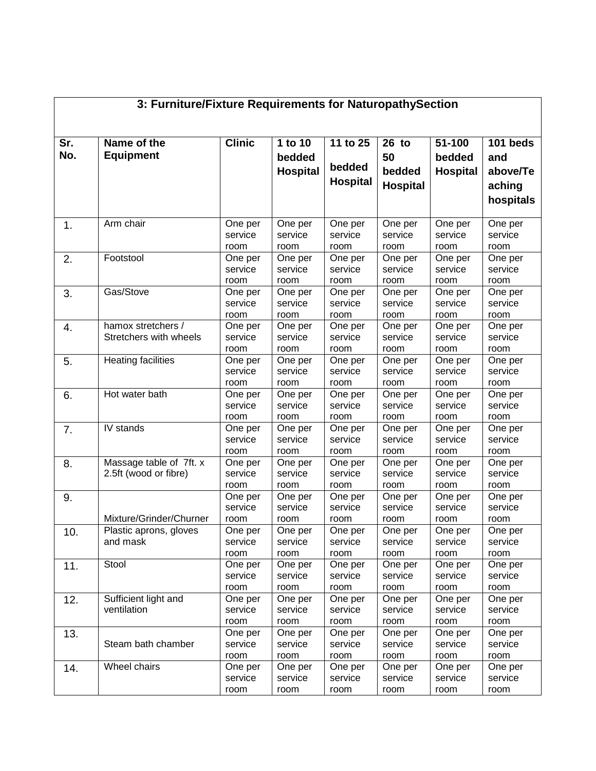| 3: Furniture/Fixture Requirements for NaturopathySection | | | | | | | |
|---|---|---|---|---|---|---|---|
| **Sr. No.** | **Name of the Equipment** | **Clinic** | **1 to 10 bedded Hospital** | **11 to 25 bedded Hospital** | **26 to 50 bedded Hospital** | **51-100 bedded Hospital** | **101 beds and above/Teaching hospitals** |
| 1. | Arm chair | One per service room | One per service room | One per service room | One per service room | One per service room | One per service room |
| 2. | Footstool | One per service room | One per service room | One per service room | One per service room | One per service room | One per service room |
| 3. | Gas/Stove | One per service room | One per service room | One per service room | One per service room | One per service room | One per service room |
| 4. | hamox stretchers / Stretchers with wheels | One per service room | One per service room | One per service room | One per service room | One per service room | One per service room |
| 5. | Heating facilities | One per service room | One per service room | One per service room | One per service room | One per service room | One per service room |
| 6. | Hot water bath | One per service room | One per service room | One per service room | One per service room | One per service room | One per service room |
| 7. | IV stands | One per service room | One per service room | One per service room | One per service room | One per service room | One per service room |
| 8. | Massage table of 7ft. x 2.5ft (wood or fibre) | One per service room | One per service room | One per service room | One per service room | One per service room | One per service room |
| 9. | Mixture/Grinder/Churner | One per service room | One per service room | One per service room | One per service room | One per service room | One per service room |
| 10. | Plastic aprons, gloves and mask | One per service room | One per service room | One per service room | One per service room | One per service room | One per service room |
| 11. | Stool | One per service room | One per service room | One per service room | One per service room | One per service room | One per service room |
| 12. | Sufficient light and ventilation | One per service room | One per service room | One per service room | One per service room | One per service room | One per service room |
| 13. | Steam bath chamber | One per service room | One per service room | One per service room | One per service room | One per service room | One per service room |
| 14. | Wheel chairs | One per service room | One per service room | One per service room | One per service room | One per service room | One per service room |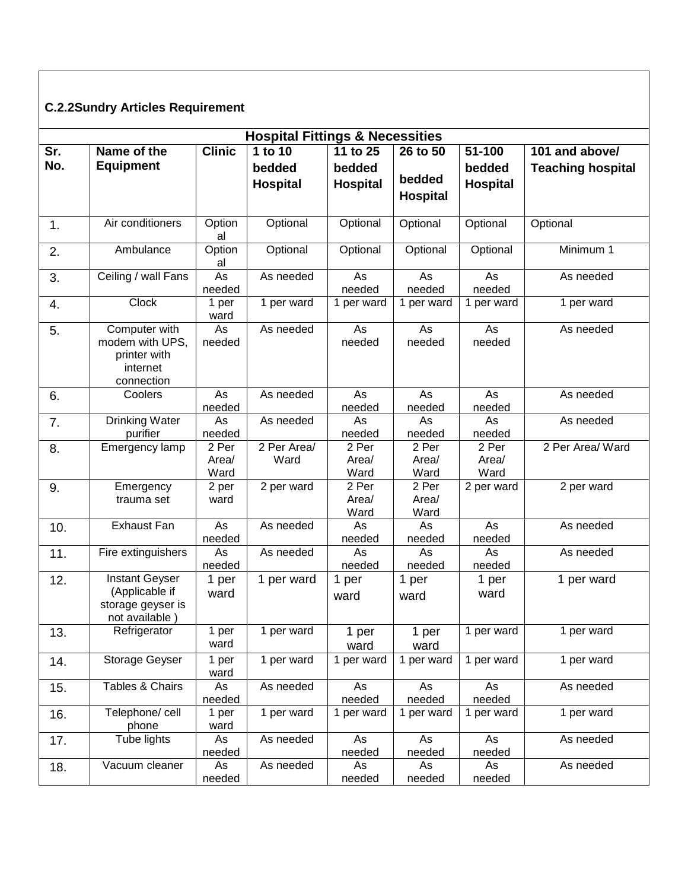### C.2.2Sundry Articles Requirement

| Hospital Fittings & Necessities | | | | | | | |
|---|---|---|---|---|---|---|---|
| **Sr. No.** | **Name of the Equipment** | **Clinic** | **1 to 10 bedded Hospital** | **11 to 25 bedded Hospital** | **26 to 50 bedded Hospital** | **51-100 bedded Hospital** | **101 and above/ Teaching hospital** |
| 1. | Air conditioners | Optional | Optional | Optional | Optional | Optional | Optional |
| 2. | Ambulance | Optional | Optional | Optional | Optional | Optional | Minimum 1 |
| 3. | Ceiling / wall Fans | As needed | As needed | As needed | As needed | As needed | As needed |
| 4. | Clock | 1 per ward | 1 per ward | 1 per ward | 1 per ward | 1 per ward | 1 per ward |
| 5. | Computer with modem with UPS, printer with internet connection | As needed | As needed | As needed | As needed | As needed | As needed |
| 6. | Coolers | As needed | As needed | As needed | As needed | As needed | As needed |
| 7. | Drinking Water purifier | As needed | As needed | As needed | As needed | As needed | As needed |
| 8. | Emergency lamp | 2 Per Area/ Ward | 2 Per Area/ Ward | 2 Per Area/ Ward | 2 Per Area/ Ward | 2 Per Area/ Ward | 2 Per Area/ Ward |
| 9. | Emergency trauma set | 2 per ward | 2 per ward | 2 Per Area/ Ward | 2 Per Area/ Ward | 2 per ward | 2 per ward |
| 10. | Exhaust Fan | As needed | As needed | As needed | As needed | As needed | As needed |
| 11. | Fire extinguishers | As needed | As needed | As needed | As needed | As needed | As needed |
| 12. | Instant Geyser (Applicable if storage geyser is not available ) | 1 per ward | 1 per ward | 1 per ward | 1 per ward | 1 per ward | 1 per ward |
| 13. | Refrigerator | 1 per ward | 1 per ward | 1 per ward | 1 per ward | 1 per ward | 1 per ward |
| 14. | Storage Geyser | 1 per ward | 1 per ward | 1 per ward | 1 per ward | 1 per ward | 1 per ward |
| 15. | Tables & Chairs | As needed | As needed | As needed | As needed | As needed | As needed |
| 16. | Telephone/ cell phone | 1 per ward | 1 per ward | 1 per ward | 1 per ward | 1 per ward | 1 per ward |
| 17. | Tube lights | As needed | As needed | As needed | As needed | As needed | As needed |
| 18. | Vacuum cleaner | As needed | As needed | As needed | As needed | As needed | As needed |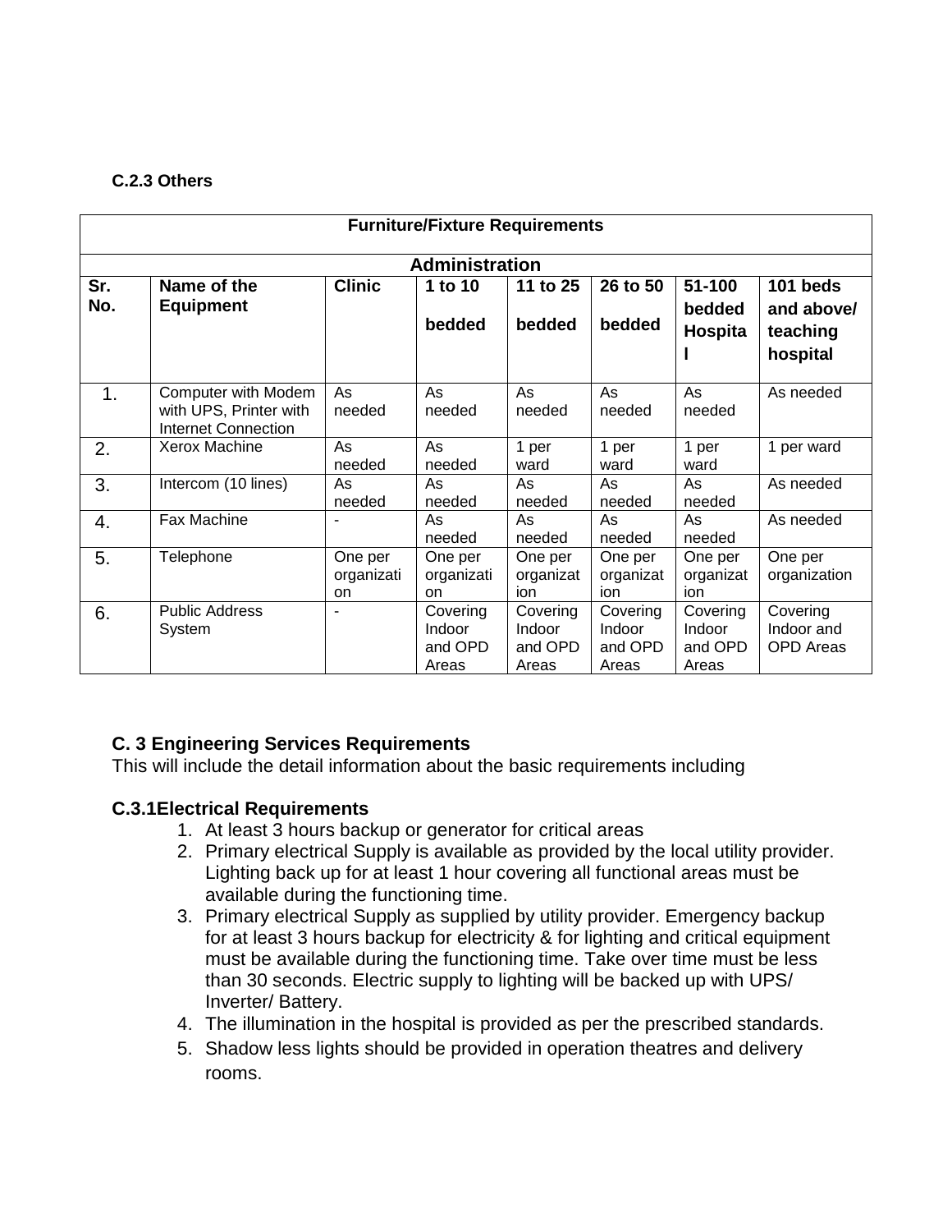### C.2.3 Others

| Furniture/Fixture Requirements | | | | | | | |
|---|---|---|---|---|---|---|---|
| **Administration** | | | | | | | |
| **Sr. No.** | **Name of the Equipment** | **Clinic** | **1 to 10 bedded** | **11 to 25 bedded** | **26 to 50 bedded** | **51-100 bedded Hospital** | **101 beds and above/ teaching hospital** |
| 1. | Computer with Modem with UPS, Printer with Internet Connection | As needed | As needed | As needed | As needed | As needed | As needed |
| 2. | Xerox Machine | As needed | As needed | 1 per ward | 1 per ward | 1 per ward | 1 per ward |
| 3. | Intercom (10 lines) | As needed | As needed | As needed | As needed | As needed | As needed |
| 4. | Fax Machine | - | As needed | As needed | As needed | As needed | As needed |
| 5. | Telephone | One per organization | One per organization | One per organization | One per organization | One per organization | One per organization |
| 6. | Public Address System | - | Covering Indoor and OPD Areas | Covering Indoor and OPD Areas | Covering Indoor and OPD Areas | Covering Indoor and OPD Areas | Covering Indoor and OPD Areas |

## C. 3 Engineering Services Requirements

This will include the detail information about the basic requirements including

### C.3.1Electrical Requirements

1. At least 3 hours backup or generator for critical areas
2. Primary electrical Supply is available as provided by the local utility provider. Lighting back up for at least 1 hour covering all functional areas must be available during the functioning time.
3. Primary electrical Supply as supplied by utility provider. Emergency backup for at least 3 hours backup for electricity & for lighting and critical equipment must be available during the functioning time. Take over time must be less than 30 seconds. Electric supply to lighting will be backed up with UPS/ Inverter/ Battery.
4. The illumination in the hospital is provided as per the prescribed standards.
5. Shadow less lights should be provided in operation theatres and delivery rooms.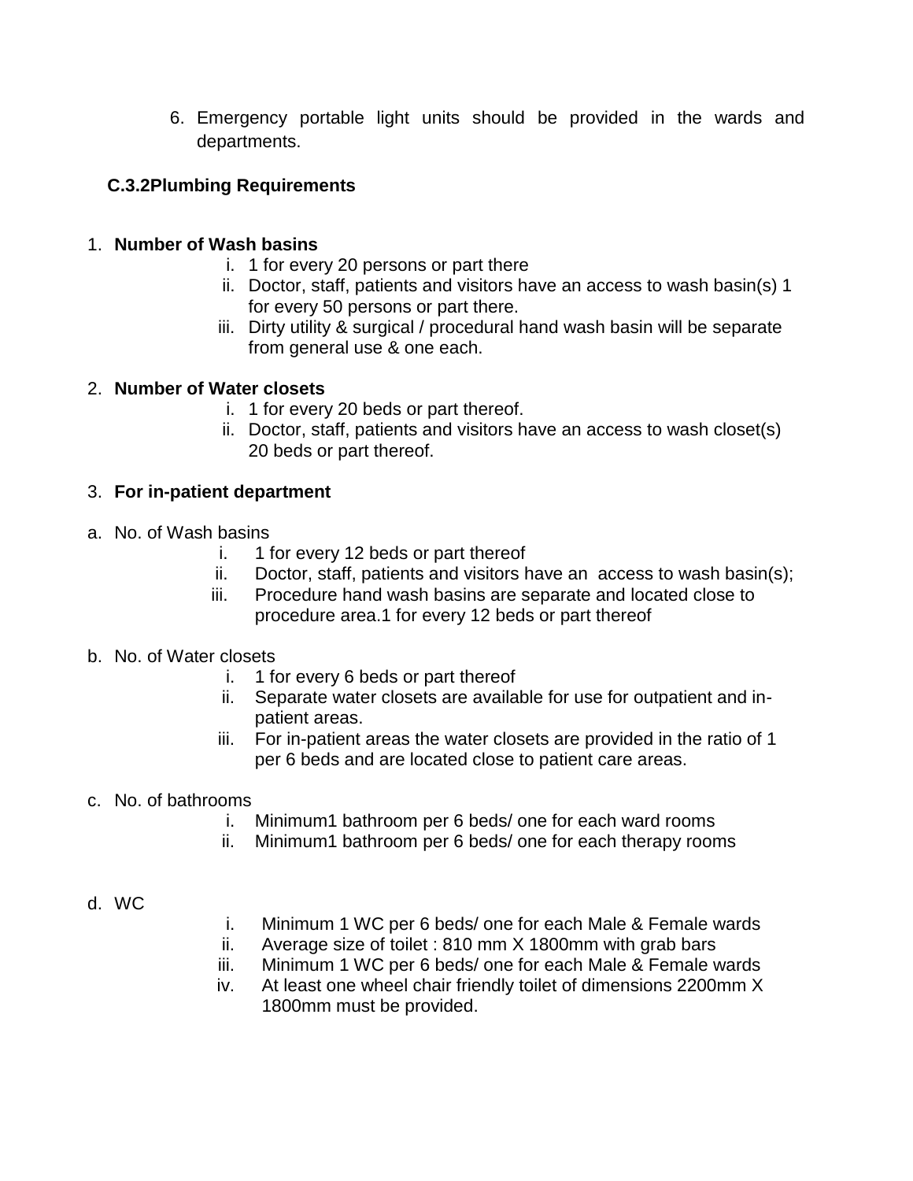6. Emergency portable light units should be provided in the wards and departments.

### C.3.2Plumbing Requirements

1. **Number of Wash basins**
   i. 1 for every 20 persons or part there
   ii. Doctor, staff, patients and visitors have an access to wash basin(s) 1 for every 50 persons or part there.
   iii. Dirty utility & surgical / procedural hand wash basin will be separate from general use & one each.

2. **Number of Water closets**
   i. 1 for every 20 beds or part thereof.
   ii. Doctor, staff, patients and visitors have an access to wash closet(s) 20 beds or part thereof.

3. **For in-patient department**

a. No. of Wash basins
   i. 1 for every 12 beds or part thereof
   ii. Doctor, staff, patients and visitors have an access to wash basin(s);
   iii. Procedure hand wash basins are separate and located close to procedure area.1 for every 12 beds or part thereof

b. No. of Water closets
   i. 1 for every 6 beds or part thereof
   ii. Separate water closets are available for use for outpatient and in-patient areas.
   iii. For in-patient areas the water closets are provided in the ratio of 1 per 6 beds and are located close to patient care areas.

c. No. of bathrooms
   i. Minimum1 bathroom per 6 beds/ one for each ward rooms
   ii. Minimum1 bathroom per 6 beds/ one for each therapy rooms

d. WC
   i. Minimum 1 WC per 6 beds/ one for each Male & Female wards
   ii. Average size of toilet : 810 mm X 1800mm with grab bars
   iii. Minimum 1 WC per 6 beds/ one for each Male & Female wards
   iv. At least one wheel chair friendly toilet of dimensions 2200mm X 1800mm must be provided.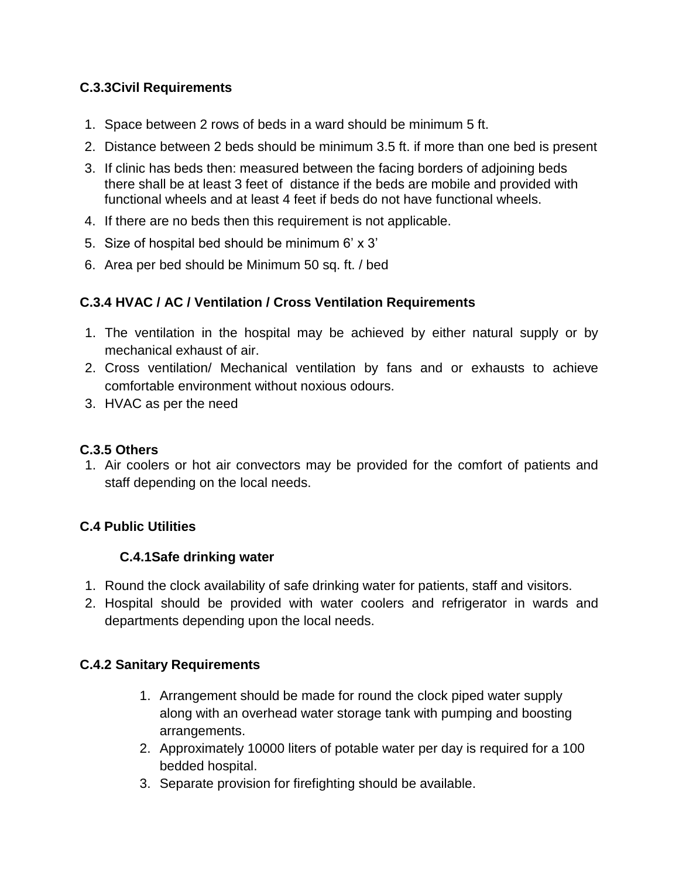### C.3.3Civil Requirements

1. Space between 2 rows of beds in a ward should be minimum 5 ft.
2. Distance between 2 beds should be minimum 3.5 ft. if more than one bed is present
3. If clinic has beds then: measured between the facing borders of adjoining beds there shall be at least 3 feet of distance if the beds are mobile and provided with functional wheels and at least 4 feet if beds do not have functional wheels.
4. If there are no beds then this requirement is not applicable.
5. Size of hospital bed should be minimum 6' x 3'
6. Area per bed should be Minimum 50 sq. ft. / bed

### C.3.4 HVAC / AC / Ventilation / Cross Ventilation Requirements

1. The ventilation in the hospital may be achieved by either natural supply or by mechanical exhaust of air.
2. Cross ventilation/ Mechanical ventilation by fans and or exhausts to achieve comfortable environment without noxious odours.
3. HVAC as per the need

### C.3.5 Others

1. Air coolers or hot air convectors may be provided for the comfort of patients and staff depending on the local needs.

## C.4 Public Utilities

### C.4.1Safe drinking water

1. Round the clock availability of safe drinking water for patients, staff and visitors.
2. Hospital should be provided with water coolers and refrigerator in wards and departments depending upon the local needs.

### C.4.2 Sanitary Requirements

1. Arrangement should be made for round the clock piped water supply along with an overhead water storage tank with pumping and boosting arrangements.
2. Approximately 10000 liters of potable water per day is required for a 100 bedded hospital.
3. Separate provision for firefighting should be available.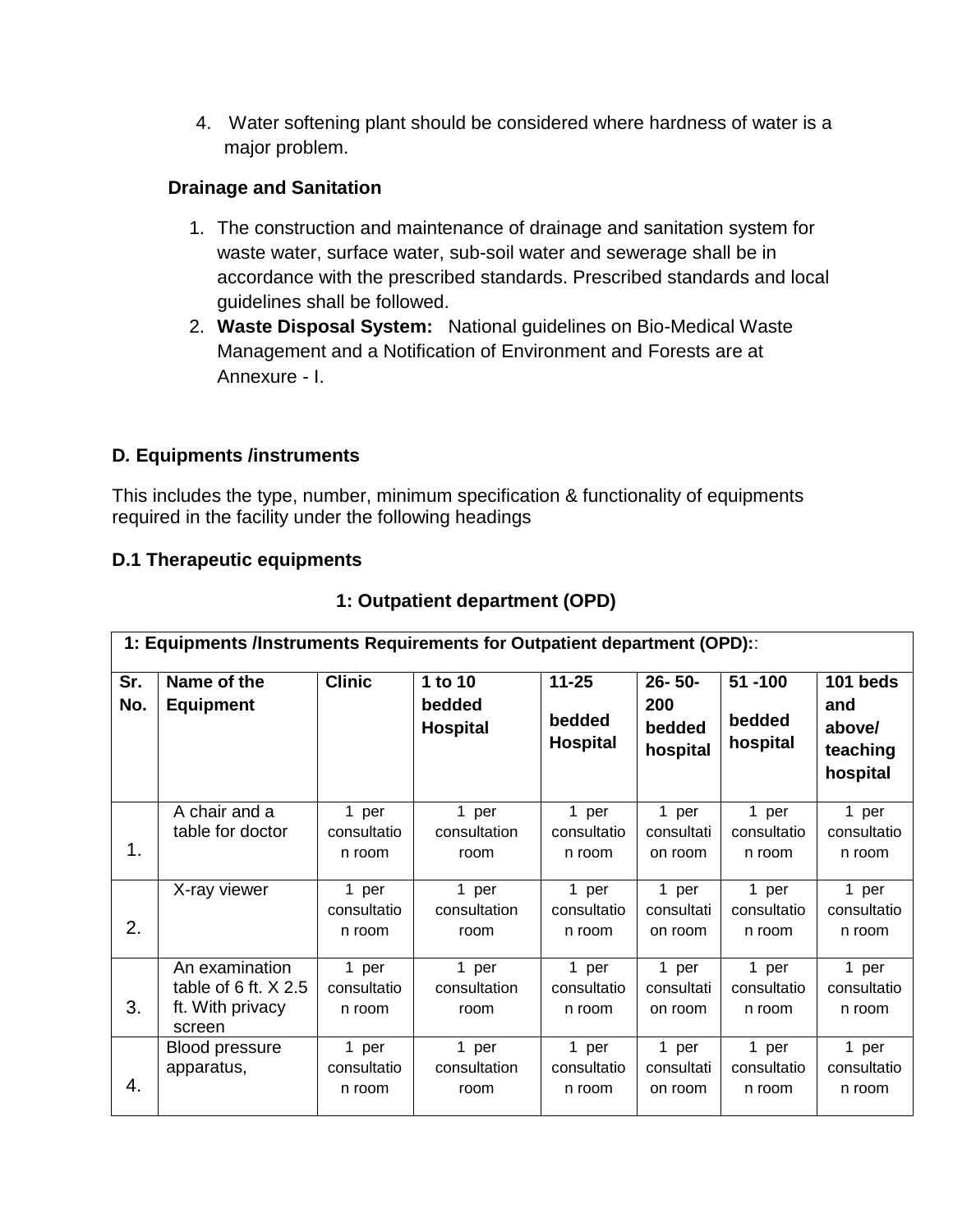4. Water softening plant should be considered where hardness of water is a major problem.

**Drainage and Sanitation**

1. The construction and maintenance of drainage and sanitation system for waste water, surface water, sub-soil water and sewerage shall be in accordance with the prescribed standards. Prescribed standards and local guidelines shall be followed.
2. **Waste Disposal System:** National guidelines on Bio-Medical Waste Management and a Notification of Environment and Forests are at Annexure - I.

## D. Equipments /instruments

This includes the type, number, minimum specification & functionality of equipments required in the facility under the following headings

### D.1 Therapeutic equipments

#### 1: Outpatient department (OPD)

| 1: Equipments /Instruments Requirements for Outpatient department (OPD):: | | | | | | | |
|---|---|---|---|---|---|---|---|
| **Sr. No.** | **Name of the Equipment** | **Clinic** | **1 to 10 bedded Hospital** | **11-25 bedded Hospital** | **26- 50-200 bedded hospital** | **51 -100 bedded hospital** | **101 beds and above/ teaching hospital** |
| 1. | A chair and a table for doctor | 1 per consultation room | 1 per consultation room | 1 per consultation room | 1 per consultation room | 1 per consultation room | 1 per consultation room |
| 2. | X-ray viewer | 1 per consultation room | 1 per consultation room | 1 per consultation room | 1 per consultation room | 1 per consultation room | 1 per consultation room |
| 3. | An examination table of 6 ft. X 2.5 ft. With privacy screen | 1 per consultation room | 1 per consultation room | 1 per consultation room | 1 per consultation room | 1 per consultation room | 1 per consultation room |
| 4. | Blood pressure apparatus, | 1 per consultation room | 1 per consultation room | 1 per consultation room | 1 per consultation room | 1 per consultation room | 1 per consultation room |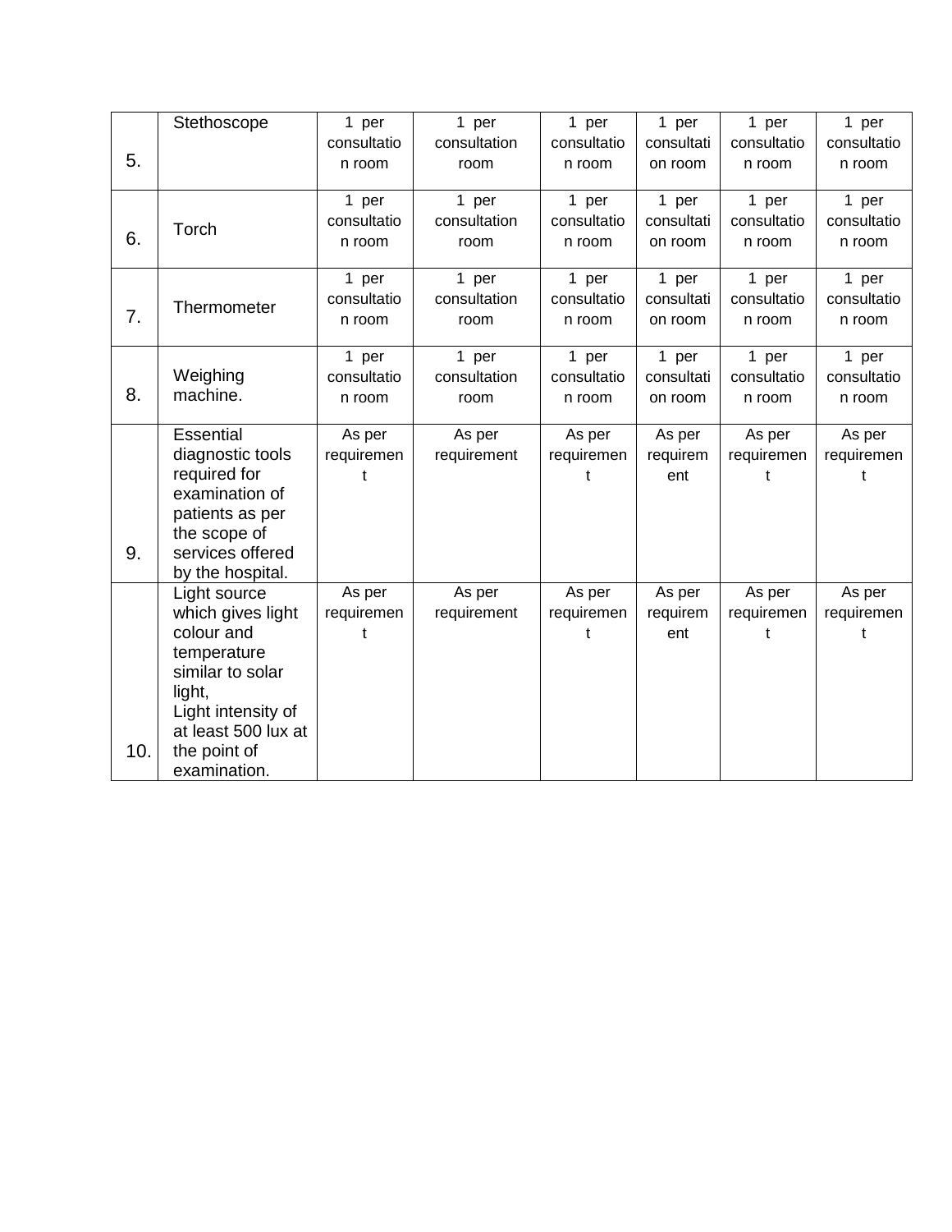| 5. | Stethoscope | 1 per consultation room | 1 per consultation room | 1 per consultation room | 1 per consultation room | 1 per consultation room | 1 per consultation room |
|---|---|---|---|---|---|---|---|
| 6. | Torch | 1 per consultation room | 1 per consultation room | 1 per consultation room | 1 per consultation room | 1 per consultation room | 1 per consultation room |
| 7. | Thermometer | 1 per consultation room | 1 per consultation room | 1 per consultation room | 1 per consultation room | 1 per consultation room | 1 per consultation room |
| 8. | Weighing machine. | 1 per consultation room | 1 per consultation room | 1 per consultation room | 1 per consultation room | 1 per consultation room | 1 per consultation room |
| 9. | Essential diagnostic tools required for examination of patients as per the scope of services offered by the hospital. | As per requirement | As per requirement | As per requirement | As per requirement | As per requirement | As per requirement |
| 10. | Light source which gives light colour and temperature similar to solar light, Light intensity of at least 500 lux at the point of examination. | As per requirement | As per requirement | As per requirement | As per requirement | As per requirement | As per requirement |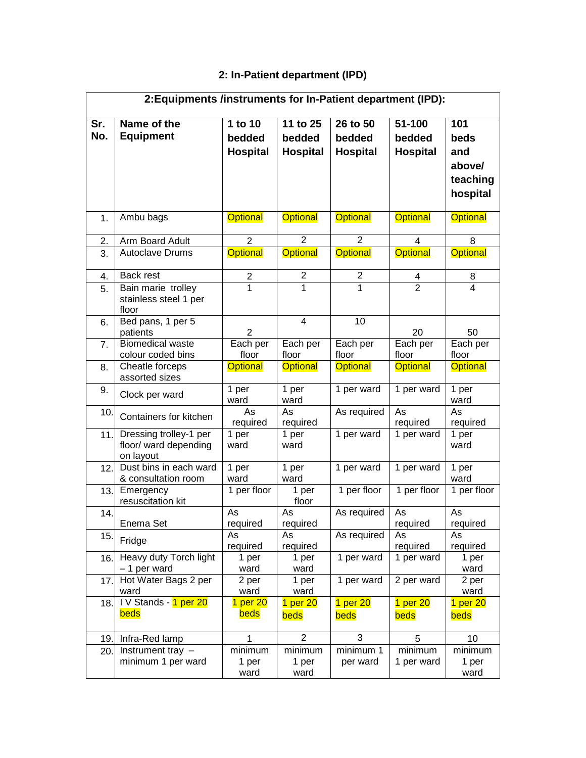## 2: In-Patient department (IPD)

| 2:Equipments /instruments for In-Patient department (IPD): | | | | | | |
|---|---|---|---|---|---|---|
| **Sr. No.** | **Name of the Equipment** | **1 to 10 bedded Hospital** | **11 to 25 bedded Hospital** | **26 to 50 bedded Hospital** | **51-100 bedded Hospital** | **101 beds and above/ teaching hospital** |
| 1. | Ambu bags | Optional | Optional | Optional | Optional | Optional |
| 2. | Arm Board Adult | 2 | 2 | 2 | 4 | 8 |
| 3. | Autoclave Drums | Optional | Optional | Optional | Optional | Optional |
| 4. | Back rest | 2 | 2 | 2 | 4 | 8 |
| 5. | Bain marie trolley stainless steel 1 per floor | 1 | 1 | 1 | 2 | 4 |
| 6. | Bed pans, 1 per 5 patients | 2 | 4 | 10 | 20 | 50 |
| 7. | Biomedical waste colour coded bins | Each per floor | Each per floor | Each per floor | Each per floor | Each per floor |
| 8. | Cheatle forceps assorted sizes | Optional | Optional | Optional | Optional | Optional |
| 9. | Clock per ward | 1 per ward | 1 per ward | 1 per ward | 1 per ward | 1 per ward |
| 10. | Containers for kitchen | As required | As required | As required | As required | As required |
| 11. | Dressing trolley-1 per floor/ ward depending on layout | 1 per ward | 1 per ward | 1 per ward | 1 per ward | 1 per ward |
| 12. | Dust bins in each ward & consultation room | 1 per ward | 1 per ward | 1 per ward | 1 per ward | 1 per ward |
| 13. | Emergency resuscitation kit | 1 per floor | 1 per floor | 1 per floor | 1 per floor | 1 per floor |
| 14. | Enema Set | As required | As required | As required | As required | As required |
| 15. | Fridge | As required | As required | As required | As required | As required |
| 16. | Heavy duty Torch light – 1 per ward | 1 per ward | 1 per ward | 1 per ward | 1 per ward | 1 per ward |
| 17. | Hot Water Bags 2 per ward | 2 per ward | 1 per ward | 1 per ward | 2 per ward | 2 per ward |
| 18. | I V Stands - 1 per 20 beds | 1 per 20 beds | 1 per 20 beds | 1 per 20 beds | 1 per 20 beds | 1 per 20 beds |
| 19. | Infra-Red lamp | 1 | 2 | 3 | 5 | 10 |
| 20. | Instrument tray – minimum 1 per ward | minimum 1 per ward | minimum 1 per ward | minimum 1 per ward | minimum 1 per ward | minimum 1 per ward |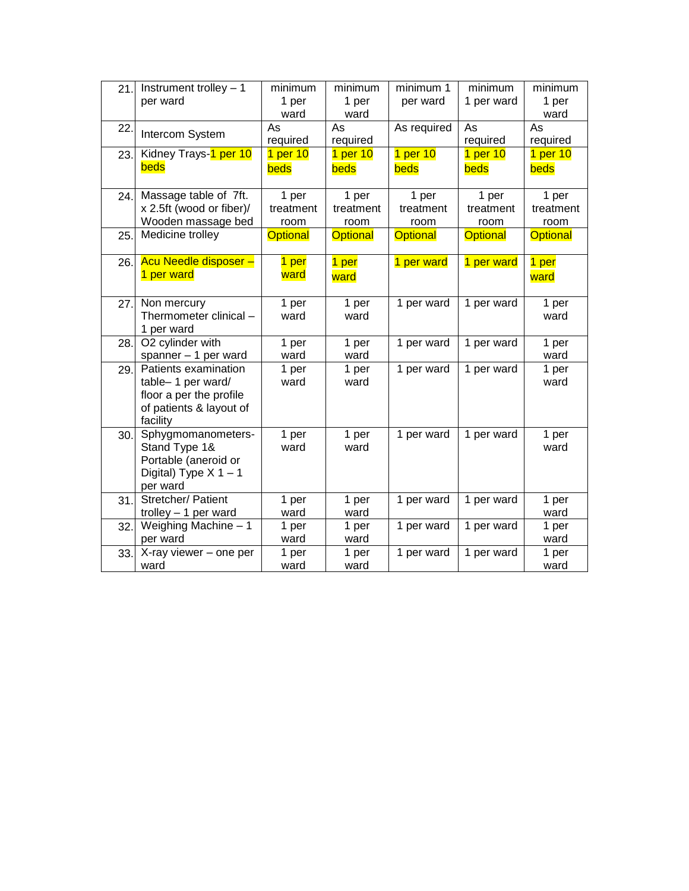| 21. | Instrument trolley – 1 per ward | minimum 1 per ward | minimum 1 per ward | minimum 1 per ward | minimum 1 per ward | minimum 1 per ward |
|---|---|---|---|---|---|---|
| 22. | Intercom System | As required | As required | As required | As required | As required |
| 23. | Kidney Trays-1 per 10 beds | 1 per 10 beds | 1 per 10 beds | 1 per 10 beds | 1 per 10 beds | 1 per 10 beds |
| 24. | Massage table of 7ft. x 2.5ft (wood or fiber)/ Wooden massage bed | 1 per treatment room | 1 per treatment room | 1 per treatment room | 1 per treatment room | 1 per treatment room |
| 25. | Medicine trolley | Optional | Optional | Optional | Optional | Optional |
| 26. | Acu Needle disposer – 1 per ward | 1 per ward | 1 per ward | 1 per ward | 1 per ward | 1 per ward |
| 27. | Non mercury Thermometer clinical – 1 per ward | 1 per ward | 1 per ward | 1 per ward | 1 per ward | 1 per ward |
| 28. | O2 cylinder with spanner – 1 per ward | 1 per ward | 1 per ward | 1 per ward | 1 per ward | 1 per ward |
| 29. | Patients examination table– 1 per ward/ floor a per the profile of patients & layout of facility | 1 per ward | 1 per ward | 1 per ward | 1 per ward | 1 per ward |
| 30. | Sphygmomanometers- Stand Type 1& Portable (aneroid or Digital) Type X 1 – 1 per ward | 1 per ward | 1 per ward | 1 per ward | 1 per ward | 1 per ward |
| 31. | Stretcher/ Patient trolley – 1 per ward | 1 per ward | 1 per ward | 1 per ward | 1 per ward | 1 per ward |
| 32. | Weighing Machine – 1 per ward | 1 per ward | 1 per ward | 1 per ward | 1 per ward | 1 per ward |
| 33. | X-ray viewer – one per ward | 1 per ward | 1 per ward | 1 per ward | 1 per ward | 1 per ward |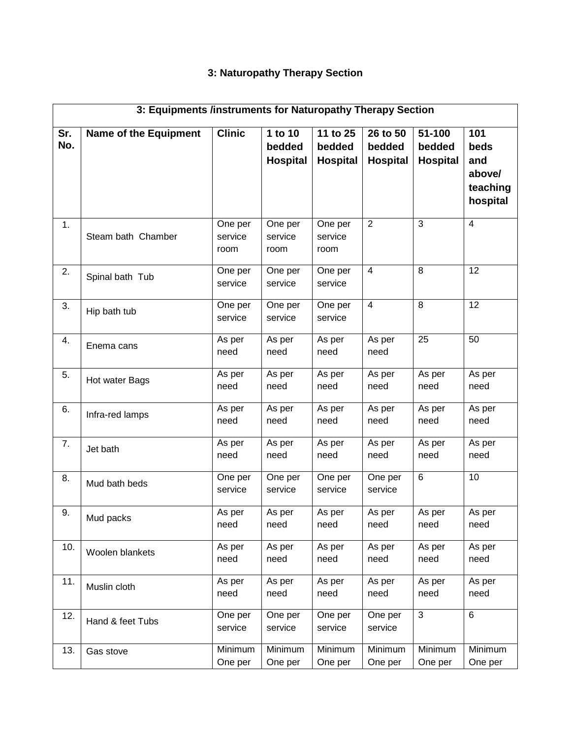### 3: Naturopathy Therapy Section

| 3: Equipments /instruments for Naturopathy Therapy Section | | | | | | | |
|---|---|---|---|---|---|---|---|
| Sr. No. | Name of the Equipment | Clinic | 1 to 10 bedded Hospital | 11 to 25 bedded Hospital | 26 to 50 bedded Hospital | 51-100 bedded Hospital | 101 beds and above/ teaching hospital |
| 1. | Steam bath Chamber | One per service room | One per service room | One per service room | 2 | 3 | 4 |
| 2. | Spinal bath Tub | One per service | One per service | One per service | 4 | 8 | 12 |
| 3. | Hip bath tub | One per service | One per service | One per service | 4 | 8 | 12 |
| 4. | Enema cans | As per need | As per need | As per need | As per need | 25 | 50 |
| 5. | Hot water Bags | As per need | As per need | As per need | As per need | As per need | As per need |
| 6. | Infra-red lamps | As per need | As per need | As per need | As per need | As per need | As per need |
| 7. | Jet bath | As per need | As per need | As per need | As per need | As per need | As per need |
| 8. | Mud bath beds | One per service | One per service | One per service | One per service | 6 | 10 |
| 9. | Mud packs | As per need | As per need | As per need | As per need | As per need | As per need |
| 10. | Woolen blankets | As per need | As per need | As per need | As per need | As per need | As per need |
| 11. | Muslin cloth | As per need | As per need | As per need | As per need | As per need | As per need |
| 12. | Hand & feet Tubs | One per service | One per service | One per service | One per service | 3 | 6 |
| 13. | Gas stove | Minimum One per | Minimum One per | Minimum One per | Minimum One per | Minimum One per | Minimum One per |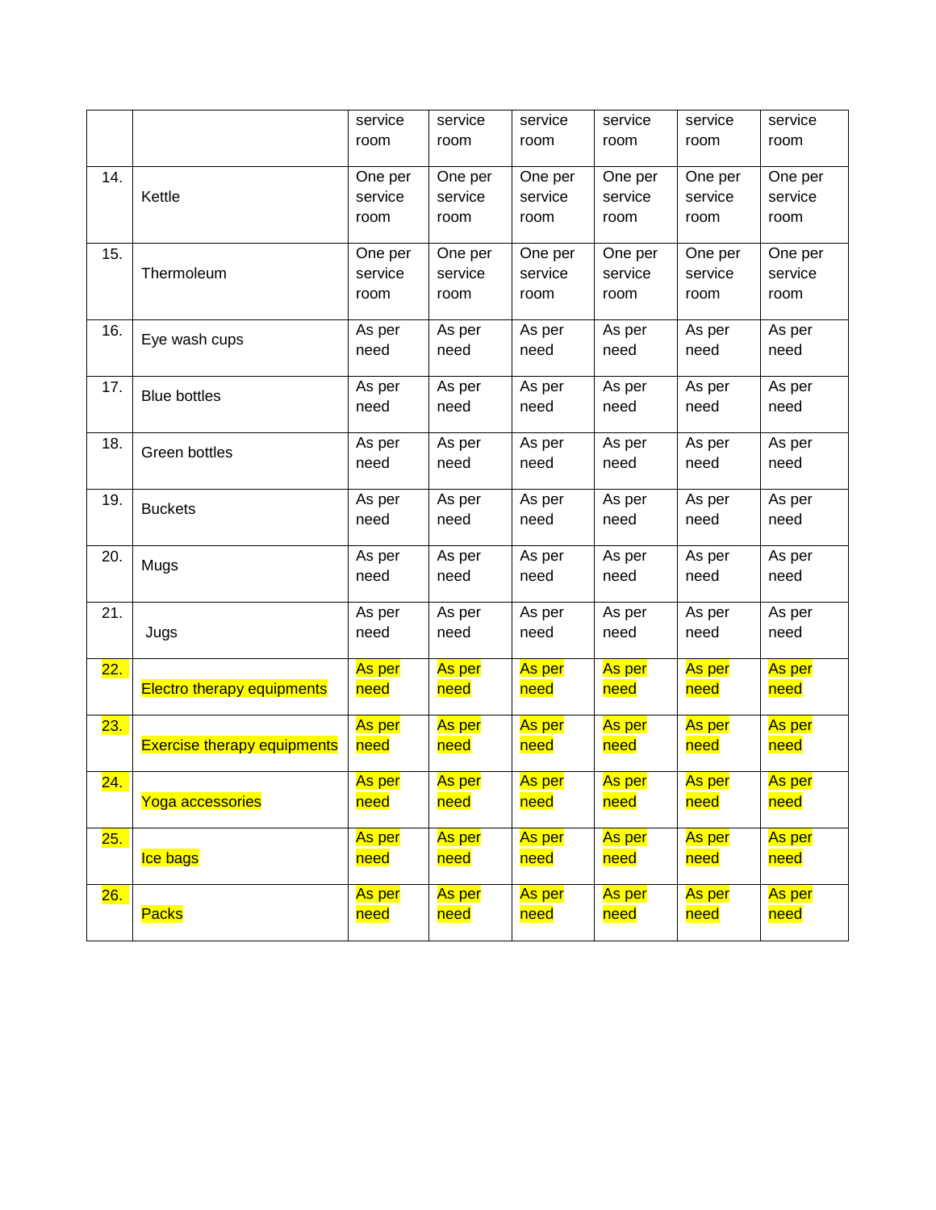| | | service room | service room | service room | service room | service room | service room |
|---|---|---|---|---|---|---|---|
| 14. | Kettle | One per service room | One per service room | One per service room | One per service room | One per service room | One per service room |
| 15. | Thermoleum | One per service room | One per service room | One per service room | One per service room | One per service room | One per service room |
| 16. | Eye wash cups | As per need | As per need | As per need | As per need | As per need | As per need |
| 17. | Blue bottles | As per need | As per need | As per need | As per need | As per need | As per need |
| 18. | Green bottles | As per need | As per need | As per need | As per need | As per need | As per need |
| 19. | Buckets | As per need | As per need | As per need | As per need | As per need | As per need |
| 20. | Mugs | As per need | As per need | As per need | As per need | As per need | As per need |
| 21. | Jugs | As per need | As per need | As per need | As per need | As per need | As per need |
| 22. | Electro therapy equipments | As per need | As per need | As per need | As per need | As per need | As per need |
| 23. | Exercise therapy equipments | As per need | As per need | As per need | As per need | As per need | As per need |
| 24. | Yoga accessories | As per need | As per need | As per need | As per need | As per need | As per need |
| 25. | Ice bags | As per need | As per need | As per need | As per need | As per need | As per need |
| 26. | Packs | As per need | As per need | As per need | As per need | As per need | As per need |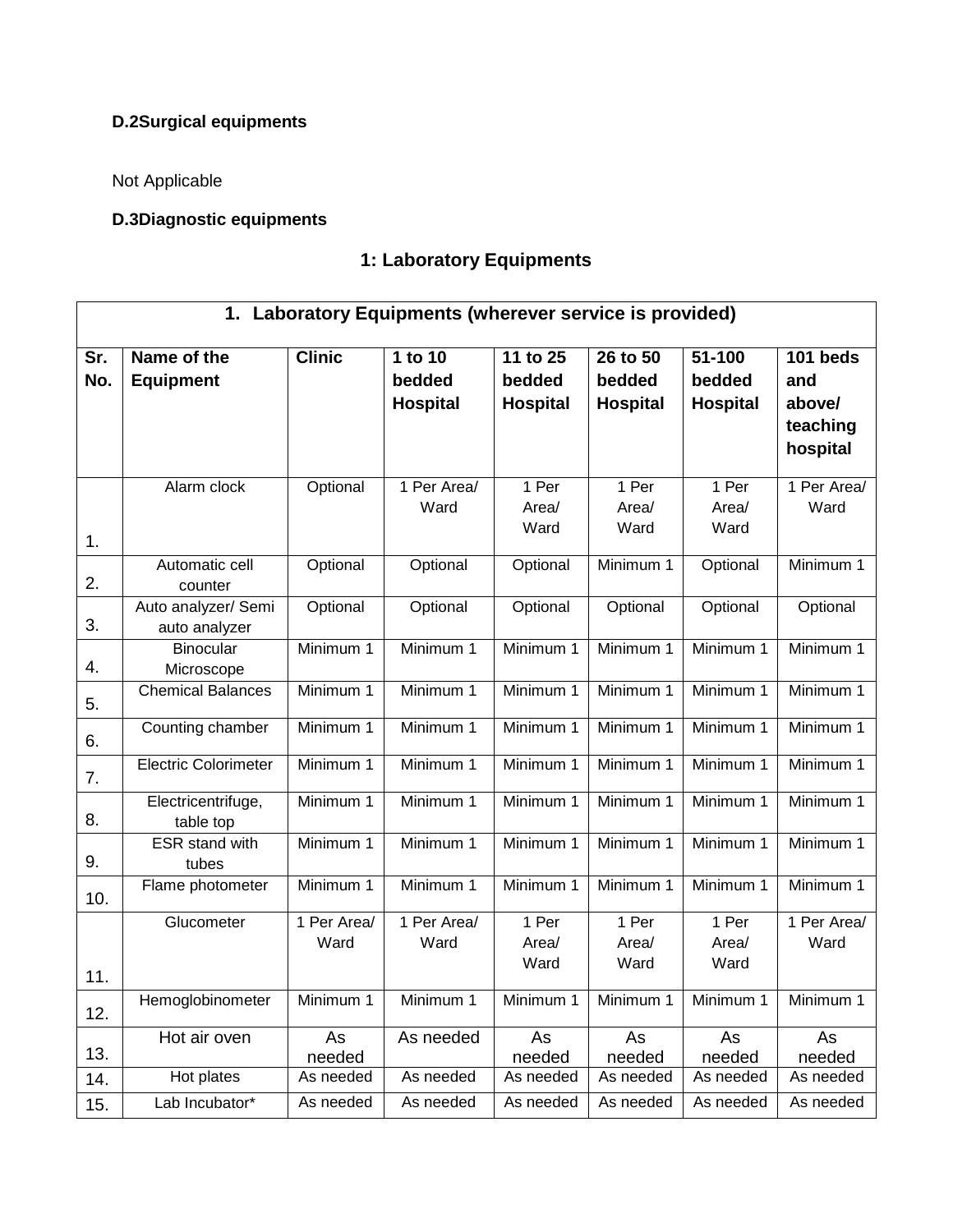**D.2Surgical equipments**

Not Applicable

**D.3Diagnostic equipments**

## 1: Laboratory Equipments

| 1. Laboratory Equipments (wherever service is provided) | | | | | | | |
|---|---|---|---|---|---|---|---|
| **Sr. No.** | **Name of the Equipment** | **Clinic** | **1 to 10 bedded Hospital** | **11 to 25 bedded Hospital** | **26 to 50 bedded Hospital** | **51-100 bedded Hospital** | **101 beds and above/ teaching hospital** |
| 1. | Alarm clock | Optional | 1 Per Area/ Ward | 1 Per Area/ Ward | 1 Per Area/ Ward | 1 Per Area/ Ward | 1 Per Area/ Ward |
| 2. | Automatic cell counter | Optional | Optional | Optional | Minimum 1 | Optional | Minimum 1 |
| 3. | Auto analyzer/ Semi auto analyzer | Optional | Optional | Optional | Optional | Optional | Optional |
| 4. | Binocular Microscope | Minimum 1 | Minimum 1 | Minimum 1 | Minimum 1 | Minimum 1 | Minimum 1 |
| 5. | Chemical Balances | Minimum 1 | Minimum 1 | Minimum 1 | Minimum 1 | Minimum 1 | Minimum 1 |
| 6. | Counting chamber | Minimum 1 | Minimum 1 | Minimum 1 | Minimum 1 | Minimum 1 | Minimum 1 |
| 7. | Electric Colorimeter | Minimum 1 | Minimum 1 | Minimum 1 | Minimum 1 | Minimum 1 | Minimum 1 |
| 8. | Electricentrifuge, table top | Minimum 1 | Minimum 1 | Minimum 1 | Minimum 1 | Minimum 1 | Minimum 1 |
| 9. | ESR stand with tubes | Minimum 1 | Minimum 1 | Minimum 1 | Minimum 1 | Minimum 1 | Minimum 1 |
| 10. | Flame photometer | Minimum 1 | Minimum 1 | Minimum 1 | Minimum 1 | Minimum 1 | Minimum 1 |
| 11. | Glucometer | 1 Per Area/ Ward | 1 Per Area/ Ward | 1 Per Area/ Ward | 1 Per Area/ Ward | 1 Per Area/ Ward | 1 Per Area/ Ward |
| 12. | Hemoglobinometer | Minimum 1 | Minimum 1 | Minimum 1 | Minimum 1 | Minimum 1 | Minimum 1 |
| 13. | Hot air oven | As needed | As needed | As needed | As needed | As needed | As needed |
| 14. | Hot plates | As needed | As needed | As needed | As needed | As needed | As needed |
| 15. | Lab Incubator* | As needed | As needed | As needed | As needed | As needed | As needed |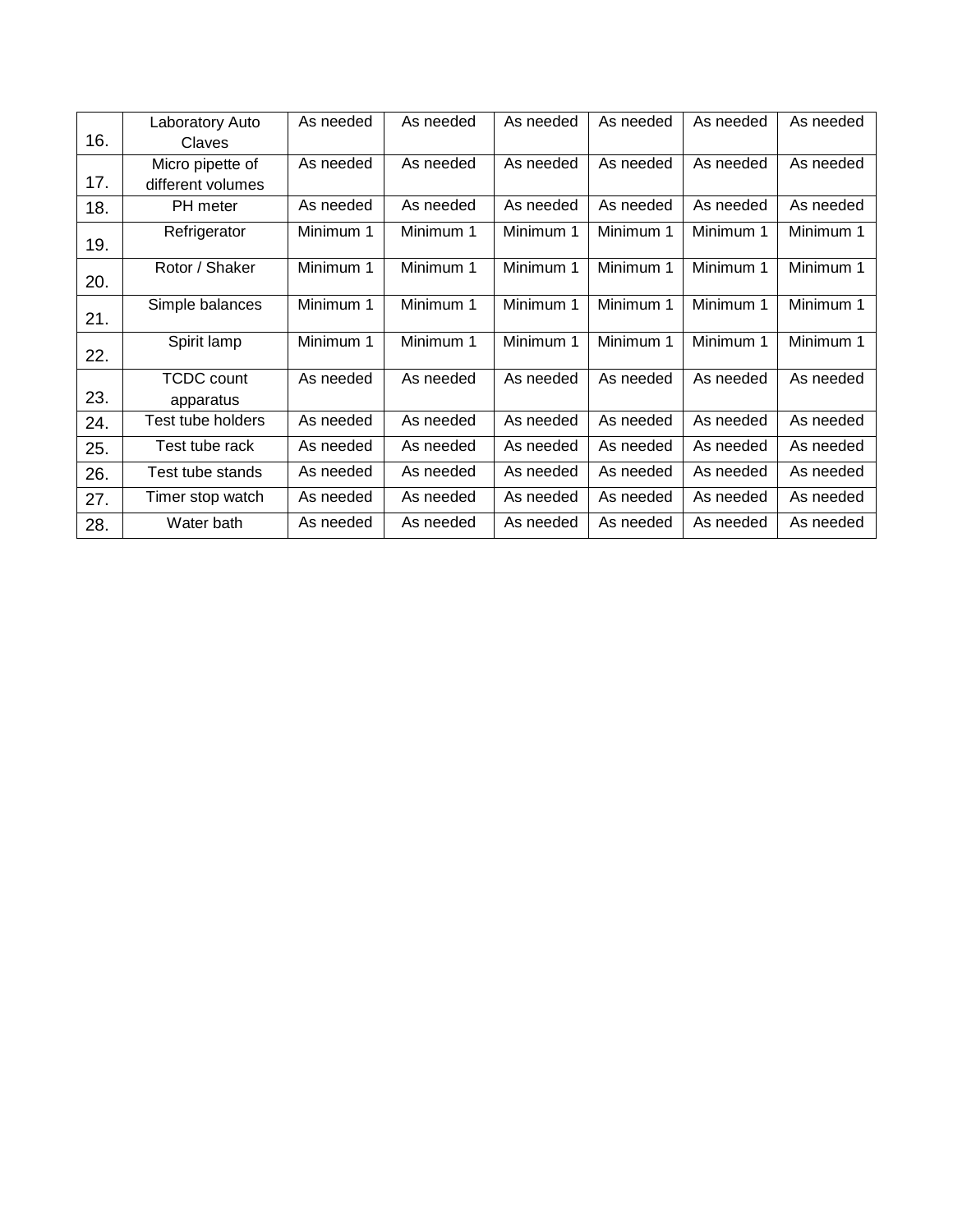| | | | | | | | |
|---|---|---|---|---|---|---|---|
| 16. | Laboratory Auto Claves | As needed | As needed | As needed | As needed | As needed | As needed |
| 17. | Micro pipette of different volumes | As needed | As needed | As needed | As needed | As needed | As needed |
| 18. | PH meter | As needed | As needed | As needed | As needed | As needed | As needed |
| 19. | Refrigerator | Minimum 1 | Minimum 1 | Minimum 1 | Minimum 1 | Minimum 1 | Minimum 1 |
| 20. | Rotor / Shaker | Minimum 1 | Minimum 1 | Minimum 1 | Minimum 1 | Minimum 1 | Minimum 1 |
| 21. | Simple balances | Minimum 1 | Minimum 1 | Minimum 1 | Minimum 1 | Minimum 1 | Minimum 1 |
| 22. | Spirit lamp | Minimum 1 | Minimum 1 | Minimum 1 | Minimum 1 | Minimum 1 | Minimum 1 |
| 23. | TCDC count apparatus | As needed | As needed | As needed | As needed | As needed | As needed |
| 24. | Test tube holders | As needed | As needed | As needed | As needed | As needed | As needed |
| 25. | Test tube rack | As needed | As needed | As needed | As needed | As needed | As needed |
| 26. | Test tube stands | As needed | As needed | As needed | As needed | As needed | As needed |
| 27. | Timer stop watch | As needed | As needed | As needed | As needed | As needed | As needed |
| 28. | Water bath | As needed | As needed | As needed | As needed | As needed | As needed |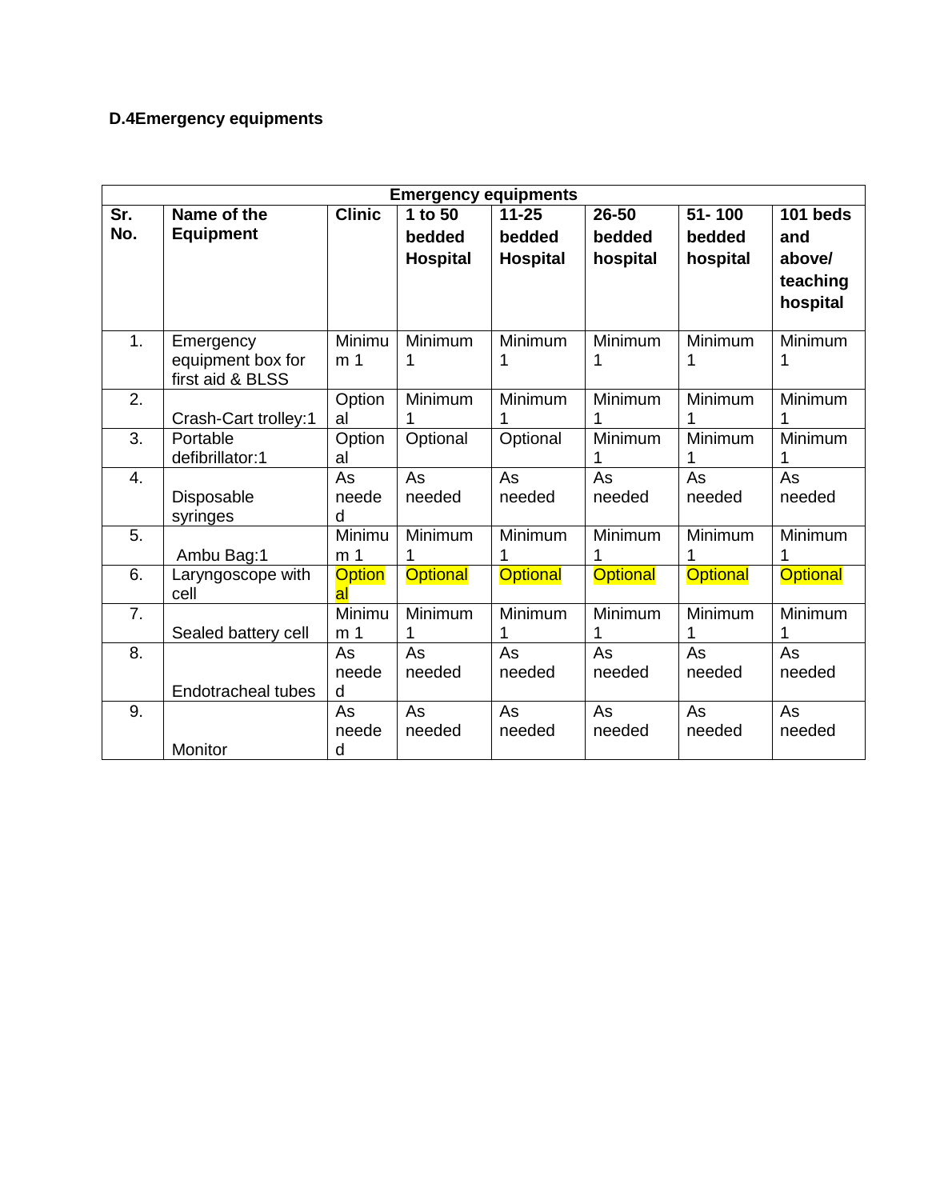**D.4Emergency equipments**

| Emergency equipments | | | | | | | |
|---|---|---|---|---|---|---|---|
| **Sr. No.** | **Name of the Equipment** | **Clinic** | **1 to 50 bedded Hospital** | **11-25 bedded Hospital** | **26-50 bedded hospital** | **51- 100 bedded hospital** | **101 beds and above/ teaching hospital** |
| 1. | Emergency equipment box for first aid & BLSS | Minimum 1 | Minimum 1 | Minimum 1 | Minimum 1 | Minimum 1 | Minimum 1 |
| 2. | Crash-Cart trolley:1 | Optional | Minimum 1 | Minimum 1 | Minimum 1 | Minimum 1 | Minimum 1 |
| 3. | Portable defibrillator:1 | Optional | Optional | Optional | Minimum 1 | Minimum 1 | Minimum 1 |
| 4. | Disposable syringes | As needed | As needed | As needed | As needed | As needed | As needed |
| 5. | Ambu Bag:1 | Minimum 1 | Minimum 1 | Minimum 1 | Minimum 1 | Minimum 1 | Minimum 1 |
| 6. | Laryngoscope with cell | Optional | Optional | Optional | Optional | Optional | Optional |
| 7. | Sealed battery cell | Minimum 1 | Minimum 1 | Minimum 1 | Minimum 1 | Minimum 1 | Minimum 1 |
| 8. | Endotracheal tubes | As needed | As needed | As needed | As needed | As needed | As needed |
| 9. | Monitor | As needed | As needed | As needed | As needed | As needed | As needed |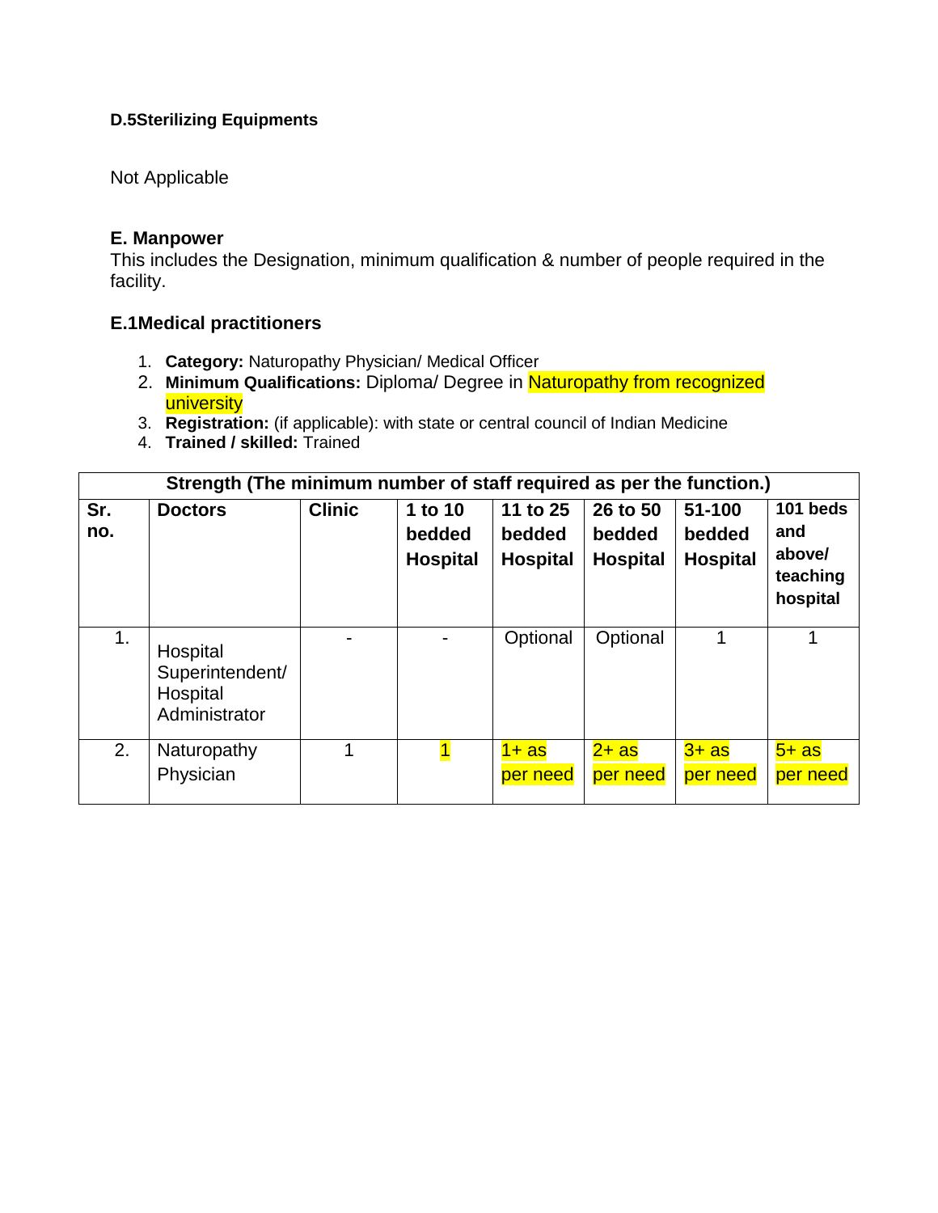#### D.5Sterilizing Equipments

Not Applicable

### E. Manpower

This includes the Designation, minimum qualification & number of people required in the facility.

### E.1Medical practitioners

1. **Category:** Naturopathy Physician/ Medical Officer
2. **Minimum Qualifications:** Diploma/ Degree in Naturopathy from recognized university
3. **Registration:** (if applicable): with state or central council of Indian Medicine
4. **Trained / skilled:** Trained

| Strength (The minimum number of staff required as per the function.) | | | | | | | |
|---|---|---|---|---|---|---|---|
| **Sr. no.** | **Doctors** | **Clinic** | **1 to 10 bedded Hospital** | **11 to 25 bedded Hospital** | **26 to 50 bedded Hospital** | **51-100 bedded Hospital** | **101 beds and above/ teaching hospital** |
| 1. | Hospital Superintendent/ Hospital Administrator | - | - | Optional | Optional | 1 | 1 |
| 2. | Naturopathy Physician | 1 | 1 | 1+ as per need | 2+ as per need | 3+ as per need | 5+ as per need |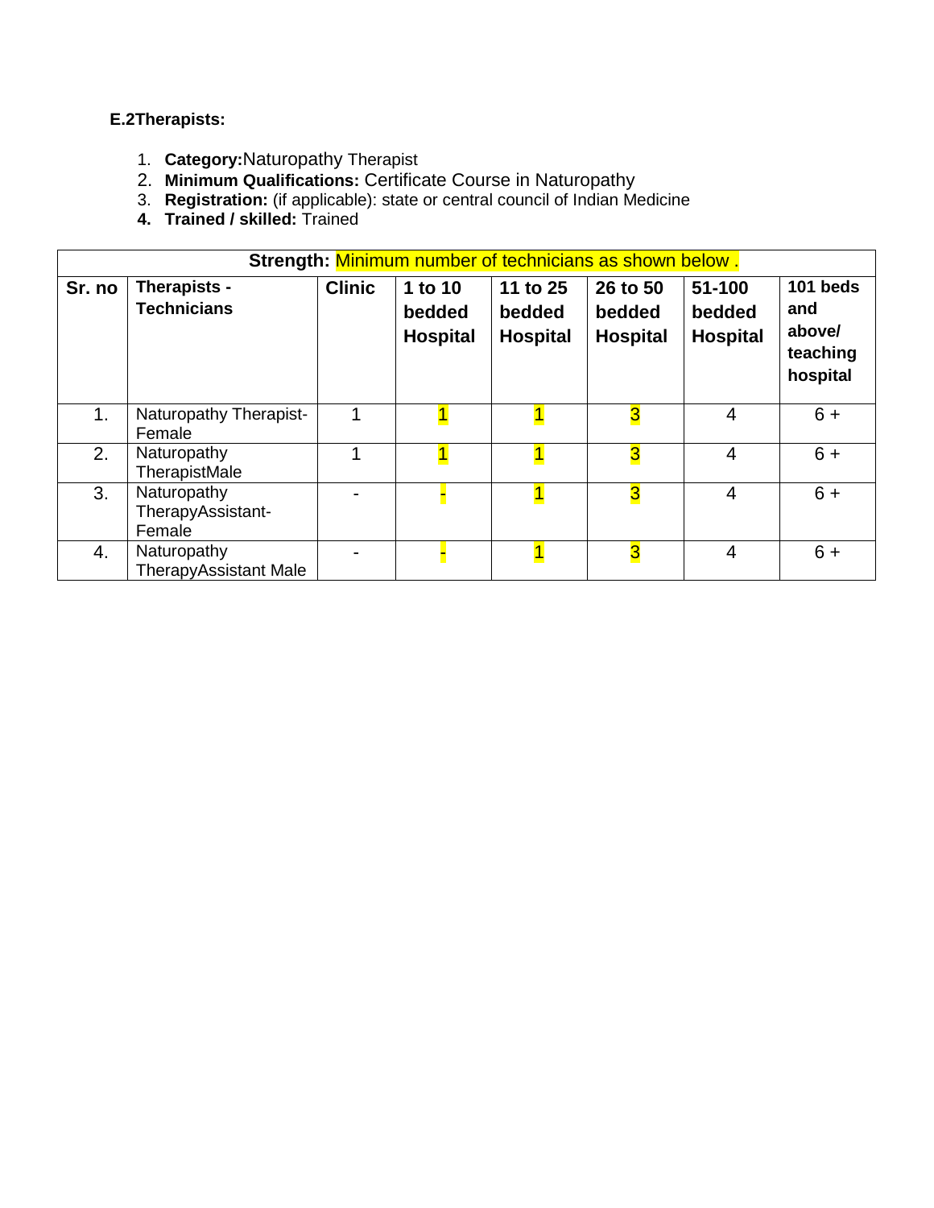**E.2Therapists:**

1. **Category:**Naturopathy Therapist
2. **Minimum Qualifications:** Certificate Course in Naturopathy
3. **Registration:** (if applicable): state or central council of Indian Medicine
4. **Trained / skilled:** Trained

| **Strength:** Minimum number of technicians as shown below . | | | | | | | |
|---|---|---|---|---|---|---|---|
| **Sr. no** | **Therapists - Technicians** | **Clinic** | **1 to 10 bedded Hospital** | **11 to 25 bedded Hospital** | **26 to 50 bedded Hospital** | **51-100 bedded Hospital** | **101 beds and above/ teaching hospital** |
| 1. | Naturopathy Therapist-Female | 1 | 1 | 1 | 3 | 4 | 6 + |
| 2. | Naturopathy TherapistMale | 1 | 1 | 1 | 3 | 4 | 6 + |
| 3. | Naturopathy TherapyAssistant-Female | - | - | 1 | 3 | 4 | 6 + |
| 4. | Naturopathy TherapyAssistant Male | - | - | 1 | 3 | 4 | 6 + |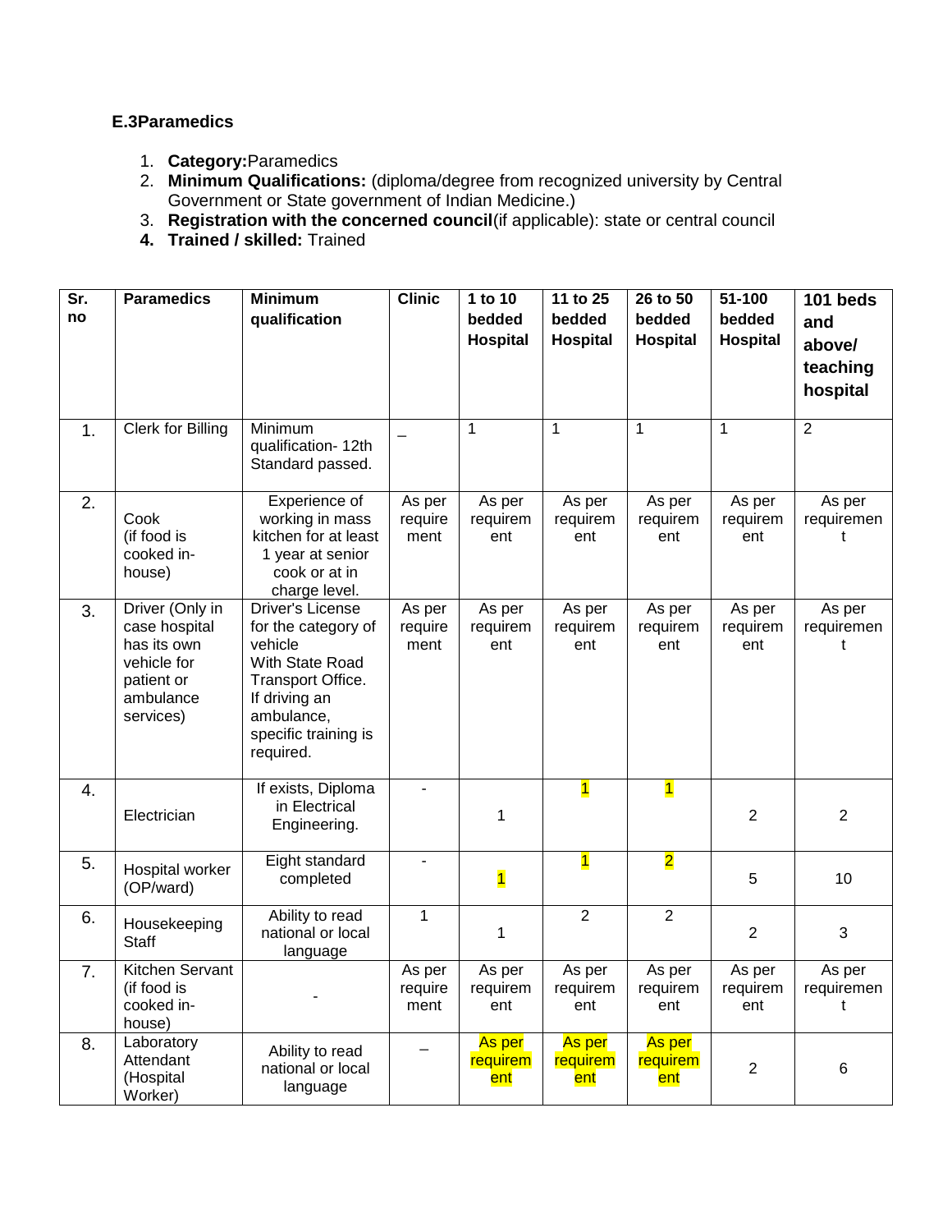**E.3Paramedics**

1. **Category:**Paramedics
2. **Minimum Qualifications:** (diploma/degree from recognized university by Central Government or State government of Indian Medicine.)
3. **Registration with the concerned council**(if applicable): state or central council
4. **Trained / skilled:** Trained

| Sr. no | Paramedics | Minimum qualification | Clinic | 1 to 10 bedded Hospital | 11 to 25 bedded Hospital | 26 to 50 bedded Hospital | 51-100 bedded Hospital | 101 beds and above/ teaching hospital |
|---|---|---|---|---|---|---|---|---|
| 1. | Clerk for Billing | Minimum qualification- 12th Standard passed. | – | 1 | 1 | 1 | 1 | 2 |
| 2. | Cook (if food is cooked in-house) | Experience of working in mass kitchen for at least 1 year at senior cook or at in charge level. | As per requirement | As per requirement | As per requirement | As per requirement | As per requirement | As per requirement |
| 3. | Driver (Only in case hospital has its own vehicle for patient or ambulance services) | Driver's License for the category of vehicle With State Road Transport Office. If driving an ambulance, specific training is required. | As per requirement | As per requirement | As per requirement | As per requirement | As per requirement | As per requirement |
| 4. | Electrician | If exists, Diploma in Electrical Engineering. | - | 1 | 1 | 1 | 2 | 2 |
| 5. | Hospital worker (OP/ward) | Eight standard completed | - | 1 | 1 | 2 | 5 | 10 |
| 6. | Housekeeping Staff | Ability to read national or local language | 1 | 1 | 2 | 2 | 2 | 3 |
| 7. | Kitchen Servant (if food is cooked in-house) | - | As per requirement | As per requirement | As per requirement | As per requirement | As per requirement | As per requirement |
| 8. | Laboratory Attendant (Hospital Worker) | Ability to read national or local language | – | As per requirement | As per requirement | As per requirement | 2 | 6 |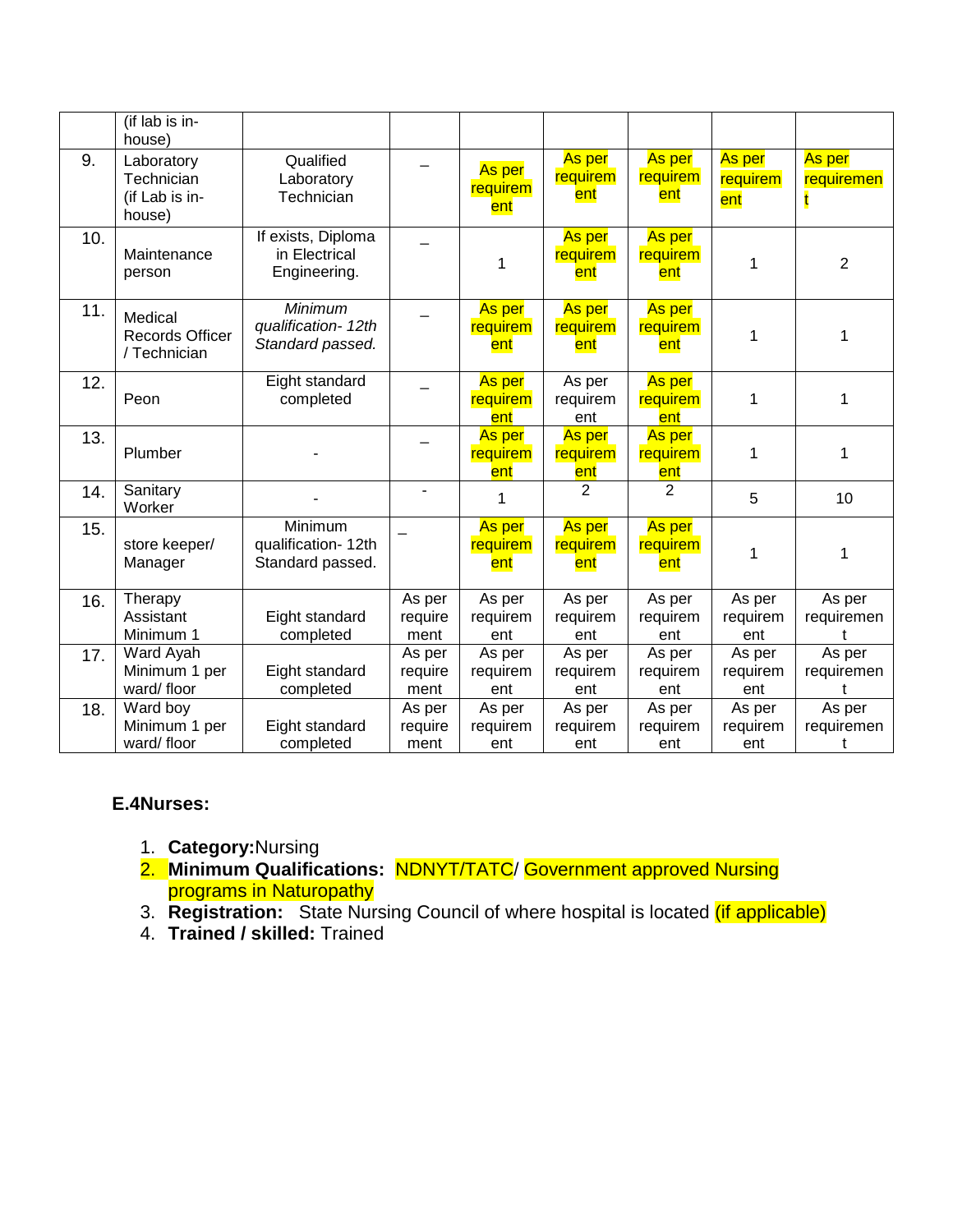| | (if lab is in-house) | | | | | | | |
|---|---|---|---|---|---|---|---|---|
| 9. | Laboratory Technician (if Lab is in-house) | Qualified Laboratory Technician | – | As per requirement | As per requirement | As per requirement | As per requirement | As per requirement |
| 10. | Maintenance person | If exists, Diploma in Electrical Engineering. | – | 1 | As per requirement | As per requirement | 1 | 2 |
| 11. | Medical Records Officer / Technician | *Minimum qualification- 12th Standard passed.* | – | As per requirement | As per requirement | As per requirement | 1 | 1 |
| 12. | Peon | Eight standard completed | – | As per requirement | As per requirement | As per requirement | 1 | 1 |
| 13. | Plumber | - | – | As per requirement | As per requirement | As per requirement | 1 | 1 |
| 14. | Sanitary Worker | - | - | 1 | 2 | 2 | 5 | 10 |
| 15. | store keeper/ Manager | Minimum qualification- 12th Standard passed. | – | As per requirement | As per requirement | As per requirement | 1 | 1 |
| 16. | Therapy Assistant Minimum 1 | Eight standard completed | As per requirement | As per requirement | As per requirement | As per requirement | As per requirement | As per requirement |
| 17. | Ward Ayah Minimum 1 per ward/ floor | Eight standard completed | As per requirement | As per requirement | As per requirement | As per requirement | As per requirement | As per requirement |
| 18. | Ward boy Minimum 1 per ward/ floor | Eight standard completed | As per requirement | As per requirement | As per requirement | As per requirement | As per requirement | As per requirement |

**E.4Nurses:**

1. **Category:**Nursing
2. **Minimum Qualifications:** NDNYT/TATC/ Government approved Nursing programs in Naturopathy
3. **Registration:** State Nursing Council of where hospital is located (if applicable)
4. **Trained / skilled:** Trained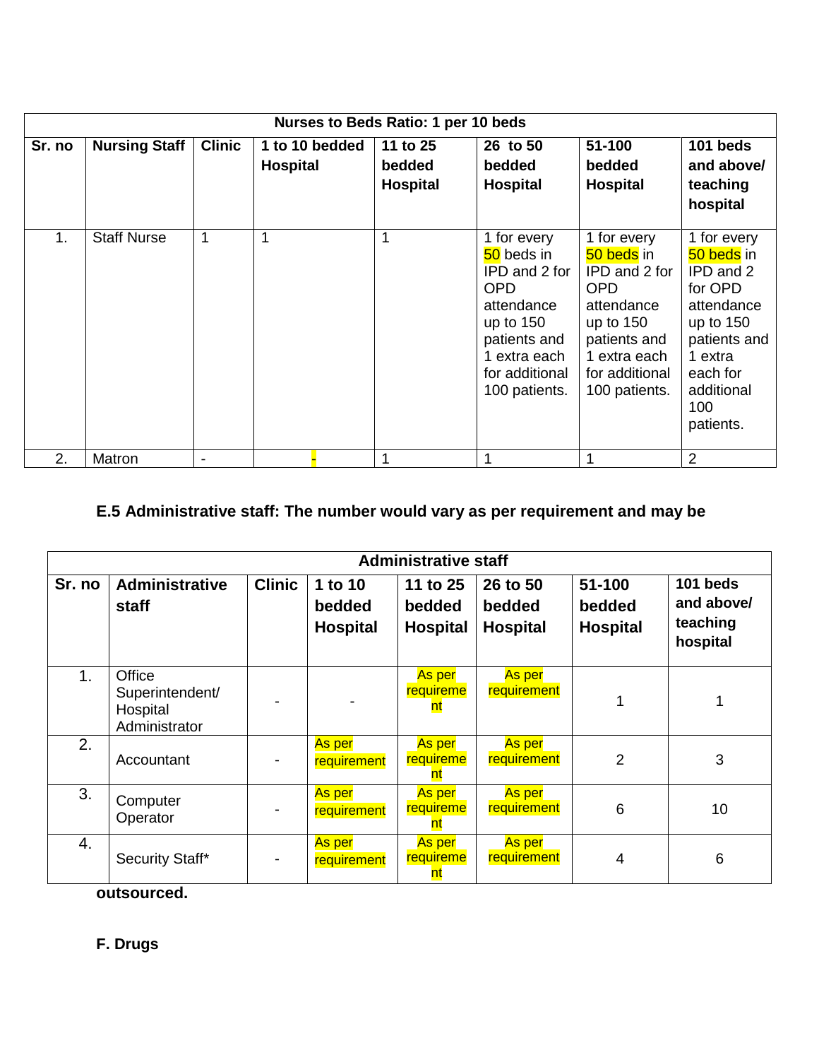| Nurses to Beds Ratio: 1 per 10 beds | | | | | | | |
|---|---|---|---|---|---|---|---|
| **Sr. no** | **Nursing Staff** | **Clinic** | **1 to 10 bedded Hospital** | **11 to 25 bedded Hospital** | **26 to 50 bedded Hospital** | **51-100 bedded Hospital** | **101 beds and above/ teaching hospital** |
| 1. | Staff Nurse | 1 | 1 | 1 | 1 for every 50 beds in IPD and 2 for OPD attendance up to 150 patients and 1 extra each for additional 100 patients. | 1 for every 50 beds in IPD and 2 for OPD attendance up to 150 patients and 1 extra each for additional 100 patients. | 1 for every 50 beds in IPD and 2 for OPD attendance up to 150 patients and 1 extra each for additional 100 patients. |
| 2. | Matron | - | - | 1 | 1 | 1 | 2 |

**E.5 Administrative staff: The number would vary as per requirement and may be outsourced.**

| Administrative staff | | | | | | | |
|---|---|---|---|---|---|---|---|
| **Sr. no** | **Administrative staff** | **Clinic** | **1 to 10 bedded Hospital** | **11 to 25 bedded Hospital** | **26 to 50 bedded Hospital** | **51-100 bedded Hospital** | **101 beds and above/ teaching hospital** |
| 1. | Office Superintendent/ Hospital Administrator | - | - | As per requirement | As per requirement | 1 | 1 |
| 2. | Accountant | - | As per requirement | As per requirement | As per requirement | 2 | 3 |
| 3. | Computer Operator | - | As per requirement | As per requirement | As per requirement | 6 | 10 |
| 4. | Security Staff* | - | As per requirement | As per requirement | As per requirement | 4 | 6 |

**F. Drugs**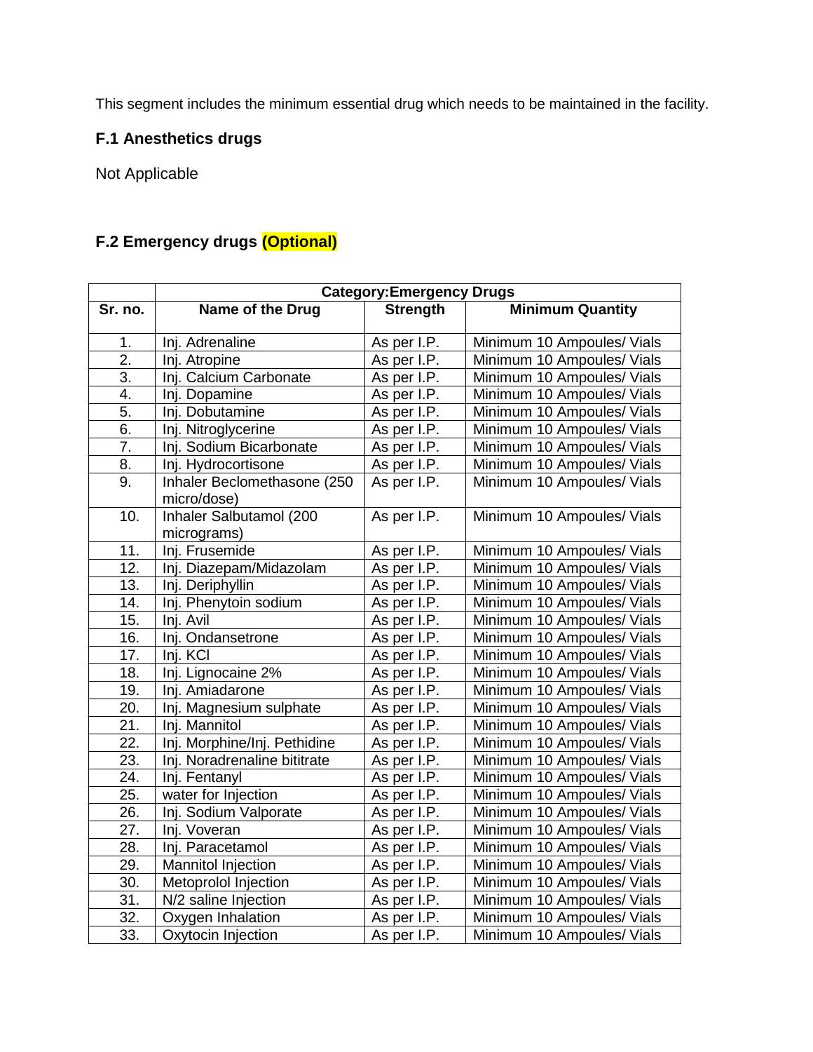This segment includes the minimum essential drug which needs to be maintained in the facility.

### F.1 Anesthetics drugs

Not Applicable

### F.2 Emergency drugs (Optional)

| | Category:Emergency Drugs | | |
|---|---|---|---|
| **Sr. no.** | **Name of the Drug** | **Strength** | **Minimum Quantity** |
| 1. | Inj. Adrenaline | As per I.P. | Minimum 10 Ampoules/ Vials |
| 2. | Inj. Atropine | As per I.P. | Minimum 10 Ampoules/ Vials |
| 3. | Inj. Calcium Carbonate | As per I.P. | Minimum 10 Ampoules/ Vials |
| 4. | Inj. Dopamine | As per I.P. | Minimum 10 Ampoules/ Vials |
| 5. | Inj. Dobutamine | As per I.P. | Minimum 10 Ampoules/ Vials |
| 6. | Inj. Nitroglycerine | As per I.P. | Minimum 10 Ampoules/ Vials |
| 7. | Inj. Sodium Bicarbonate | As per I.P. | Minimum 10 Ampoules/ Vials |
| 8. | Inj. Hydrocortisone | As per I.P. | Minimum 10 Ampoules/ Vials |
| 9. | Inhaler Beclomethasone (250 micro/dose) | As per I.P. | Minimum 10 Ampoules/ Vials |
| 10. | Inhaler Salbutamol (200 micrograms) | As per I.P. | Minimum 10 Ampoules/ Vials |
| 11. | Inj. Frusemide | As per I.P. | Minimum 10 Ampoules/ Vials |
| 12. | Inj. Diazepam/Midazolam | As per I.P. | Minimum 10 Ampoules/ Vials |
| 13. | Inj. Deriphyllin | As per I.P. | Minimum 10 Ampoules/ Vials |
| 14. | Inj. Phenytoin sodium | As per I.P. | Minimum 10 Ampoules/ Vials |
| 15. | Inj. Avil | As per I.P. | Minimum 10 Ampoules/ Vials |
| 16. | Inj. Ondansetrone | As per I.P. | Minimum 10 Ampoules/ Vials |
| 17. | Inj. KCl | As per I.P. | Minimum 10 Ampoules/ Vials |
| 18. | Inj. Lignocaine 2% | As per I.P. | Minimum 10 Ampoules/ Vials |
| 19. | Inj. Amiadarone | As per I.P. | Minimum 10 Ampoules/ Vials |
| 20. | Inj. Magnesium sulphate | As per I.P. | Minimum 10 Ampoules/ Vials |
| 21. | Inj. Mannitol | As per I.P. | Minimum 10 Ampoules/ Vials |
| 22. | Inj. Morphine/Inj. Pethidine | As per I.P. | Minimum 10 Ampoules/ Vials |
| 23. | Inj. Noradrenaline bititrate | As per I.P. | Minimum 10 Ampoules/ Vials |
| 24. | Inj. Fentanyl | As per I.P. | Minimum 10 Ampoules/ Vials |
| 25. | water for Injection | As per I.P. | Minimum 10 Ampoules/ Vials |
| 26. | Inj. Sodium Valporate | As per I.P. | Minimum 10 Ampoules/ Vials |
| 27. | Inj. Voveran | As per I.P. | Minimum 10 Ampoules/ Vials |
| 28. | Inj. Paracetamol | As per I.P. | Minimum 10 Ampoules/ Vials |
| 29. | Mannitol Injection | As per I.P. | Minimum 10 Ampoules/ Vials |
| 30. | Metoprolol Injection | As per I.P. | Minimum 10 Ampoules/ Vials |
| 31. | N/2 saline Injection | As per I.P. | Minimum 10 Ampoules/ Vials |
| 32. | Oxygen Inhalation | As per I.P. | Minimum 10 Ampoules/ Vials |
| 33. | Oxytocin Injection | As per I.P. | Minimum 10 Ampoules/ Vials |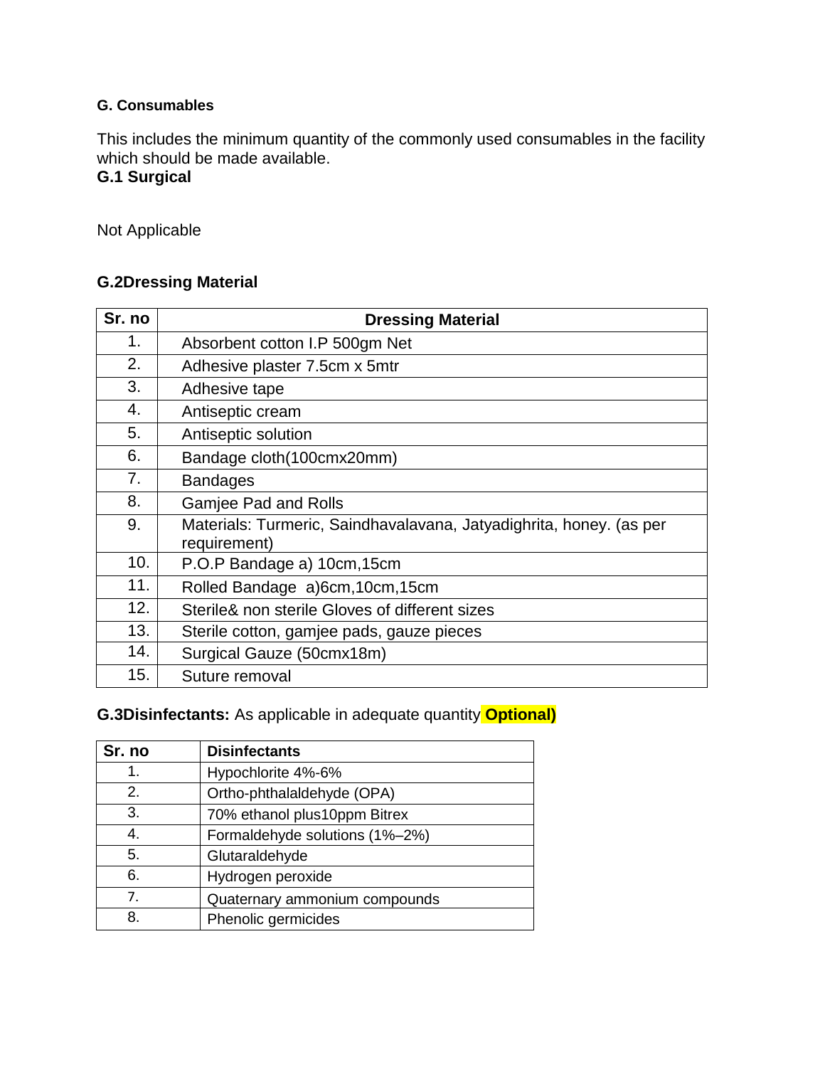### G. Consumables

This includes the minimum quantity of the commonly used consumables in the facility which should be made available.

#### G.1 Surgical

Not Applicable

#### G.2Dressing Material

| Sr. no | Dressing Material |
|---|---|
| 1. | Absorbent cotton I.P 500gm Net |
| 2. | Adhesive plaster 7.5cm x 5mtr |
| 3. | Adhesive tape |
| 4. | Antiseptic cream |
| 5. | Antiseptic solution |
| 6. | Bandage cloth(100cmx20mm) |
| 7. | Bandages |
| 8. | Gamjee Pad and Rolls |
| 9. | Materials: Turmeric, Saindhavalavana, Jatyadighrita, honey. (as per requirement) |
| 10. | P.O.P Bandage a) 10cm,15cm |
| 11. | Rolled Bandage a)6cm,10cm,15cm |
| 12. | Sterile& non sterile Gloves of different sizes |
| 13. | Sterile cotton, gamjee pads, gauze pieces |
| 14. | Surgical Gauze (50cmx18m) |
| 15. | Suture removal |

**G.3Disinfectants:** As applicable in adequate quantity **Optional)**

| Sr. no | Disinfectants |
|---|---|
| 1. | Hypochlorite 4%-6% |
| 2. | Ortho-phthalaldehyde (OPA) |
| 3. | 70% ethanol plus10ppm Bitrex |
| 4. | Formaldehyde solutions (1%–2%) |
| 5. | Glutaraldehyde |
| 6. | Hydrogen peroxide |
| 7. | Quaternary ammonium compounds |
| 8. | Phenolic germicides |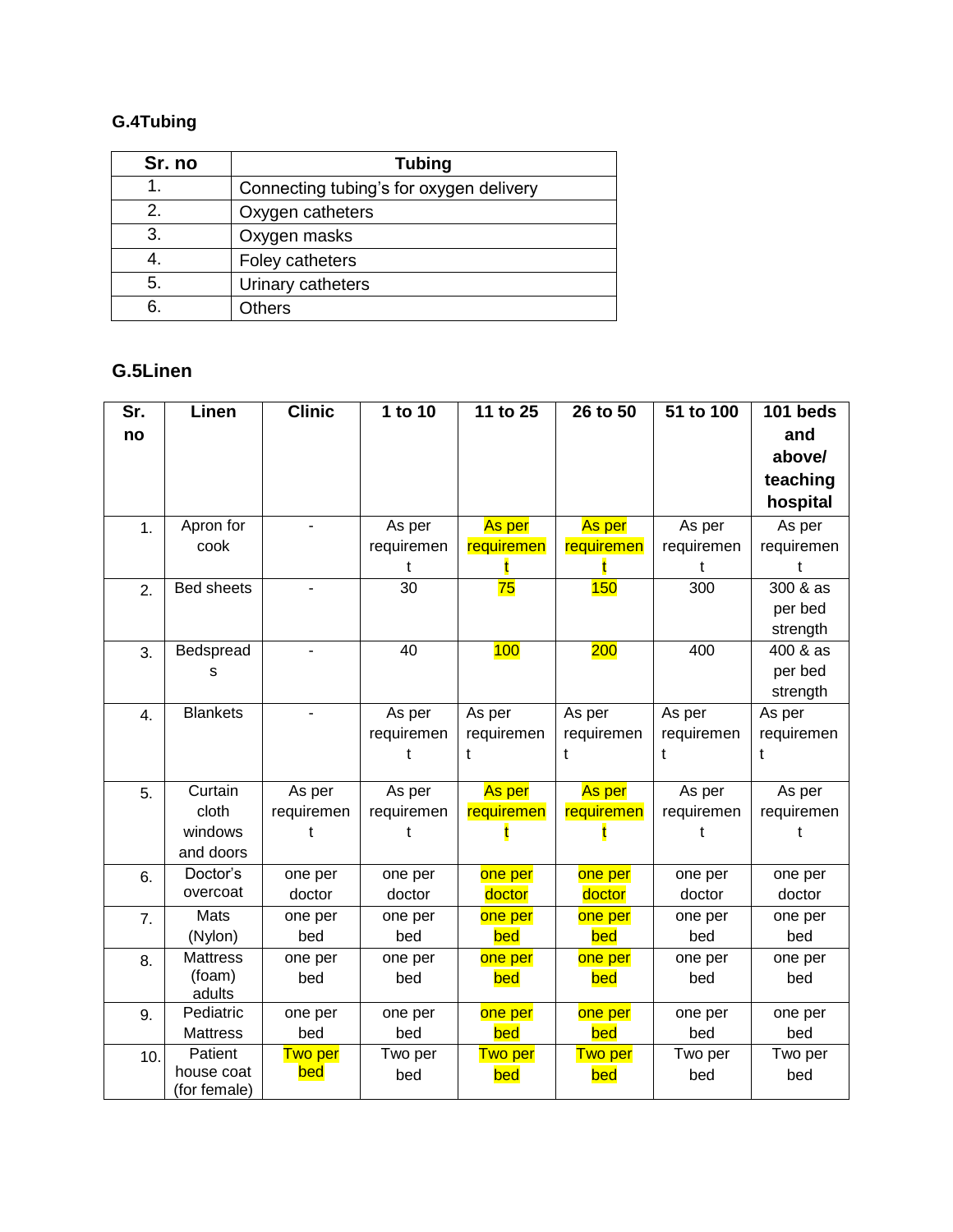### G.4Tubing

| Sr. no | Tubing |
|---|---|
| 1. | Connecting tubing's for oxygen delivery |
| 2. | Oxygen catheters |
| 3. | Oxygen masks |
| 4. | Foley catheters |
| 5. | Urinary catheters |
| 6. | Others |

### G.5Linen

| Sr. no | Linen | Clinic | 1 to 10 | 11 to 25 | 26 to 50 | 51 to 100 | 101 beds and above/ teaching hospital |
|---|---|---|---|---|---|---|---|
| 1. | Apron for cook | - | As per requirement | As per requirement | As per requirement | As per requirement | As per requirement |
| 2. | Bed sheets | - | 30 | 75 | 150 | 300 | 300 & as per bed strength |
| 3. | Bedspreads | - | 40 | 100 | 200 | 400 | 400 & as per bed strength |
| 4. | Blankets | - | As per requirement | As per requirement | As per requirement | As per requirement | As per requirement |
| 5. | Curtain cloth windows and doors | As per requirement | As per requirement | As per requirement | As per requirement | As per requirement | As per requirement |
| 6. | Doctor's overcoat | one per doctor | one per doctor | one per doctor | one per doctor | one per doctor | one per doctor |
| 7. | Mats (Nylon) | one per bed | one per bed | one per bed | one per bed | one per bed | one per bed |
| 8. | Mattress (foam) adults | one per bed | one per bed | one per bed | one per bed | one per bed | one per bed |
| 9. | Pediatric Mattress | one per bed | one per bed | one per bed | one per bed | one per bed | one per bed |
| 10. | Patient house coat (for female) | Two per bed | Two per bed | Two per bed | Two per bed | Two per bed | Two per bed |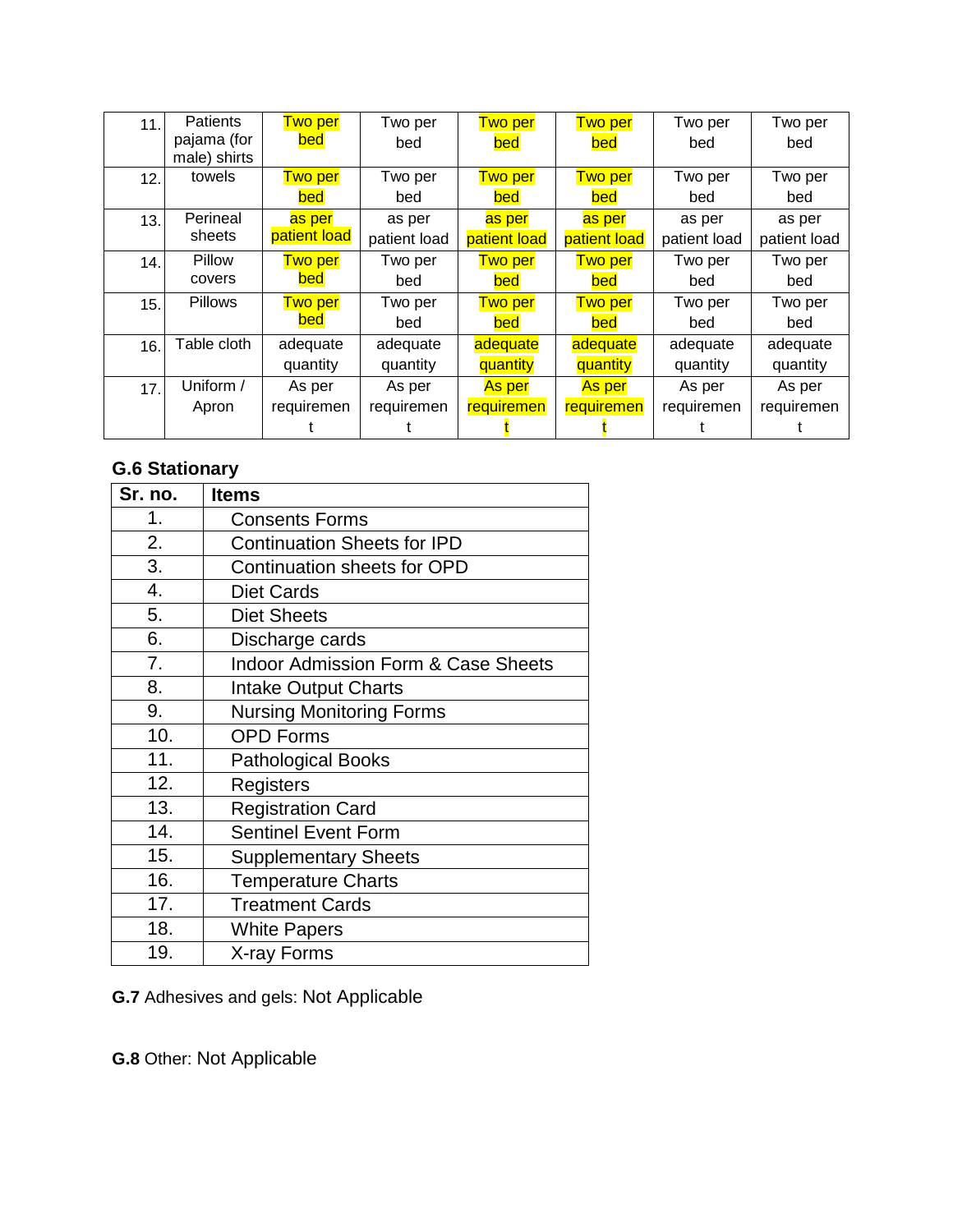| 11. | Patients pajama (for male) shirts | Two per bed | Two per bed | Two per bed | Two per bed | Two per bed | Two per bed |
|---|---|---|---|---|---|---|---|
| 12. | towels | Two per bed | Two per bed | Two per bed | Two per bed | Two per bed | Two per bed |
| 13. | Perineal sheets | as per patient load | as per patient load | as per patient load | as per patient load | as per patient load | as per patient load |
| 14. | Pillow covers | Two per bed | Two per bed | Two per bed | Two per bed | Two per bed | Two per bed |
| 15. | Pillows | Two per bed | Two per bed | Two per bed | Two per bed | Two per bed | Two per bed |
| 16. | Table cloth | adequate quantity | adequate quantity | adequate quantity | adequate quantity | adequate quantity | adequate quantity |
| 17. | Uniform / Apron | As per requirement | As per requirement | As per requirement | As per requirement | As per requirement | As per requirement |

### G.6 Stationary

| Sr. no. | Items |
|---|---|
| 1. | Consents Forms |
| 2. | Continuation Sheets for IPD |
| 3. | Continuation sheets for OPD |
| 4. | Diet Cards |
| 5. | Diet Sheets |
| 6. | Discharge cards |
| 7. | Indoor Admission Form & Case Sheets |
| 8. | Intake Output Charts |
| 9. | Nursing Monitoring Forms |
| 10. | OPD Forms |
| 11. | Pathological Books |
| 12. | Registers |
| 13. | Registration Card |
| 14. | Sentinel Event Form |
| 15. | Supplementary Sheets |
| 16. | Temperature Charts |
| 17. | Treatment Cards |
| 18. | White Papers |
| 19. | X-ray Forms |

**G.7** Adhesives and gels: Not Applicable

**G.8** Other: Not Applicable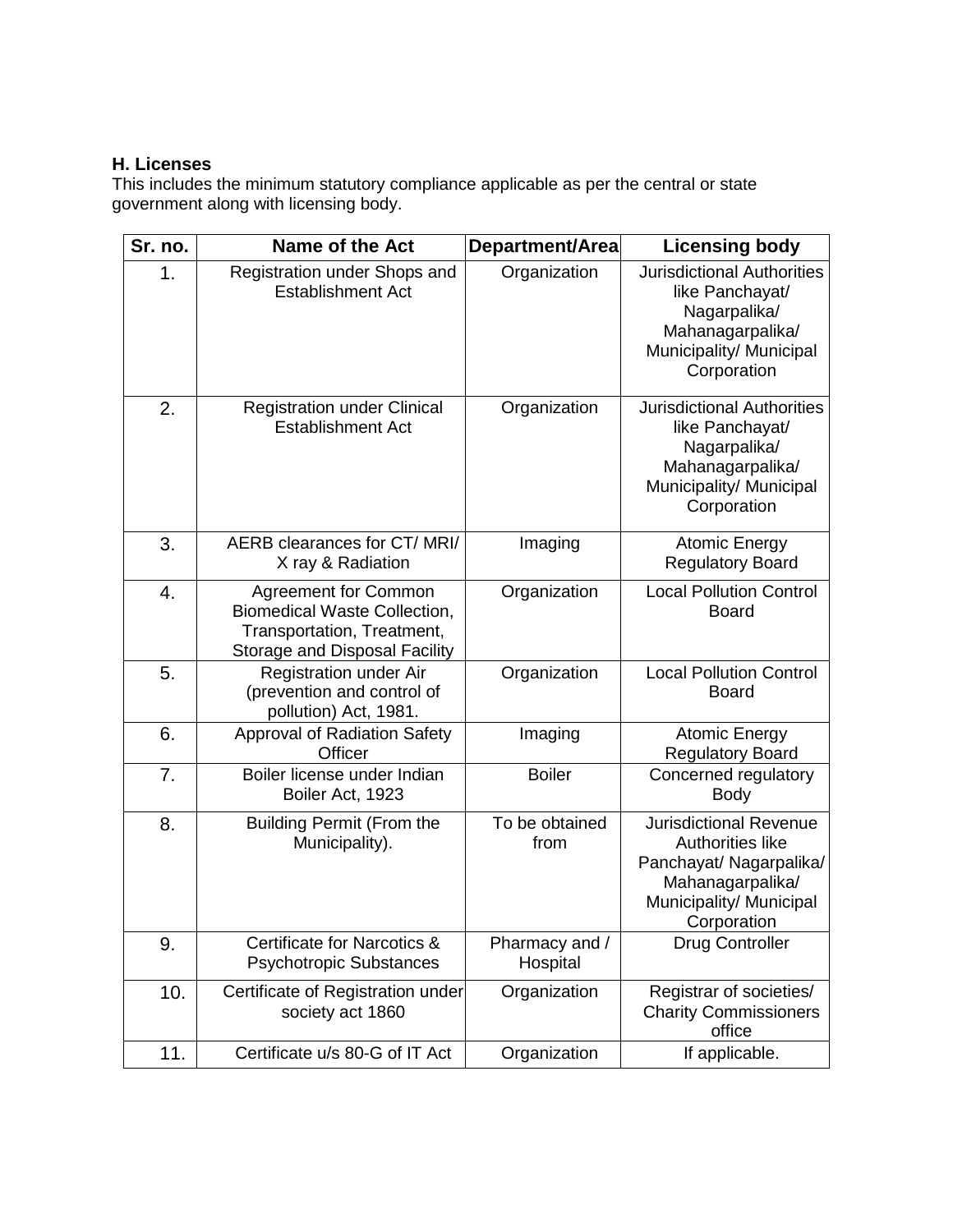### H. Licenses

This includes the minimum statutory compliance applicable as per the central or state government along with licensing body.

| Sr. no. | Name of the Act | Department/Area | Licensing body |
|---|---|---|---|
| 1. | Registration under Shops and Establishment Act | Organization | Jurisdictional Authorities like Panchayat/ Nagarpalika/ Mahanagarpalika/ Municipality/ Municipal Corporation |
| 2. | Registration under Clinical Establishment Act | Organization | Jurisdictional Authorities like Panchayat/ Nagarpalika/ Mahanagarpalika/ Municipality/ Municipal Corporation |
| 3. | AERB clearances for CT/ MRI/ X ray & Radiation | Imaging | Atomic Energy Regulatory Board |
| 4. | Agreement for Common Biomedical Waste Collection, Transportation, Treatment, Storage and Disposal Facility | Organization | Local Pollution Control Board |
| 5. | Registration under Air (prevention and control of pollution) Act, 1981. | Organization | Local Pollution Control Board |
| 6. | Approval of Radiation Safety Officer | Imaging | Atomic Energy Regulatory Board |
| 7. | Boiler license under Indian Boiler Act, 1923 | Boiler | Concerned regulatory Body |
| 8. | Building Permit (From the Municipality). | To be obtained from | Jurisdictional Revenue Authorities like Panchayat/ Nagarpalika/ Mahanagarpalika/ Municipality/ Municipal Corporation |
| 9. | Certificate for Narcotics & Psychotropic Substances | Pharmacy and / Hospital | Drug Controller |
| 10. | Certificate of Registration under society act 1860 | Organization | Registrar of societies/ Charity Commissioners office |
| 11. | Certificate u/s 80-G of IT Act | Organization | If applicable. |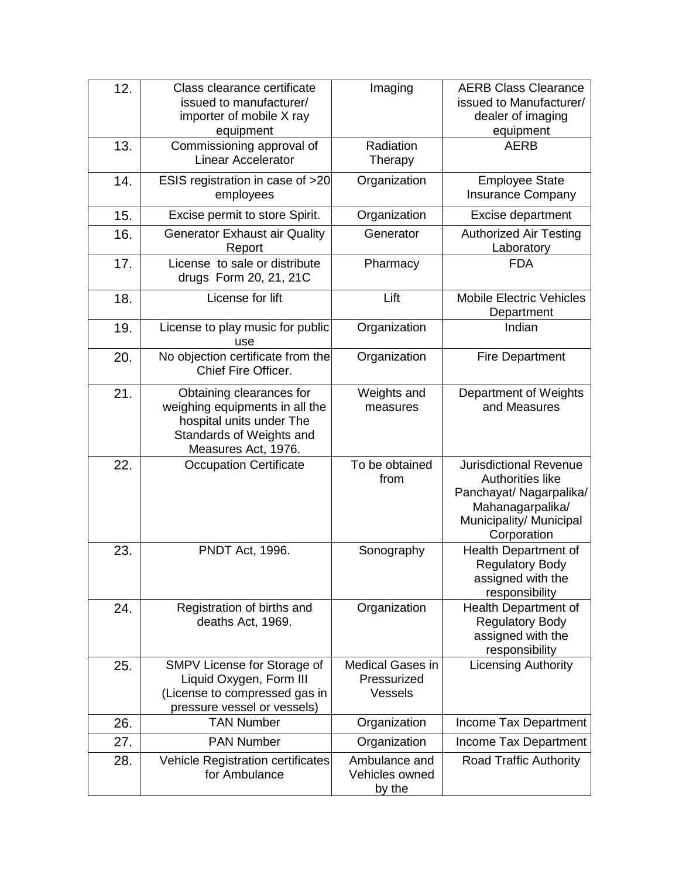| 12. | Class clearance certificate issued to manufacturer/ importer of mobile X ray equipment | Imaging | AERB Class Clearance issued to Manufacturer/ dealer of imaging equipment |
|---|---|---|---|
| 13. | Commissioning approval of Linear Accelerator | Radiation Therapy | AERB |
| 14. | ESIS registration in case of >20 employees | Organization | Employee State Insurance Company |
| 15. | Excise permit to store Spirit. | Organization | Excise department |
| 16. | Generator Exhaust air Quality Report | Generator | Authorized Air Testing Laboratory |
| 17. | License to sale or distribute drugs Form 20, 21, 21C | Pharmacy | FDA |
| 18. | License for lift | Lift | Mobile Electric Vehicles Department |
| 19. | License to play music for public use | Organization | Indian |
| 20. | No objection certificate from the Chief Fire Officer. | Organization | Fire Department |
| 21. | Obtaining clearances for weighing equipments in all the hospital units under The Standards of Weights and Measures Act, 1976. | Weights and measures | Department of Weights and Measures |
| 22. | Occupation Certificate | To be obtained from | Jurisdictional Revenue Authorities like Panchayat/ Nagarpalika/ Mahanagarpalika/ Municipality/ Municipal Corporation |
| 23. | PNDT Act, 1996. | Sonography | Health Department of Regulatory Body assigned with the responsibility |
| 24. | Registration of births and deaths Act, 1969. | Organization | Health Department of Regulatory Body assigned with the responsibility |
| 25. | SMPV License for Storage of Liquid Oxygen, Form III (License to compressed gas in pressure vessel or vessels) | Medical Gases in Pressurized Vessels | Licensing Authority |
| 26. | TAN Number | Organization | Income Tax Department |
| 27. | PAN Number | Organization | Income Tax Department |
| 28. | Vehicle Registration certificates for Ambulance | Ambulance and Vehicles owned by the | Road Traffic Authority |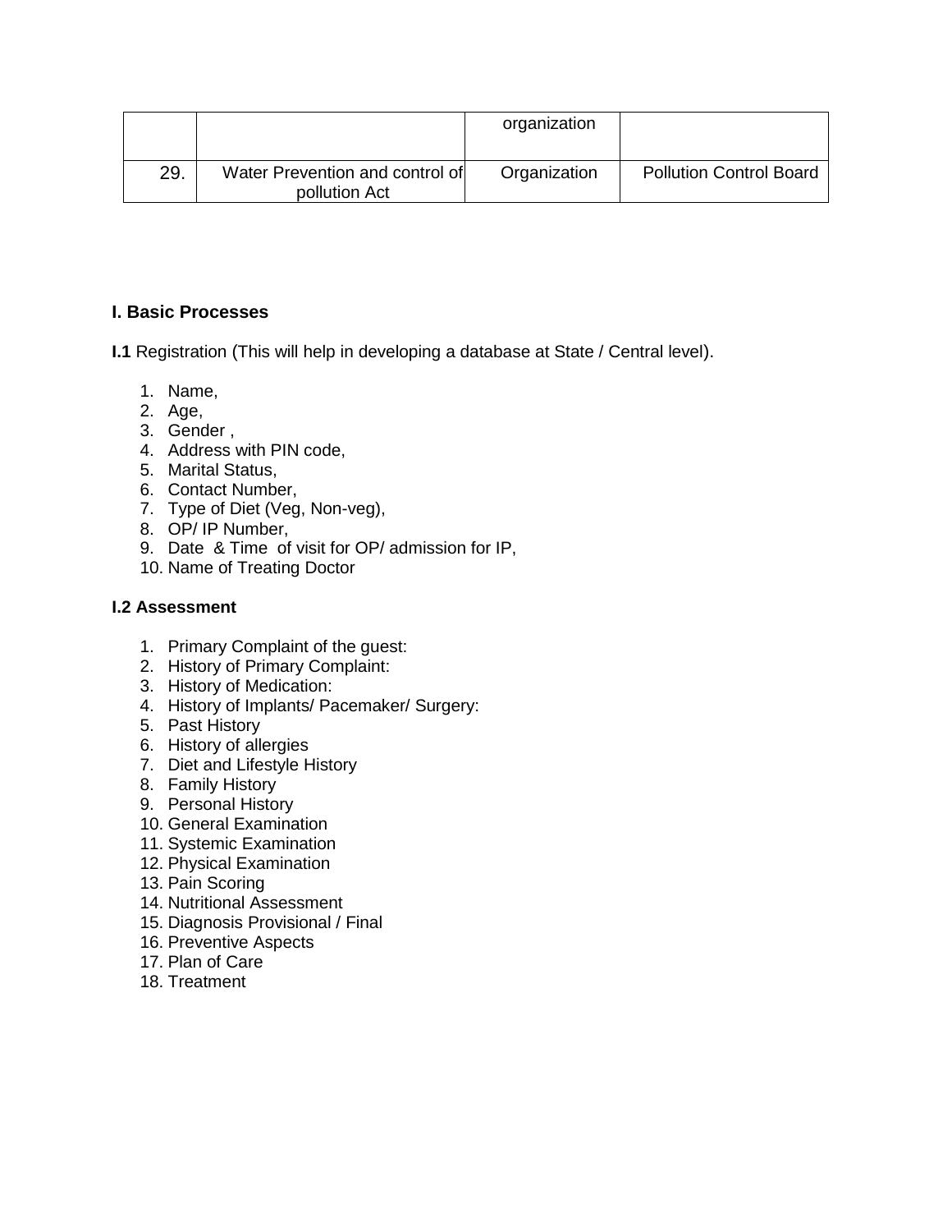|  |  | organization |  |
|---|---|---|---|
| 29. | Water Prevention and control of pollution Act | Organization | Pollution Control Board |

### I. Basic Processes

**I.1** Registration (This will help in developing a database at State / Central level).

1. Name,
2. Age,
3. Gender ,
4. Address with PIN code,
5. Marital Status,
6. Contact Number,
7. Type of Diet (Veg, Non-veg),
8. OP/ IP Number,
9. Date & Time of visit for OP/ admission for IP,
10. Name of Treating Doctor

**I.2 Assessment**

1. Primary Complaint of the guest:
2. History of Primary Complaint:
3. History of Medication:
4. History of Implants/ Pacemaker/ Surgery:
5. Past History
6. History of allergies
7. Diet and Lifestyle History
8. Family History
9. Personal History
10. General Examination
11. Systemic Examination
12. Physical Examination
13. Pain Scoring
14. Nutritional Assessment
15. Diagnosis Provisional / Final
16. Preventive Aspects
17. Plan of Care
18. Treatment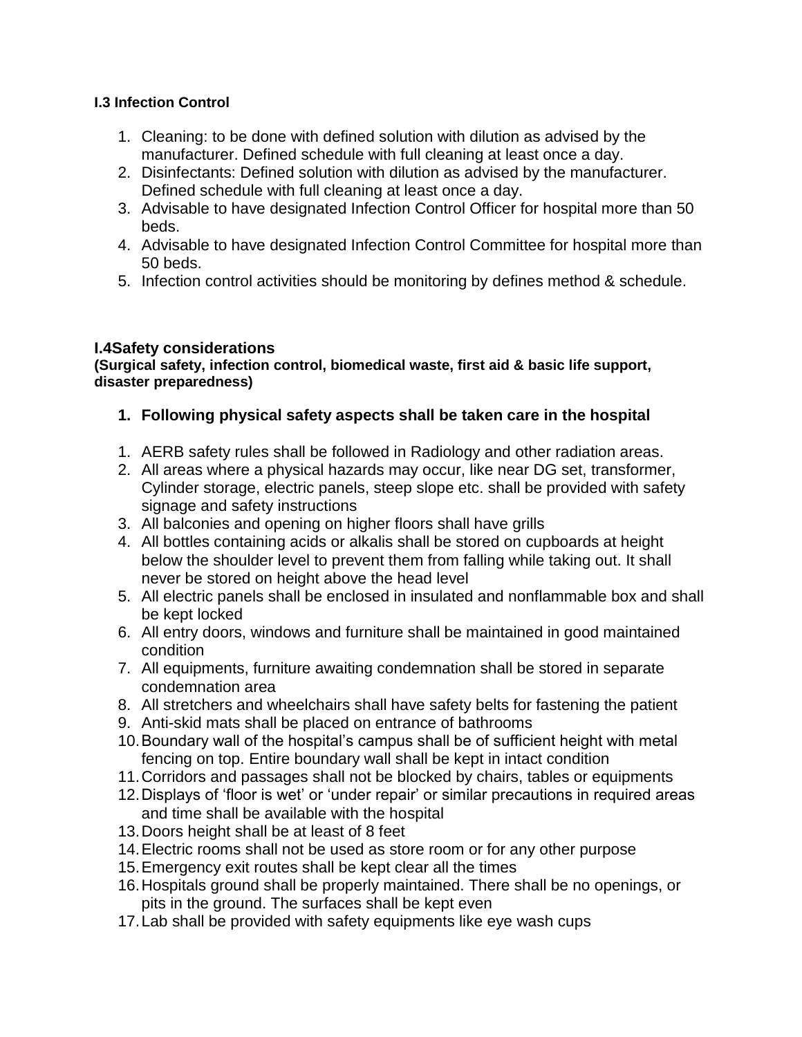### I.3 Infection Control

1. Cleaning: to be done with defined solution with dilution as advised by the manufacturer. Defined schedule with full cleaning at least once a day.
2. Disinfectants: Defined solution with dilution as advised by the manufacturer. Defined schedule with full cleaning at least once a day.
3. Advisable to have designated Infection Control Officer for hospital more than 50 beds.
4. Advisable to have designated Infection Control Committee for hospital more than 50 beds.
5. Infection control activities should be monitoring by defines method & schedule.

### I.4Safety considerations

**(Surgical safety, infection control, biomedical waste, first aid & basic life support, disaster preparedness)**

1. **Following physical safety aspects shall be taken care in the hospital**

1. AERB safety rules shall be followed in Radiology and other radiation areas.
2. All areas where a physical hazards may occur, like near DG set, transformer, Cylinder storage, electric panels, steep slope etc. shall be provided with safety signage and safety instructions
3. All balconies and opening on higher floors shall have grills
4. All bottles containing acids or alkalis shall be stored on cupboards at height below the shoulder level to prevent them from falling while taking out. It shall never be stored on height above the head level
5. All electric panels shall be enclosed in insulated and nonflammable box and shall be kept locked
6. All entry doors, windows and furniture shall be maintained in good maintained condition
7. All equipments, furniture awaiting condemnation shall be stored in separate condemnation area
8. All stretchers and wheelchairs shall have safety belts for fastening the patient
9. Anti-skid mats shall be placed on entrance of bathrooms
10. Boundary wall of the hospital's campus shall be of sufficient height with metal fencing on top. Entire boundary wall shall be kept in intact condition
11. Corridors and passages shall not be blocked by chairs, tables or equipments
12. Displays of 'floor is wet' or 'under repair' or similar precautions in required areas and time shall be available with the hospital
13. Doors height shall be at least of 8 feet
14. Electric rooms shall not be used as store room or for any other purpose
15. Emergency exit routes shall be kept clear all the times
16. Hospitals ground shall be properly maintained. There shall be no openings, or pits in the ground. The surfaces shall be kept even
17. Lab shall be provided with safety equipments like eye wash cups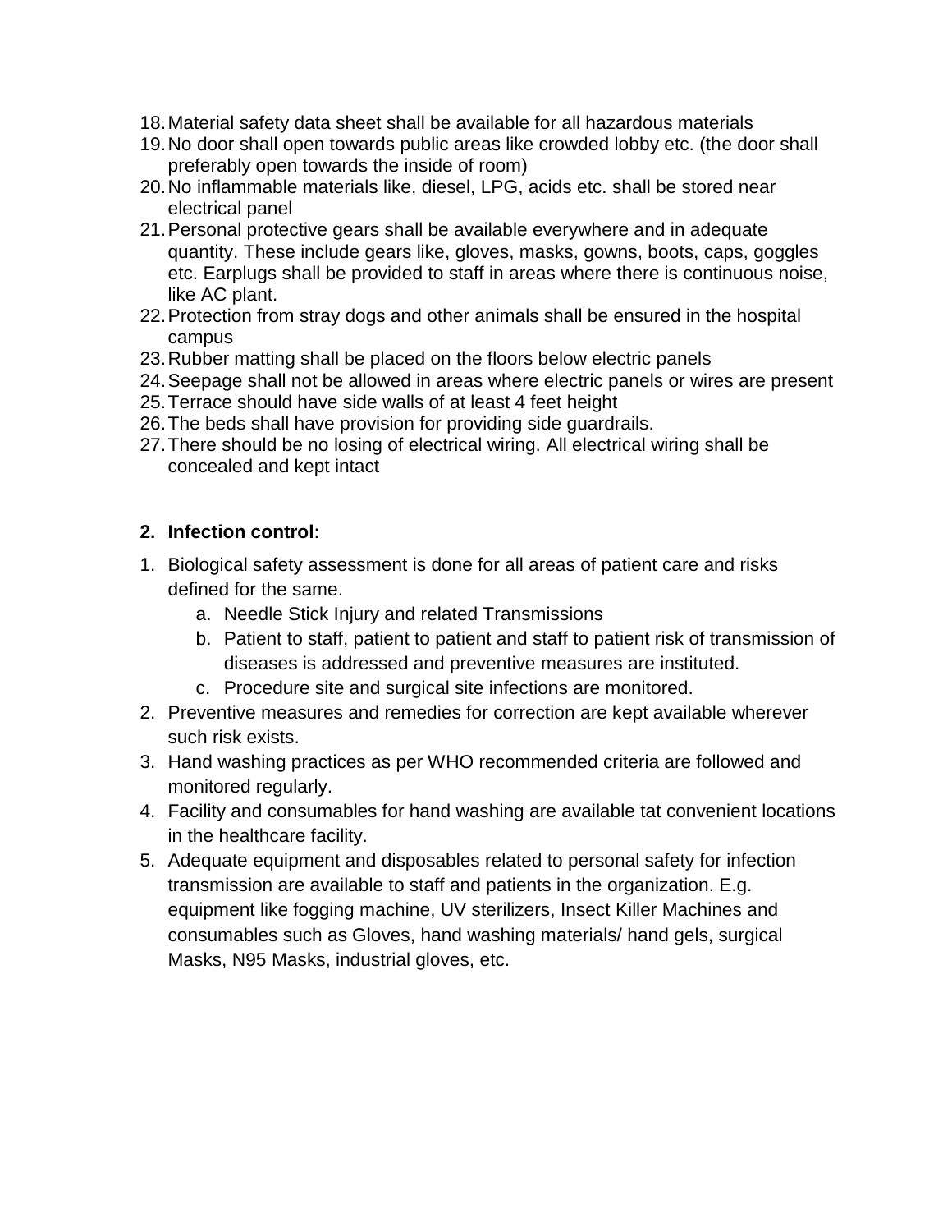18. Material safety data sheet shall be available for all hazardous materials
19. No door shall open towards public areas like crowded lobby etc. (the door shall preferably open towards the inside of room)
20. No inflammable materials like, diesel, LPG, acids etc. shall be stored near electrical panel
21. Personal protective gears shall be available everywhere and in adequate quantity. These include gears like, gloves, masks, gowns, boots, caps, goggles etc. Earplugs shall be provided to staff in areas where there is continuous noise, like AC plant.
22. Protection from stray dogs and other animals shall be ensured in the hospital campus
23. Rubber matting shall be placed on the floors below electric panels
24. Seepage shall not be allowed in areas where electric panels or wires are present
25. Terrace should have side walls of at least 4 feet height
26. The beds shall have provision for providing side guardrails.
27. There should be no losing of electrical wiring. All electrical wiring shall be concealed and kept intact

**2. Infection control:**

1. Biological safety assessment is done for all areas of patient care and risks defined for the same.
    a. Needle Stick Injury and related Transmissions
    b. Patient to staff, patient to patient and staff to patient risk of transmission of diseases is addressed and preventive measures are instituted.
    c. Procedure site and surgical site infections are monitored.
2. Preventive measures and remedies for correction are kept available wherever such risk exists.
3. Hand washing practices as per WHO recommended criteria are followed and monitored regularly.
4. Facility and consumables for hand washing are available tat convenient locations in the healthcare facility.
5. Adequate equipment and disposables related to personal safety for infection transmission are available to staff and patients in the organization. E.g. equipment like fogging machine, UV sterilizers, Insect Killer Machines and consumables such as Gloves, hand washing materials/ hand gels, surgical Masks, N95 Masks, industrial gloves, etc.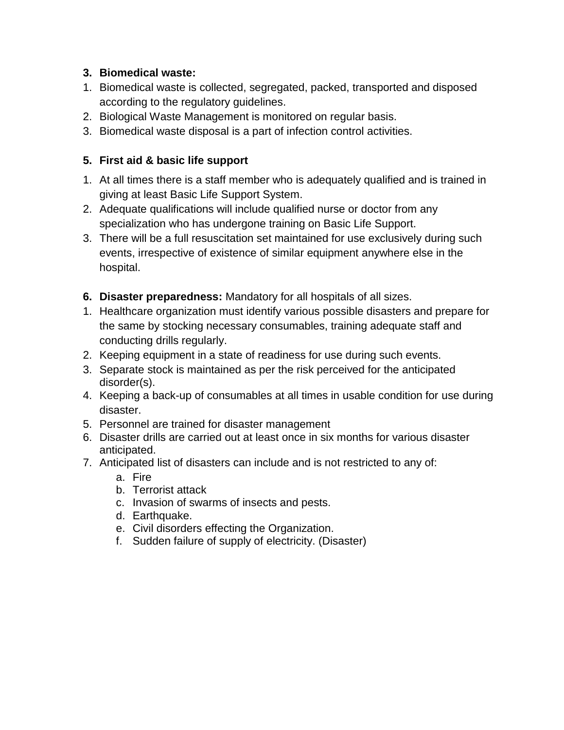3. **Biomedical waste:**

1. Biomedical waste is collected, segregated, packed, transported and disposed according to the regulatory guidelines.
2. Biological Waste Management is monitored on regular basis.
3. Biomedical waste disposal is a part of infection control activities.

5. **First aid & basic life support**

1. At all times there is a staff member who is adequately qualified and is trained in giving at least Basic Life Support System.
2. Adequate qualifications will include qualified nurse or doctor from any specialization who has undergone training on Basic Life Support.
3. There will be a full resuscitation set maintained for use exclusively during such events, irrespective of existence of similar equipment anywhere else in the hospital.

6. **Disaster preparedness:** Mandatory for all hospitals of all sizes.

1. Healthcare organization must identify various possible disasters and prepare for the same by stocking necessary consumables, training adequate staff and conducting drills regularly.
2. Keeping equipment in a state of readiness for use during such events.
3. Separate stock is maintained as per the risk perceived for the anticipated disorder(s).
4. Keeping a back-up of consumables at all times in usable condition for use during disaster.
5. Personnel are trained for disaster management
6. Disaster drills are carried out at least once in six months for various disaster anticipated.
7. Anticipated list of disasters can include and is not restricted to any of:
    a. Fire
    b. Terrorist attack
    c. Invasion of swarms of insects and pests.
    d. Earthquake.
    e. Civil disorders effecting the Organization.
    f. Sudden failure of supply of electricity. (Disaster)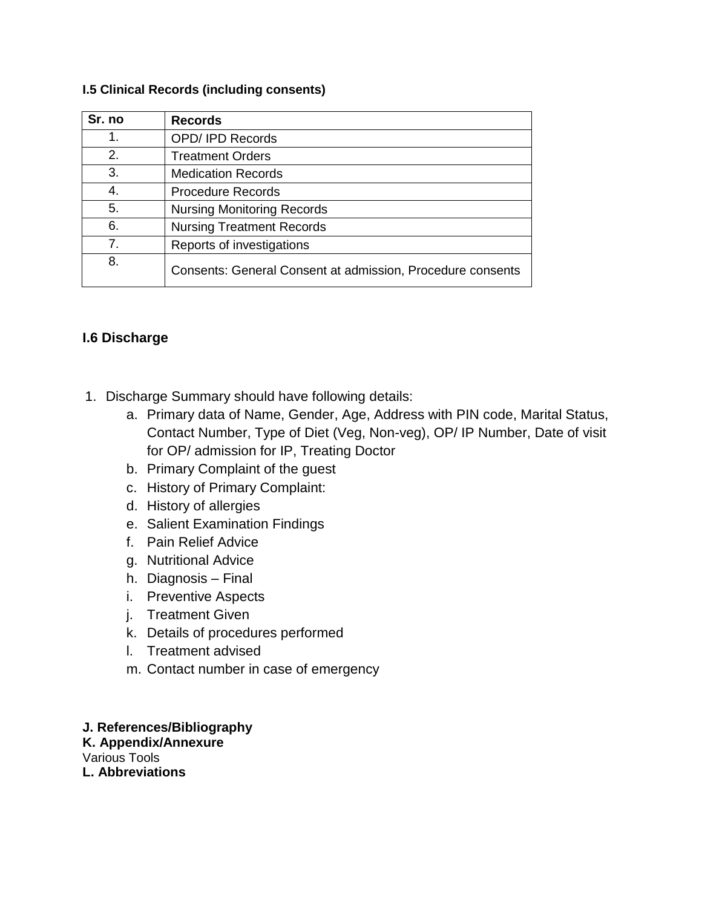**I.5 Clinical Records (including consents)**

| Sr. no | Records |
|---|---|
| 1. | OPD/ IPD Records |
| 2. | Treatment Orders |
| 3. | Medication Records |
| 4. | Procedure Records |
| 5. | Nursing Monitoring Records |
| 6. | Nursing Treatment Records |
| 7. | Reports of investigations |
| 8. | Consents: General Consent at admission, Procedure consents |

**I.6 Discharge**

1. Discharge Summary should have following details:
   a. Primary data of Name, Gender, Age, Address with PIN code, Marital Status, Contact Number, Type of Diet (Veg, Non-veg), OP/ IP Number, Date of visit for OP/ admission for IP, Treating Doctor
   b. Primary Complaint of the guest
   c. History of Primary Complaint:
   d. History of allergies
   e. Salient Examination Findings
   f. Pain Relief Advice
   g. Nutritional Advice
   h. Diagnosis – Final
   i. Preventive Aspects
   j. Treatment Given
   k. Details of procedures performed
   l. Treatment advised
   m. Contact number in case of emergency

**J. References/Bibliography**
**K. Appendix/Annexure**
Various Tools
**L. Abbreviations**